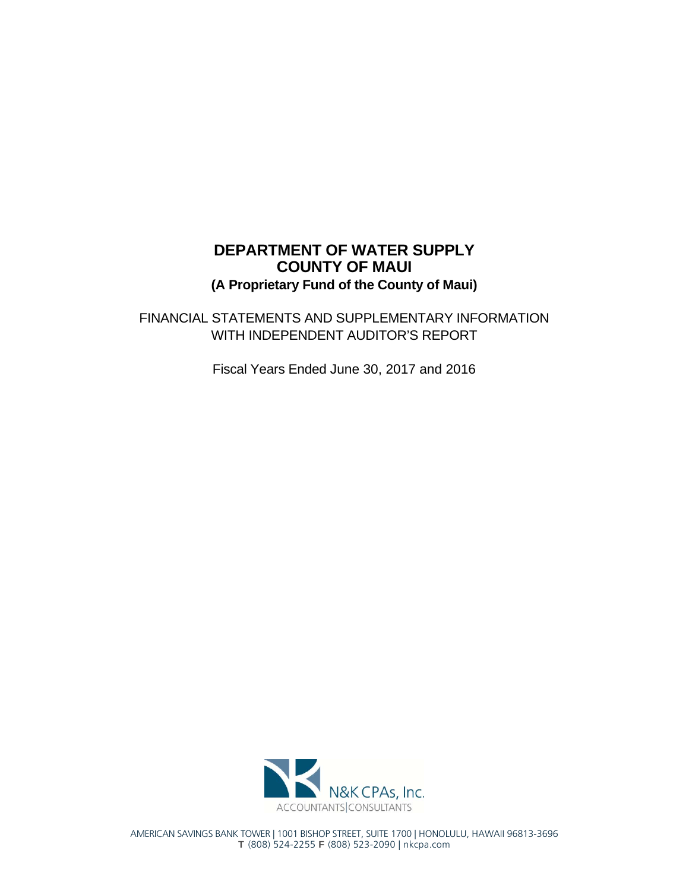# DEPARTMENT OF WATER SUPPLY
# COUNTY OF MAUI
## (A Proprietary Fund of the County of Maui)

FINANCIAL STATEMENTS AND SUPPLEMENTARY INFORMATION
WITH INDEPENDENT AUDITOR'S REPORT

Fiscal Years Ended June 30, 2017 and 2016

N&K CPAs, Inc.
ACCOUNTANTS|CONSULTANTS

AMERICAN SAVINGS BANK TOWER | 1001 BISHOP STREET, SUITE 1700 | HONOLULU, HAWAII 96813-3696
**T** (808) 524-2255 **F** (808) 523-2090 | nkcpa.com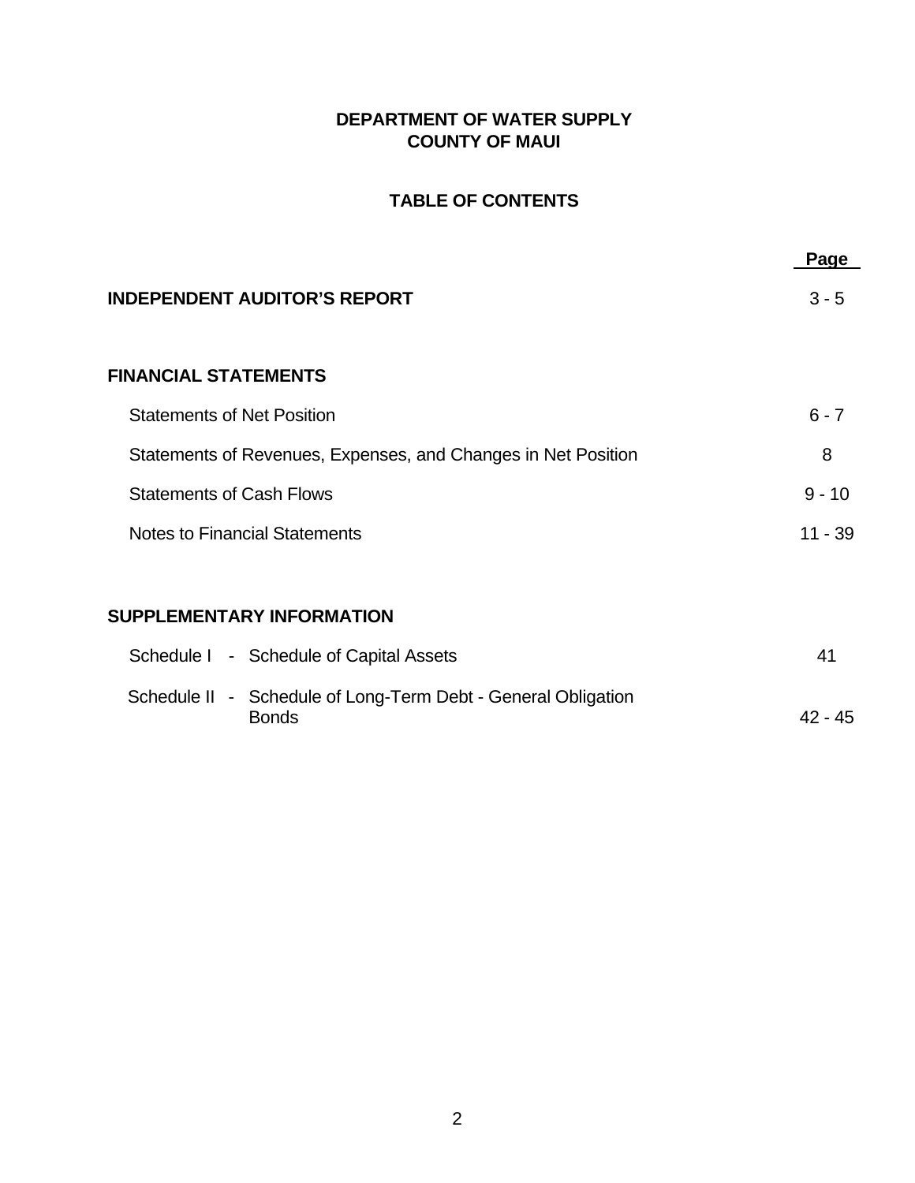**DEPARTMENT OF WATER SUPPLY**
**COUNTY OF MAUI**

# TABLE OF CONTENTS

| | Page |
|---|---|
| **INDEPENDENT AUDITOR'S REPORT** | 3 - 5 |
| **FINANCIAL STATEMENTS** | |
| Statements of Net Position | 6 - 7 |
| Statements of Revenues, Expenses, and Changes in Net Position | 8 |
| Statements of Cash Flows | 9 - 10 |
| Notes to Financial Statements | 11 - 39 |
| **SUPPLEMENTARY INFORMATION** | |
| Schedule I - Schedule of Capital Assets | 41 |
| Schedule II - Schedule of Long-Term Debt - General Obligation Bonds | 42 - 45 |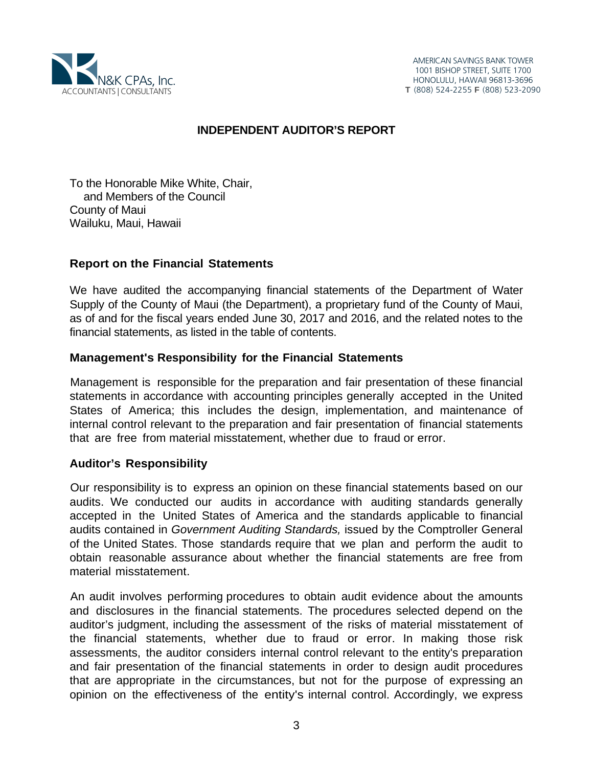N&K CPAs, Inc.
ACCOUNTANTS | CONSULTANTS

AMERICAN SAVINGS BANK TOWER
1001 BISHOP STREET, SUITE 1700
HONOLULU, HAWAII 96813-3696
**T** (808) 524-2255 **F** (808) 523-2090

# INDEPENDENT AUDITOR'S REPORT

To the Honorable Mike White, Chair,
and Members of the Council
County of Maui
Wailuku, Maui, Hawaii

## Report on the Financial Statements

We have audited the accompanying financial statements of the Department of Water Supply of the County of Maui (the Department), a proprietary fund of the County of Maui, as of and for the fiscal years ended June 30, 2017 and 2016, and the related notes to the financial statements, as listed in the table of contents.

## Management's Responsibility for the Financial Statements

Management is responsible for the preparation and fair presentation of these financial statements in accordance with accounting principles generally accepted in the United States of America; this includes the design, implementation, and maintenance of internal control relevant to the preparation and fair presentation of financial statements that are free from material misstatement, whether due to fraud or error.

## Auditor's Responsibility

Our responsibility is to express an opinion on these financial statements based on our audits. We conducted our audits in accordance with auditing standards generally accepted in the United States of America and the standards applicable to financial audits contained in *Government Auditing Standards,* issued by the Comptroller General of the United States. Those standards require that we plan and perform the audit to obtain reasonable assurance about whether the financial statements are free from material misstatement.

An audit involves performing procedures to obtain audit evidence about the amounts and disclosures in the financial statements. The procedures selected depend on the auditor's judgment, including the assessment of the risks of material misstatement of the financial statements, whether due to fraud or error. In making those risk assessments, the auditor considers internal control relevant to the entity's preparation and fair presentation of the financial statements in order to design audit procedures that are appropriate in the circumstances, but not for the purpose of expressing an opinion on the effectiveness of the entity's internal control. Accordingly, we express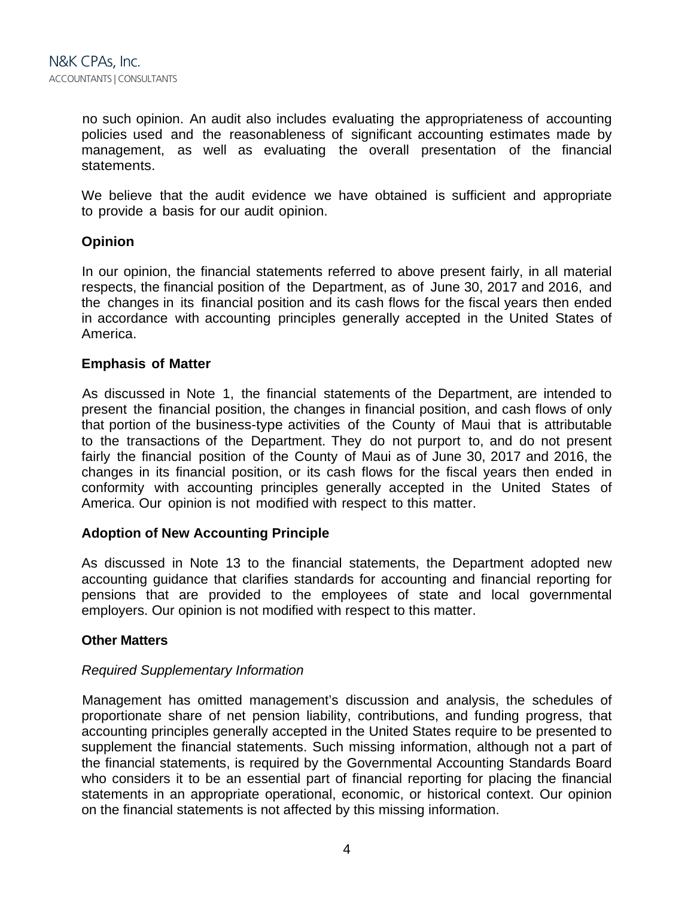no such opinion. An audit also includes evaluating the appropriateness of accounting policies used and the reasonableness of significant accounting estimates made by management, as well as evaluating the overall presentation of the financial statements.

We believe that the audit evidence we have obtained is sufficient and appropriate to provide a basis for our audit opinion.

**Opinion**

In our opinion, the financial statements referred to above present fairly, in all material respects, the financial position of the Department, as of June 30, 2017 and 2016, and the changes in its financial position and its cash flows for the fiscal years then ended in accordance with accounting principles generally accepted in the United States of America.

**Emphasis of Matter**

As discussed in Note 1, the financial statements of the Department, are intended to present the financial position, the changes in financial position, and cash flows of only that portion of the business-type activities of the County of Maui that is attributable to the transactions of the Department. They do not purport to, and do not present fairly the financial position of the County of Maui as of June 30, 2017 and 2016, the changes in its financial position, or its cash flows for the fiscal years then ended in conformity with accounting principles generally accepted in the United States of America. Our opinion is not modified with respect to this matter.

**Adoption of New Accounting Principle**

As discussed in Note 13 to the financial statements, the Department adopted new accounting guidance that clarifies standards for accounting and financial reporting for pensions that are provided to the employees of state and local governmental employers. Our opinion is not modified with respect to this matter.

**Other Matters**

*Required Supplementary Information*

Management has omitted management's discussion and analysis, the schedules of proportionate share of net pension liability, contributions, and funding progress, that accounting principles generally accepted in the United States require to be presented to supplement the financial statements. Such missing information, although not a part of the financial statements, is required by the Governmental Accounting Standards Board who considers it to be an essential part of financial reporting for placing the financial statements in an appropriate operational, economic, or historical context. Our opinion on the financial statements is not affected by this missing information.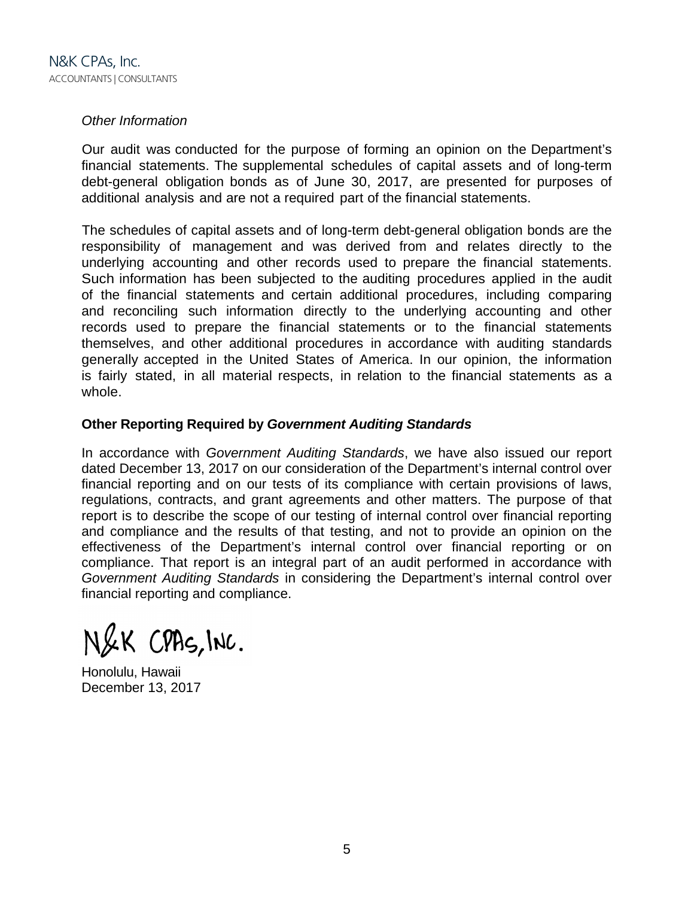*Other Information*

Our audit was conducted for the purpose of forming an opinion on the Department's financial statements. The supplemental schedules of capital assets and of long-term debt-general obligation bonds as of June 30, 2017, are presented for purposes of additional analysis and are not a required part of the financial statements.

The schedules of capital assets and of long-term debt-general obligation bonds are the responsibility of management and was derived from and relates directly to the underlying accounting and other records used to prepare the financial statements. Such information has been subjected to the auditing procedures applied in the audit of the financial statements and certain additional procedures, including comparing and reconciling such information directly to the underlying accounting and other records used to prepare the financial statements or to the financial statements themselves, and other additional procedures in accordance with auditing standards generally accepted in the United States of America. In our opinion, the information is fairly stated, in all material respects, in relation to the financial statements as a whole.

**Other Reporting Required by *Government Auditing Standards***

In accordance with *Government Auditing Standards*, we have also issued our report dated December 13, 2017 on our consideration of the Department's internal control over financial reporting and on our tests of its compliance with certain provisions of laws, regulations, contracts, and grant agreements and other matters. The purpose of that report is to describe the scope of our testing of internal control over financial reporting and compliance and the results of that testing, and not to provide an opinion on the effectiveness of the Department's internal control over financial reporting or on compliance. That report is an integral part of an audit performed in accordance with *Government Auditing Standards* in considering the Department's internal control over financial reporting and compliance.

N&K CPAs, Inc.

Honolulu, Hawaii
December 13, 2017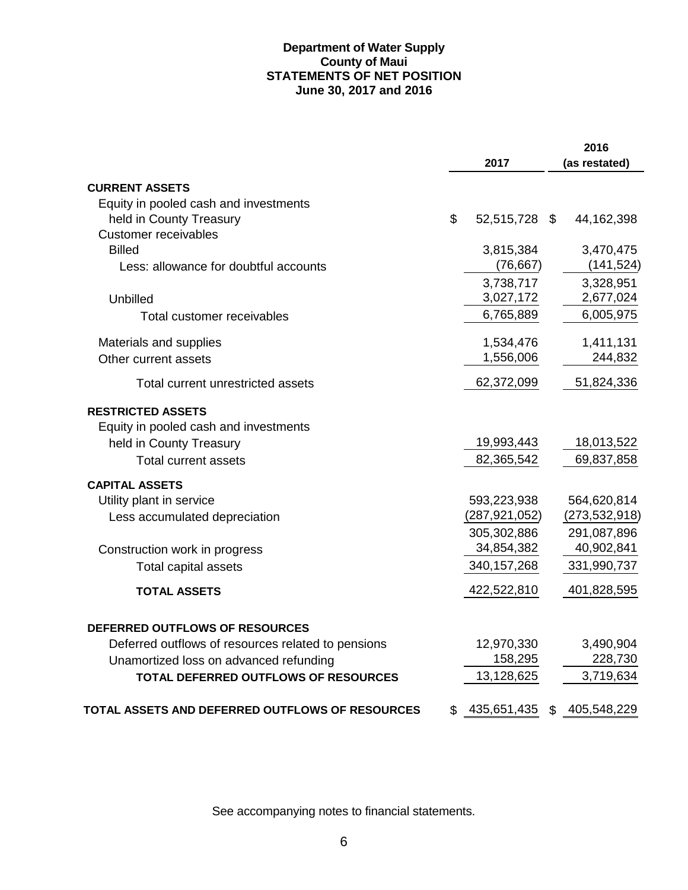**Department of Water Supply**
**County of Maui**
**STATEMENTS OF NET POSITION**
**June 30, 2017 and 2016**

| | 2017 | 2016 (as restated) |
|---|---|---|
| **CURRENT ASSETS** | | |
| Equity in pooled cash and investments held in County Treasury | $ 52,515,728 | $ 44,162,398 |
| Customer receivables | | |
| Billed | 3,815,384 | 3,470,475 |
| Less: allowance for doubtful accounts | (76,667) | (141,524) |
| | 3,738,717 | 3,328,951 |
| Unbilled | 3,027,172 | 2,677,024 |
| Total customer receivables | 6,765,889 | 6,005,975 |
| Materials and supplies | 1,534,476 | 1,411,131 |
| Other current assets | 1,556,006 | 244,832 |
| Total current unrestricted assets | 62,372,099 | 51,824,336 |
| **RESTRICTED ASSETS** | | |
| Equity in pooled cash and investments held in County Treasury | 19,993,443 | 18,013,522 |
| Total current assets | 82,365,542 | 69,837,858 |
| **CAPITAL ASSETS** | | |
| Utility plant in service | 593,223,938 | 564,620,814 |
| Less accumulated depreciation | (287,921,052) | (273,532,918) |
| | 305,302,886 | 291,087,896 |
| Construction work in progress | 34,854,382 | 40,902,841 |
| Total capital assets | 340,157,268 | 331,990,737 |
| **TOTAL ASSETS** | 422,522,810 | 401,828,595 |
| **DEFERRED OUTFLOWS OF RESOURCES** | | |
| Deferred outflows of resources related to pensions | 12,970,330 | 3,490,904 |
| Unamortized loss on advanced refunding | 158,295 | 228,730 |
| **TOTAL DEFERRED OUTFLOWS OF RESOURCES** | 13,128,625 | 3,719,634 |
| **TOTAL ASSETS AND DEFERRED OUTFLOWS OF RESOURCES** | $ 435,651,435 | $ 405,548,229 |

See accompanying notes to financial statements.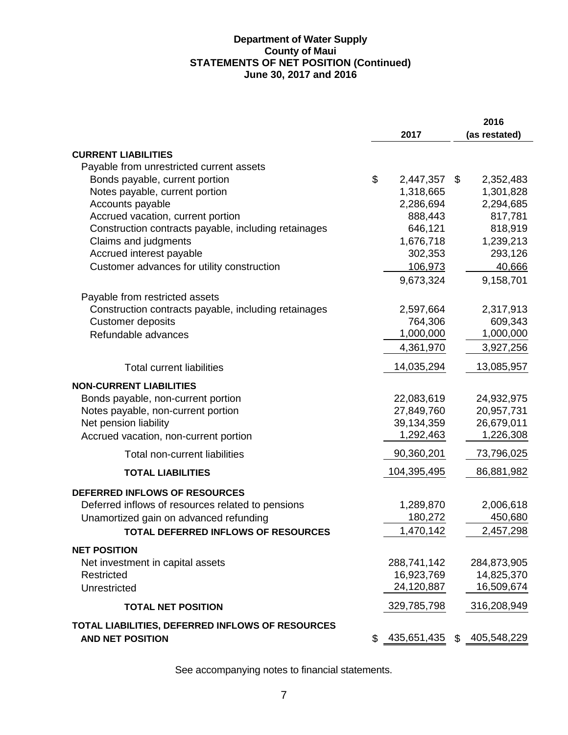**Department of Water Supply**
**County of Maui**
**STATEMENTS OF NET POSITION (Continued)**
**June 30, 2017 and 2016**

| | 2017 | 2016 (as restated) |
|---|---|---|
| **CURRENT LIABILITIES** | | |
| Payable from unrestricted current assets | | |
| Bonds payable, current portion | $ 2,447,357 | $ 2,352,483 |
| Notes payable, current portion | 1,318,665 | 1,301,828 |
| Accounts payable | 2,286,694 | 2,294,685 |
| Accrued vacation, current portion | 888,443 | 817,781 |
| Construction contracts payable, including retainages | 646,121 | 818,919 |
| Claims and judgments | 1,676,718 | 1,239,213 |
| Accrued interest payable | 302,353 | 293,126 |
| Customer advances for utility construction | 106,973 | 40,666 |
| | 9,673,324 | 9,158,701 |
| Payable from restricted assets | | |
| Construction contracts payable, including retainages | 2,597,664 | 2,317,913 |
| Customer deposits | 764,306 | 609,343 |
| Refundable advances | 1,000,000 | 1,000,000 |
| | 4,361,970 | 3,927,256 |
| Total current liabilities | 14,035,294 | 13,085,957 |
| **NON-CURRENT LIABILITIES** | | |
| Bonds payable, non-current portion | 22,083,619 | 24,932,975 |
| Notes payable, non-current portion | 27,849,760 | 20,957,731 |
| Net pension liability | 39,134,359 | 26,679,011 |
| Accrued vacation, non-current portion | 1,292,463 | 1,226,308 |
| Total non-current liabilities | 90,360,201 | 73,796,025 |
| **TOTAL LIABILITIES** | 104,395,495 | 86,881,982 |
| **DEFERRED INFLOWS OF RESOURCES** | | |
| Deferred inflows of resources related to pensions | 1,289,870 | 2,006,618 |
| Unamortized gain on advanced refunding | 180,272 | 450,680 |
| **TOTAL DEFERRED INFLOWS OF RESOURCES** | 1,470,142 | 2,457,298 |
| **NET POSITION** | | |
| Net investment in capital assets | 288,741,142 | 284,873,905 |
| Restricted | 16,923,769 | 14,825,370 |
| Unrestricted | 24,120,887 | 16,509,674 |
| **TOTAL NET POSITION** | 329,785,798 | 316,208,949 |
| **TOTAL LIABILITIES, DEFERRED INFLOWS OF RESOURCES AND NET POSITION** | $ 435,651,435 | $ 405,548,229 |

See accompanying notes to financial statements.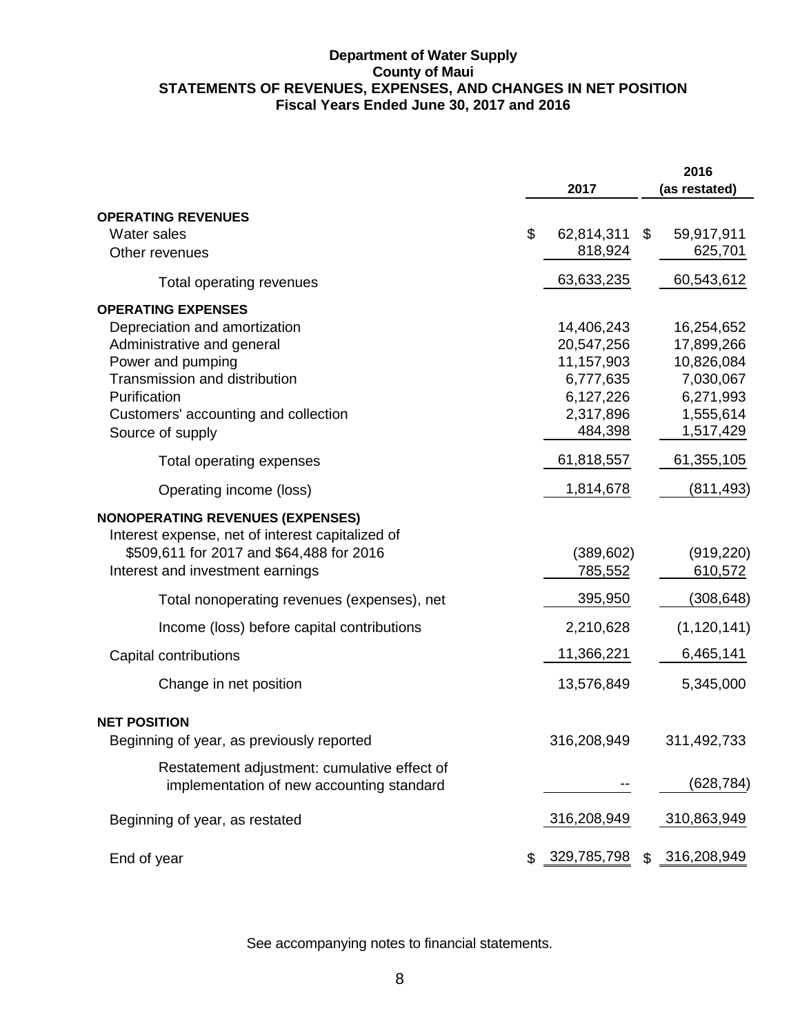**Department of Water Supply**
**County of Maui**
**STATEMENTS OF REVENUES, EXPENSES, AND CHANGES IN NET POSITION**
**Fiscal Years Ended June 30, 2017 and 2016**

| | 2017 | 2016 (as restated) |
|---|---|---|
| **OPERATING REVENUES** | | |
| Water sales | $ 62,814,311 | $ 59,917,911 |
| Other revenues | 818,924 | 625,701 |
| Total operating revenues | 63,633,235 | 60,543,612 |
| **OPERATING EXPENSES** | | |
| Depreciation and amortization | 14,406,243 | 16,254,652 |
| Administrative and general | 20,547,256 | 17,899,266 |
| Power and pumping | 11,157,903 | 10,826,084 |
| Transmission and distribution | 6,777,635 | 7,030,067 |
| Purification | 6,127,226 | 6,271,993 |
| Customers' accounting and collection | 2,317,896 | 1,555,614 |
| Source of supply | 484,398 | 1,517,429 |
| Total operating expenses | 61,818,557 | 61,355,105 |
| Operating income (loss) | 1,814,678 | (811,493) |
| **NONOPERATING REVENUES (EXPENSES)** | | |
| Interest expense, net of interest capitalized of $509,611 for 2017 and $64,488 for 2016 | (389,602) | (919,220) |
| Interest and investment earnings | 785,552 | 610,572 |
| Total nonoperating revenues (expenses), net | 395,950 | (308,648) |
| Income (loss) before capital contributions | 2,210,628 | (1,120,141) |
| Capital contributions | 11,366,221 | 6,465,141 |
| Change in net position | 13,576,849 | 5,345,000 |
| **NET POSITION** | | |
| Beginning of year, as previously reported | 316,208,949 | 311,492,733 |
| Restatement adjustment: cumulative effect of implementation of new accounting standard | -- | (628,784) |
| Beginning of year, as restated | 316,208,949 | 310,863,949 |
| End of year | $ 329,785,798 | $ 316,208,949 |

See accompanying notes to financial statements.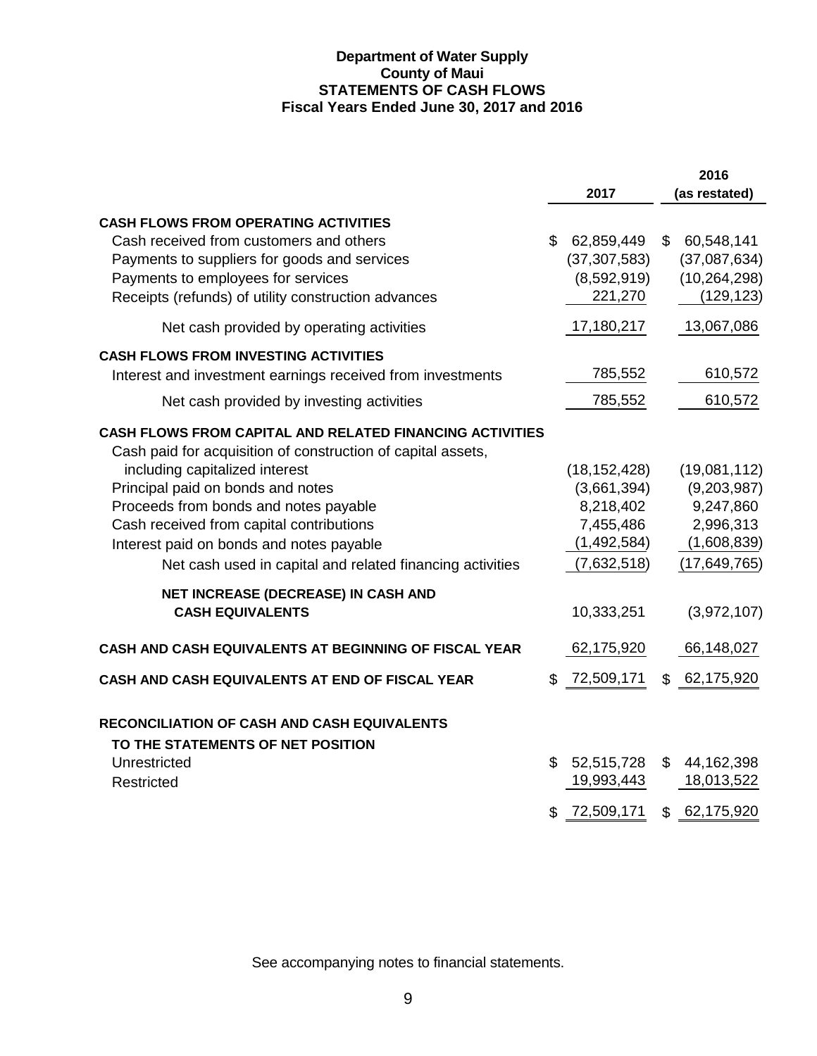**Department of Water Supply**
**County of Maui**
**STATEMENTS OF CASH FLOWS**
**Fiscal Years Ended June 30, 2017 and 2016**

| | 2017 | 2016 (as restated) |
|---|---|---|
| **CASH FLOWS FROM OPERATING ACTIVITIES** | | |
| Cash received from customers and others | $ 62,859,449 | $ 60,548,141 |
| Payments to suppliers for goods and services | (37,307,583) | (37,087,634) |
| Payments to employees for services | (8,592,919) | (10,264,298) |
| Receipts (refunds) of utility construction advances | 221,270 | (129,123) |
| Net cash provided by operating activities | 17,180,217 | 13,067,086 |
| **CASH FLOWS FROM INVESTING ACTIVITIES** | | |
| Interest and investment earnings received from investments | 785,552 | 610,572 |
| Net cash provided by investing activities | 785,552 | 610,572 |
| **CASH FLOWS FROM CAPITAL AND RELATED FINANCING ACTIVITIES** | | |
| Cash paid for acquisition of construction of capital assets, including capitalized interest | (18,152,428) | (19,081,112) |
| Principal paid on bonds and notes | (3,661,394) | (9,203,987) |
| Proceeds from bonds and notes payable | 8,218,402 | 9,247,860 |
| Cash received from capital contributions | 7,455,486 | 2,996,313 |
| Interest paid on bonds and notes payable | (1,492,584) | (1,608,839) |
| Net cash used in capital and related financing activities | (7,632,518) | (17,649,765) |
| **NET INCREASE (DECREASE) IN CASH AND CASH EQUIVALENTS** | 10,333,251 | (3,972,107) |
| **CASH AND CASH EQUIVALENTS AT BEGINNING OF FISCAL YEAR** | 62,175,920 | 66,148,027 |
| **CASH AND CASH EQUIVALENTS AT END OF FISCAL YEAR** | $ 72,509,171 | $ 62,175,920 |
| **RECONCILIATION OF CASH AND CASH EQUIVALENTS TO THE STATEMENTS OF NET POSITION** | | |
| Unrestricted | $ 52,515,728 | $ 44,162,398 |
| Restricted | 19,993,443 | 18,013,522 |
| | $ 72,509,171 | $ 62,175,920 |

See accompanying notes to financial statements.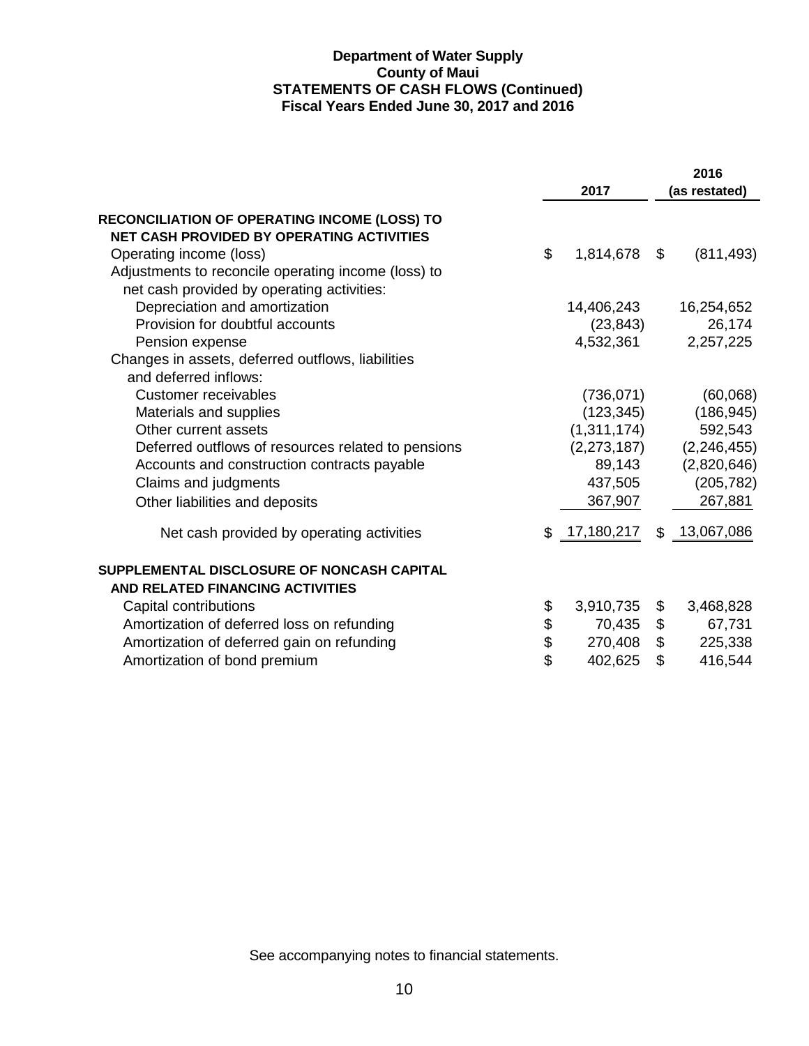**Department of Water Supply**
**County of Maui**
**STATEMENTS OF CASH FLOWS (Continued)**
**Fiscal Years Ended June 30, 2017 and 2016**

| | 2017 | 2016 (as restated) |
|---|---|---|
| **RECONCILIATION OF OPERATING INCOME (LOSS) TO NET CASH PROVIDED BY OPERATING ACTIVITIES** | | |
| Operating income (loss) | $ 1,814,678 | $ (811,493) |
| Adjustments to reconcile operating income (loss) to net cash provided by operating activities: | | |
| Depreciation and amortization | 14,406,243 | 16,254,652 |
| Provision for doubtful accounts | (23,843) | 26,174 |
| Pension expense | 4,532,361 | 2,257,225 |
| Changes in assets, deferred outflows, liabilities and deferred inflows: | | |
| Customer receivables | (736,071) | (60,068) |
| Materials and supplies | (123,345) | (186,945) |
| Other current assets | (1,311,174) | 592,543 |
| Deferred outflows of resources related to pensions | (2,273,187) | (2,246,455) |
| Accounts and construction contracts payable | 89,143 | (2,820,646) |
| Claims and judgments | 437,505 | (205,782) |
| Other liabilities and deposits | 367,907 | 267,881 |
| Net cash provided by operating activities | $ 17,180,217 | $ 13,067,086 |
| **SUPPLEMENTAL DISCLOSURE OF NONCASH CAPITAL AND RELATED FINANCING ACTIVITIES** | | |
| Capital contributions | $ 3,910,735 | $ 3,468,828 |
| Amortization of deferred loss on refunding | $ 70,435 | $ 67,731 |
| Amortization of deferred gain on refunding | $ 270,408 | $ 225,338 |
| Amortization of bond premium | $ 402,625 | $ 416,544 |

See accompanying notes to financial statements.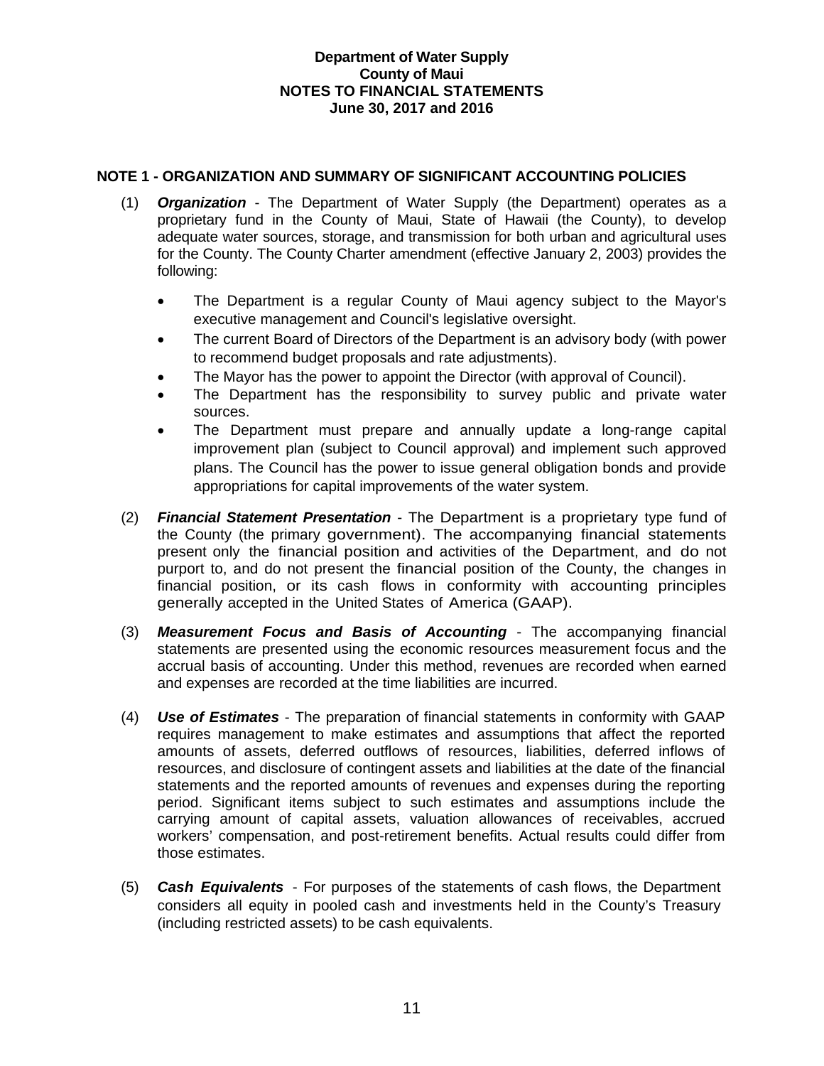**Department of Water Supply**
**County of Maui**
**NOTES TO FINANCIAL STATEMENTS**
**June 30, 2017 and 2016**

## NOTE 1 - ORGANIZATION AND SUMMARY OF SIGNIFICANT ACCOUNTING POLICIES

(1) ***Organization*** - The Department of Water Supply (the Department) operates as a proprietary fund in the County of Maui, State of Hawaii (the County), to develop adequate water sources, storage, and transmission for both urban and agricultural uses for the County. The County Charter amendment (effective January 2, 2003) provides the following:

- The Department is a regular County of Maui agency subject to the Mayor's executive management and Council's legislative oversight.
- The current Board of Directors of the Department is an advisory body (with power to recommend budget proposals and rate adjustments).
- The Mayor has the power to appoint the Director (with approval of Council).
- The Department has the responsibility to survey public and private water sources.
- The Department must prepare and annually update a long-range capital improvement plan (subject to Council approval) and implement such approved plans. The Council has the power to issue general obligation bonds and provide appropriations for capital improvements of the water system.

(2) ***Financial Statement Presentation*** - The Department is a proprietary type fund of the County (the primary government). The accompanying financial statements present only the financial position and activities of the Department, and do not purport to, and do not present the financial position of the County, the changes in financial position, or its cash flows in conformity with accounting principles generally accepted in the United States of America (GAAP).

(3) ***Measurement Focus and Basis of Accounting*** - The accompanying financial statements are presented using the economic resources measurement focus and the accrual basis of accounting. Under this method, revenues are recorded when earned and expenses are recorded at the time liabilities are incurred.

(4) ***Use of Estimates*** - The preparation of financial statements in conformity with GAAP requires management to make estimates and assumptions that affect the reported amounts of assets, deferred outflows of resources, liabilities, deferred inflows of resources, and disclosure of contingent assets and liabilities at the date of the financial statements and the reported amounts of revenues and expenses during the reporting period. Significant items subject to such estimates and assumptions include the carrying amount of capital assets, valuation allowances of receivables, accrued workers' compensation, and post-retirement benefits. Actual results could differ from those estimates.

(5) ***Cash Equivalents*** - For purposes of the statements of cash flows, the Department considers all equity in pooled cash and investments held in the County's Treasury (including restricted assets) to be cash equivalents.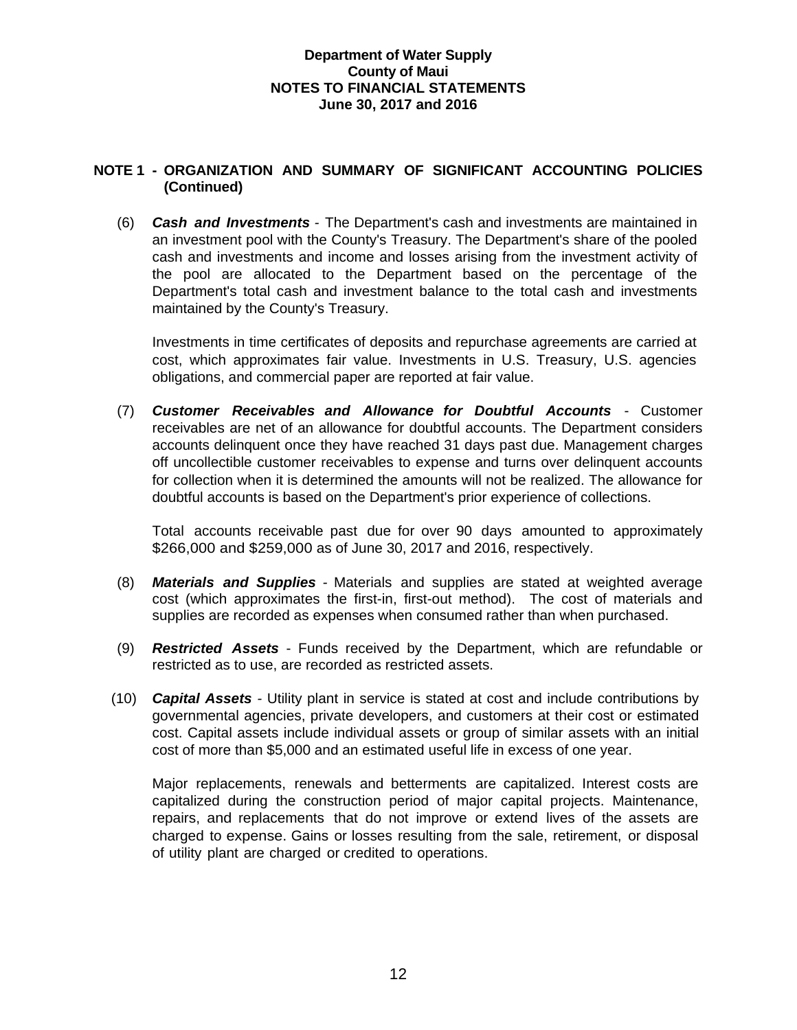**Department of Water Supply**
**County of Maui**
**NOTES TO FINANCIAL STATEMENTS**
**June 30, 2017 and 2016**

## NOTE 1 - ORGANIZATION AND SUMMARY OF SIGNIFICANT ACCOUNTING POLICIES (Continued)

(6) ***Cash and Investments*** - The Department's cash and investments are maintained in an investment pool with the County's Treasury. The Department's share of the pooled cash and investments and income and losses arising from the investment activity of the pool are allocated to the Department based on the percentage of the Department's total cash and investment balance to the total cash and investments maintained by the County's Treasury.

Investments in time certificates of deposits and repurchase agreements are carried at cost, which approximates fair value. Investments in U.S. Treasury, U.S. agencies obligations, and commercial paper are reported at fair value.

(7) ***Customer Receivables and Allowance for Doubtful Accounts*** - Customer receivables are net of an allowance for doubtful accounts. The Department considers accounts delinquent once they have reached 31 days past due. Management charges off uncollectible customer receivables to expense and turns over delinquent accounts for collection when it is determined the amounts will not be realized. The allowance for doubtful accounts is based on the Department's prior experience of collections.

Total accounts receivable past due for over 90 days amounted to approximately $266,000 and $259,000 as of June 30, 2017 and 2016, respectively.

(8) ***Materials and Supplies*** - Materials and supplies are stated at weighted average cost (which approximates the first-in, first-out method). The cost of materials and supplies are recorded as expenses when consumed rather than when purchased.

(9) ***Restricted Assets*** - Funds received by the Department, which are refundable or restricted as to use, are recorded as restricted assets.

(10) ***Capital Assets*** - Utility plant in service is stated at cost and include contributions by governmental agencies, private developers, and customers at their cost or estimated cost. Capital assets include individual assets or group of similar assets with an initial cost of more than $5,000 and an estimated useful life in excess of one year.

Major replacements, renewals and betterments are capitalized. Interest costs are capitalized during the construction period of major capital projects. Maintenance, repairs, and replacements that do not improve or extend lives of the assets are charged to expense. Gains or losses resulting from the sale, retirement, or disposal of utility plant are charged or credited to operations.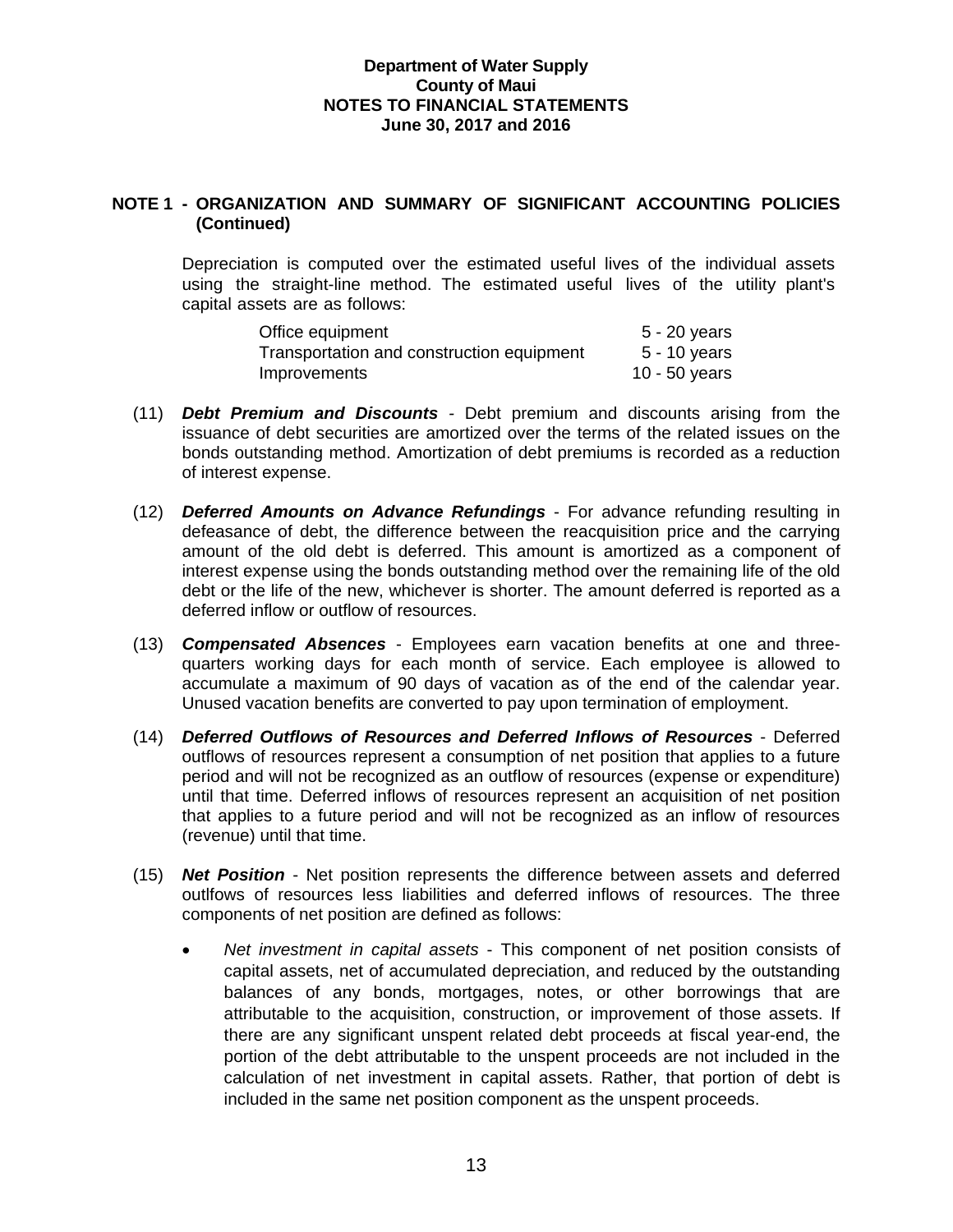## NOTE 1 - ORGANIZATION AND SUMMARY OF SIGNIFICANT ACCOUNTING POLICIES (Continued)

Depreciation is computed over the estimated useful lives of the individual assets using the straight-line method. The estimated useful lives of the utility plant's capital assets are as follows:

| | |
|---|---|
| Office equipment | 5 - 20 years |
| Transportation and construction equipment | 5 - 10 years |
| Improvements | 10 - 50 years |

(11) ***Debt Premium and Discounts*** - Debt premium and discounts arising from the issuance of debt securities are amortized over the terms of the related issues on the bonds outstanding method. Amortization of debt premiums is recorded as a reduction of interest expense.

(12) ***Deferred Amounts on Advance Refundings*** - For advance refunding resulting in defeasance of debt, the difference between the reacquisition price and the carrying amount of the old debt is deferred. This amount is amortized as a component of interest expense using the bonds outstanding method over the remaining life of the old debt or the life of the new, whichever is shorter. The amount deferred is reported as a deferred inflow or outflow of resources.

(13) ***Compensated Absences*** - Employees earn vacation benefits at one and three-quarters working days for each month of service. Each employee is allowed to accumulate a maximum of 90 days of vacation as of the end of the calendar year. Unused vacation benefits are converted to pay upon termination of employment.

(14) ***Deferred Outflows of Resources and Deferred Inflows of Resources*** - Deferred outflows of resources represent a consumption of net position that applies to a future period and will not be recognized as an outflow of resources (expense or expenditure) until that time. Deferred inflows of resources represent an acquisition of net position that applies to a future period and will not be recognized as an inflow of resources (revenue) until that time.

(15) ***Net Position*** - Net position represents the difference between assets and deferred outlfows of resources less liabilities and deferred inflows of resources. The three components of net position are defined as follows:

- *Net investment in capital assets* - This component of net position consists of capital assets, net of accumulated depreciation, and reduced by the outstanding balances of any bonds, mortgages, notes, or other borrowings that are attributable to the acquisition, construction, or improvement of those assets. If there are any significant unspent related debt proceeds at fiscal year-end, the portion of the debt attributable to the unspent proceeds are not included in the calculation of net investment in capital assets. Rather, that portion of debt is included in the same net position component as the unspent proceeds.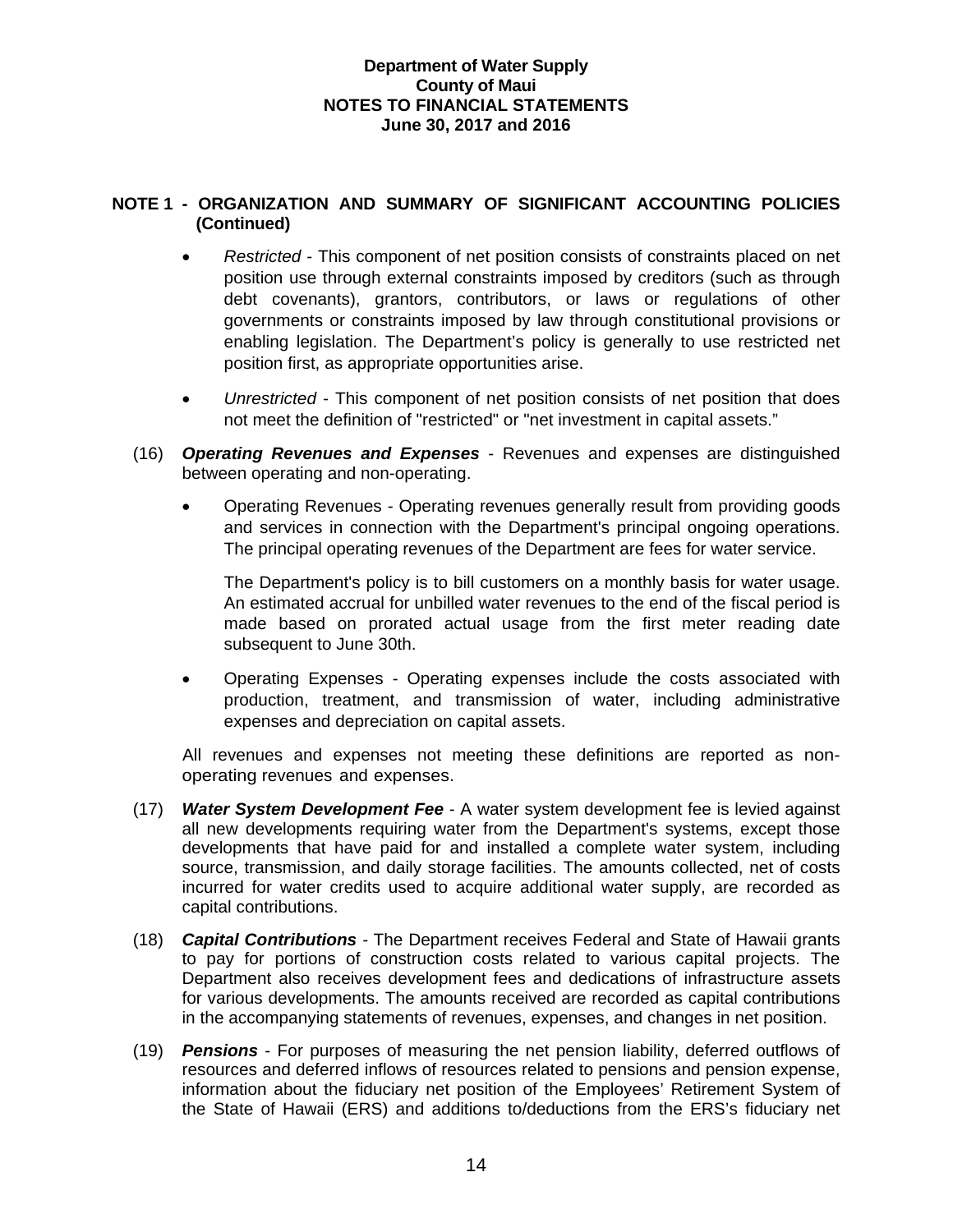**NOTE 1 - ORGANIZATION AND SUMMARY OF SIGNIFICANT ACCOUNTING POLICIES (Continued)**

- *Restricted* - This component of net position consists of constraints placed on net position use through external constraints imposed by creditors (such as through debt covenants), grantors, contributors, or laws or regulations of other governments or constraints imposed by law through constitutional provisions or enabling legislation. The Department's policy is generally to use restricted net position first, as appropriate opportunities arise.

- *Unrestricted* - This component of net position consists of net position that does not meet the definition of "restricted" or "net investment in capital assets."

(16) ***Operating Revenues and Expenses*** - Revenues and expenses are distinguished between operating and non-operating.

- Operating Revenues - Operating revenues generally result from providing goods and services in connection with the Department's principal ongoing operations. The principal operating revenues of the Department are fees for water service.

  The Department's policy is to bill customers on a monthly basis for water usage. An estimated accrual for unbilled water revenues to the end of the fiscal period is made based on prorated actual usage from the first meter reading date subsequent to June 30th.

- Operating Expenses - Operating expenses include the costs associated with production, treatment, and transmission of water, including administrative expenses and depreciation on capital assets.

All revenues and expenses not meeting these definitions are reported as non-operating revenues and expenses.

(17) ***Water System Development Fee*** - A water system development fee is levied against all new developments requiring water from the Department's systems, except those developments that have paid for and installed a complete water system, including source, transmission, and daily storage facilities. The amounts collected, net of costs incurred for water credits used to acquire additional water supply, are recorded as capital contributions.

(18) ***Capital Contributions*** - The Department receives Federal and State of Hawaii grants to pay for portions of construction costs related to various capital projects. The Department also receives development fees and dedications of infrastructure assets for various developments. The amounts received are recorded as capital contributions in the accompanying statements of revenues, expenses, and changes in net position.

(19) ***Pensions*** - For purposes of measuring the net pension liability, deferred outflows of resources and deferred inflows of resources related to pensions and pension expense, information about the fiduciary net position of the Employees' Retirement System of the State of Hawaii (ERS) and additions to/deductions from the ERS's fiduciary net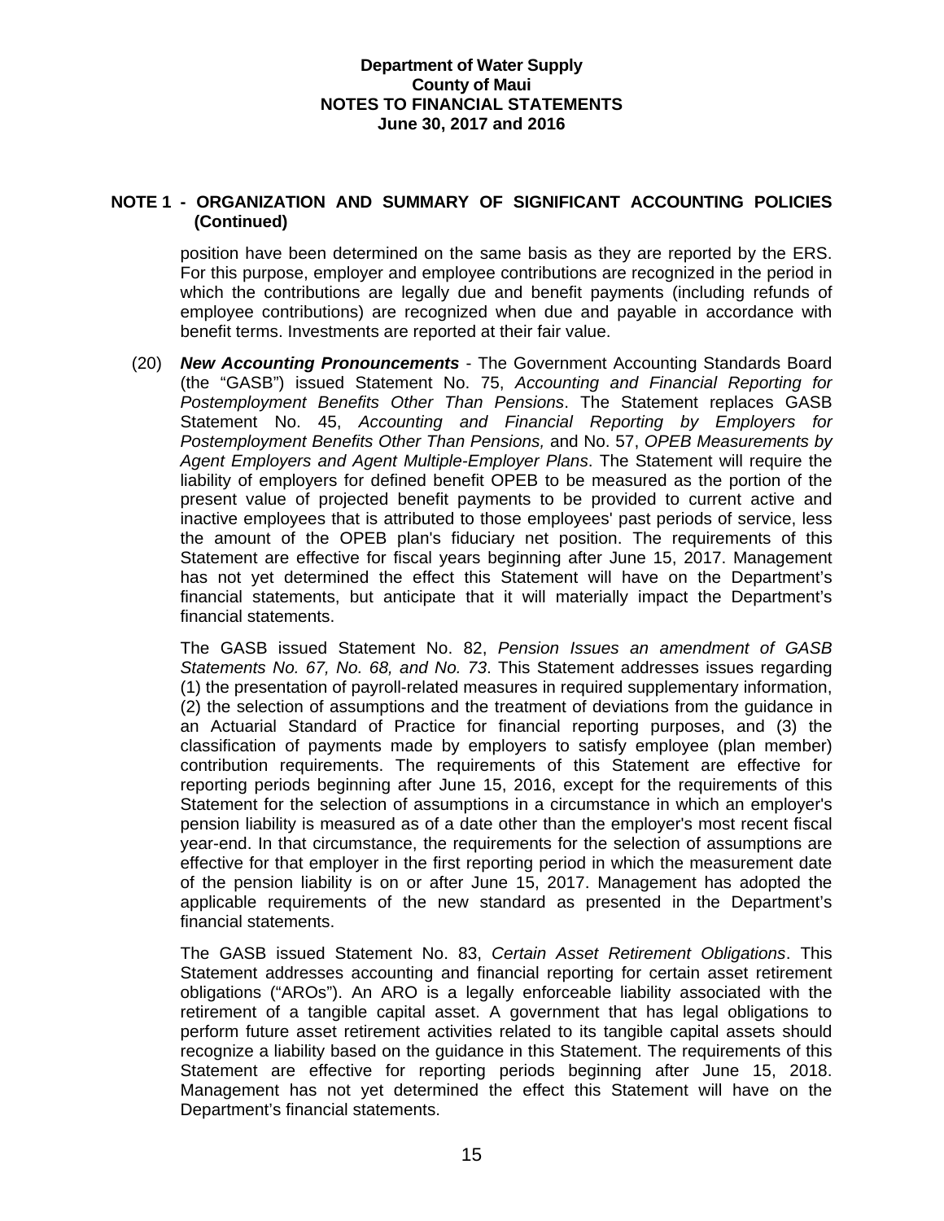## NOTE 1 - ORGANIZATION AND SUMMARY OF SIGNIFICANT ACCOUNTING POLICIES (Continued)

position have been determined on the same basis as they are reported by the ERS. For this purpose, employer and employee contributions are recognized in the period in which the contributions are legally due and benefit payments (including refunds of employee contributions) are recognized when due and payable in accordance with benefit terms. Investments are reported at their fair value.

(20) ***New Accounting Pronouncements*** - The Government Accounting Standards Board (the "GASB") issued Statement No. 75, *Accounting and Financial Reporting for Postemployment Benefits Other Than Pensions*. The Statement replaces GASB Statement No. 45, *Accounting and Financial Reporting by Employers for Postemployment Benefits Other Than Pensions,* and No. 57, *OPEB Measurements by Agent Employers and Agent Multiple-Employer Plans*. The Statement will require the liability of employers for defined benefit OPEB to be measured as the portion of the present value of projected benefit payments to be provided to current active and inactive employees that is attributed to those employees' past periods of service, less the amount of the OPEB plan's fiduciary net position. The requirements of this Statement are effective for fiscal years beginning after June 15, 2017. Management has not yet determined the effect this Statement will have on the Department's financial statements, but anticipate that it will materially impact the Department's financial statements.

The GASB issued Statement No. 82, *Pension Issues an amendment of GASB Statements No. 67, No. 68, and No. 73*. This Statement addresses issues regarding (1) the presentation of payroll-related measures in required supplementary information, (2) the selection of assumptions and the treatment of deviations from the guidance in an Actuarial Standard of Practice for financial reporting purposes, and (3) the classification of payments made by employers to satisfy employee (plan member) contribution requirements. The requirements of this Statement are effective for reporting periods beginning after June 15, 2016, except for the requirements of this Statement for the selection of assumptions in a circumstance in which an employer's pension liability is measured as of a date other than the employer's most recent fiscal year-end. In that circumstance, the requirements for the selection of assumptions are effective for that employer in the first reporting period in which the measurement date of the pension liability is on or after June 15, 2017. Management has adopted the applicable requirements of the new standard as presented in the Department's financial statements.

The GASB issued Statement No. 83, *Certain Asset Retirement Obligations*. This Statement addresses accounting and financial reporting for certain asset retirement obligations ("AROs"). An ARO is a legally enforceable liability associated with the retirement of a tangible capital asset. A government that has legal obligations to perform future asset retirement activities related to its tangible capital assets should recognize a liability based on the guidance in this Statement. The requirements of this Statement are effective for reporting periods beginning after June 15, 2018. Management has not yet determined the effect this Statement will have on the Department's financial statements.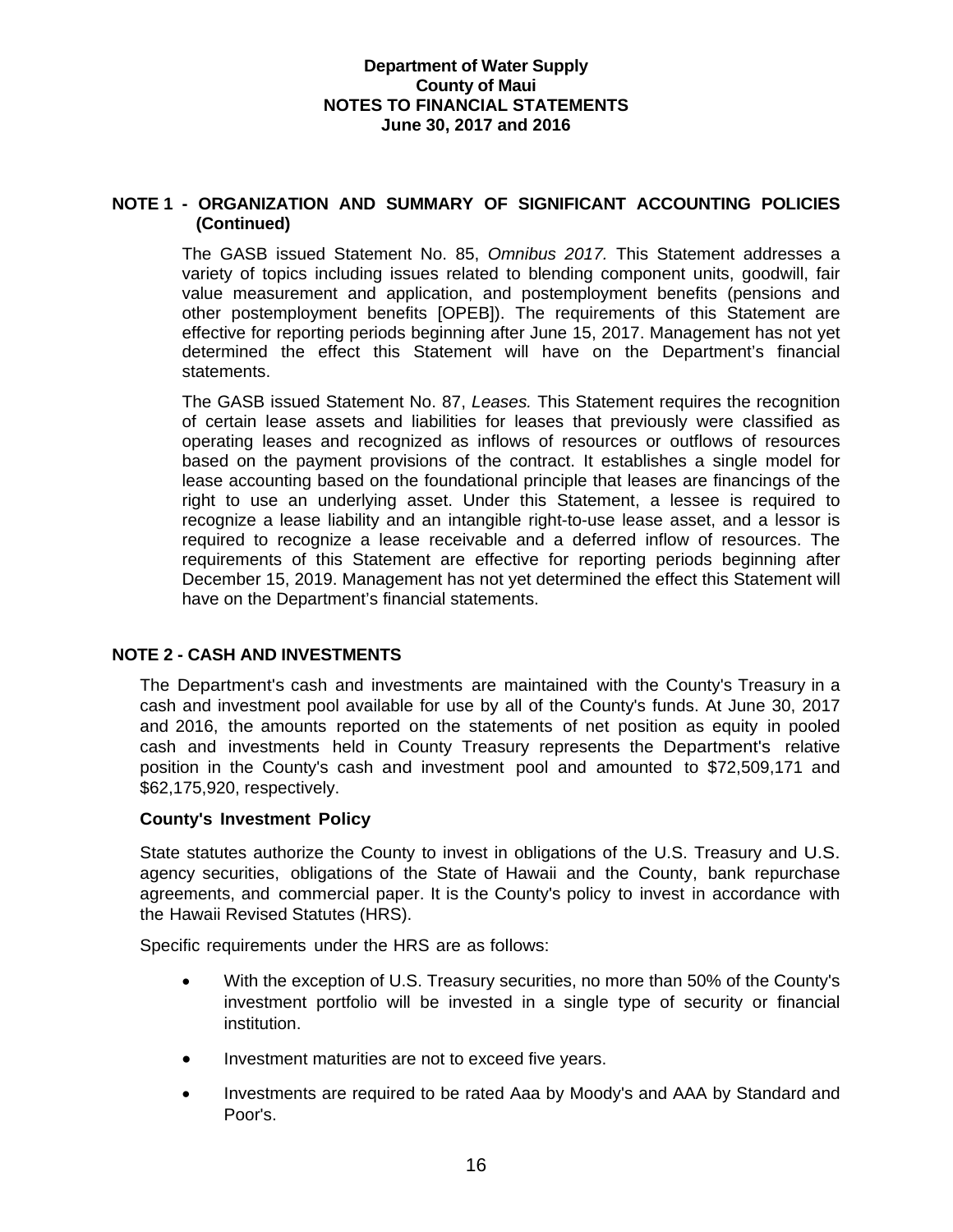**Department of Water Supply**
**County of Maui**
**NOTES TO FINANCIAL STATEMENTS**
**June 30, 2017 and 2016**

## NOTE 1 - ORGANIZATION AND SUMMARY OF SIGNIFICANT ACCOUNTING POLICIES (Continued)

The GASB issued Statement No. 85, *Omnibus 2017.* This Statement addresses a variety of topics including issues related to blending component units, goodwill, fair value measurement and application, and postemployment benefits (pensions and other postemployment benefits [OPEB]). The requirements of this Statement are effective for reporting periods beginning after June 15, 2017. Management has not yet determined the effect this Statement will have on the Department's financial statements.

The GASB issued Statement No. 87, *Leases.* This Statement requires the recognition of certain lease assets and liabilities for leases that previously were classified as operating leases and recognized as inflows of resources or outflows of resources based on the payment provisions of the contract. It establishes a single model for lease accounting based on the foundational principle that leases are financings of the right to use an underlying asset. Under this Statement, a lessee is required to recognize a lease liability and an intangible right-to-use lease asset, and a lessor is required to recognize a lease receivable and a deferred inflow of resources. The requirements of this Statement are effective for reporting periods beginning after December 15, 2019. Management has not yet determined the effect this Statement will have on the Department's financial statements.

## NOTE 2 - CASH AND INVESTMENTS

The Department's cash and investments are maintained with the County's Treasury in a cash and investment pool available for use by all of the County's funds. At June 30, 2017 and 2016, the amounts reported on the statements of net position as equity in pooled cash and investments held in County Treasury represents the Department's relative position in the County's cash and investment pool and amounted to $72,509,171 and $62,175,920, respectively.

### County's Investment Policy

State statutes authorize the County to invest in obligations of the U.S. Treasury and U.S. agency securities, obligations of the State of Hawaii and the County, bank repurchase agreements, and commercial paper. It is the County's policy to invest in accordance with the Hawaii Revised Statutes (HRS).

Specific requirements under the HRS are as follows:

- With the exception of U.S. Treasury securities, no more than 50% of the County's investment portfolio will be invested in a single type of security or financial institution.
- Investment maturities are not to exceed five years.
- Investments are required to be rated Aaa by Moody's and AAA by Standard and Poor's.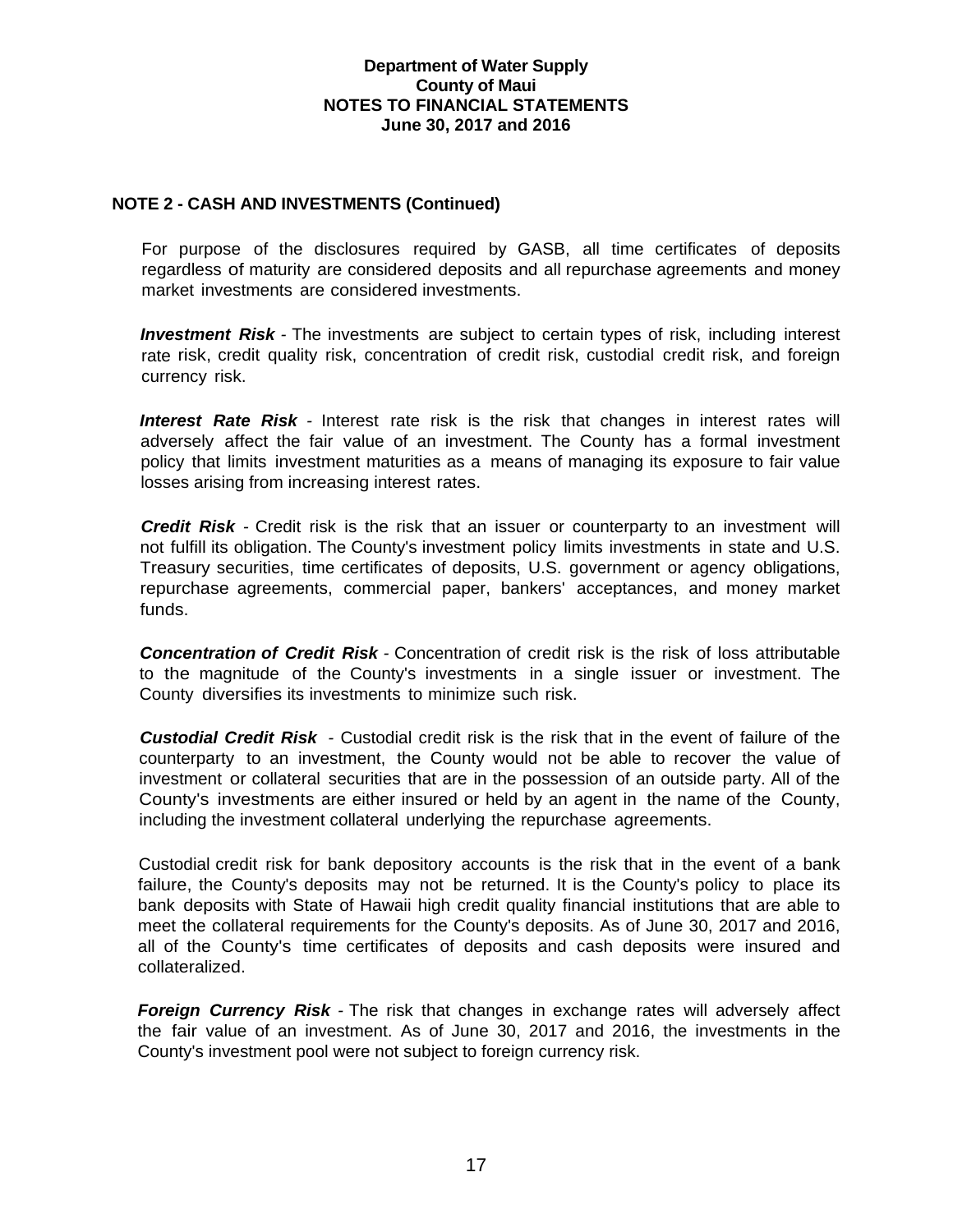**Department of Water Supply**
**County of Maui**
**NOTES TO FINANCIAL STATEMENTS**
**June 30, 2017 and 2016**

## NOTE 2 - CASH AND INVESTMENTS (Continued)

For purpose of the disclosures required by GASB, all time certificates of deposits regardless of maturity are considered deposits and all repurchase agreements and money market investments are considered investments.

***Investment Risk*** - The investments are subject to certain types of risk, including interest rate risk, credit quality risk, concentration of credit risk, custodial credit risk, and foreign currency risk.

***Interest Rate Risk*** - Interest rate risk is the risk that changes in interest rates will adversely affect the fair value of an investment. The County has a formal investment policy that limits investment maturities as a means of managing its exposure to fair value losses arising from increasing interest rates.

***Credit Risk*** - Credit risk is the risk that an issuer or counterparty to an investment will not fulfill its obligation. The County's investment policy limits investments in state and U.S. Treasury securities, time certificates of deposits, U.S. government or agency obligations, repurchase agreements, commercial paper, bankers' acceptances, and money market funds.

***Concentration of Credit Risk*** - Concentration of credit risk is the risk of loss attributable to the magnitude of the County's investments in a single issuer or investment. The County diversifies its investments to minimize such risk.

***Custodial Credit Risk*** - Custodial credit risk is the risk that in the event of failure of the counterparty to an investment, the County would not be able to recover the value of investment or collateral securities that are in the possession of an outside party. All of the County's investments are either insured or held by an agent in the name of the County, including the investment collateral underlying the repurchase agreements.

Custodial credit risk for bank depository accounts is the risk that in the event of a bank failure, the County's deposits may not be returned. It is the County's policy to place its bank deposits with State of Hawaii high credit quality financial institutions that are able to meet the collateral requirements for the County's deposits. As of June 30, 2017 and 2016, all of the County's time certificates of deposits and cash deposits were insured and collateralized.

***Foreign Currency Risk*** - The risk that changes in exchange rates will adversely affect the fair value of an investment. As of June 30, 2017 and 2016, the investments in the County's investment pool were not subject to foreign currency risk.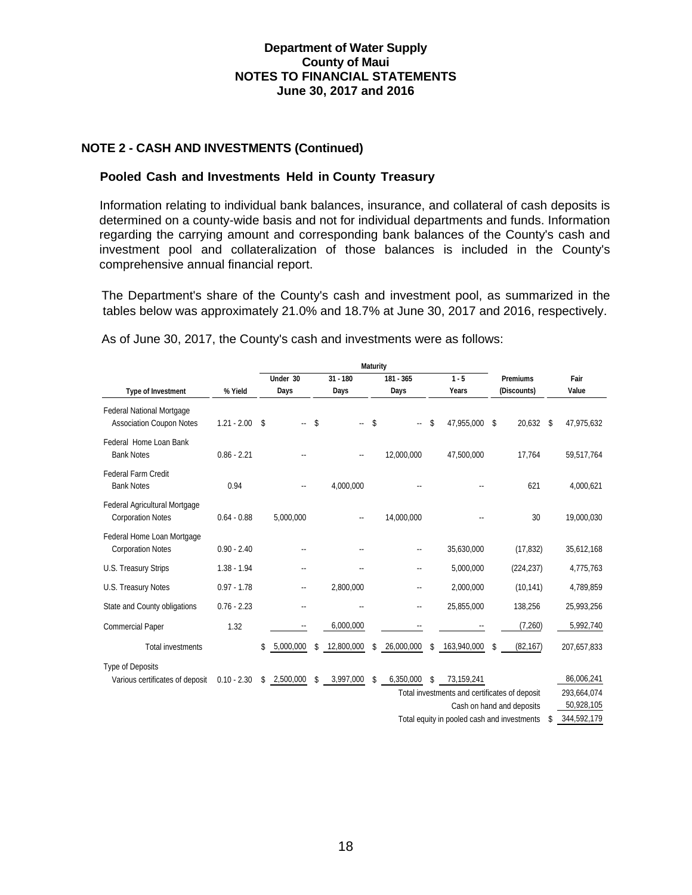## NOTE 2 - CASH AND INVESTMENTS (Continued)

### Pooled Cash and Investments Held in County Treasury

Information relating to individual bank balances, insurance, and collateral of cash deposits is determined on a county-wide basis and not for individual departments and funds. Information regarding the carrying amount and corresponding bank balances of the County's cash and investment pool and collateralization of those balances is included in the County's comprehensive annual financial report.

The Department's share of the County's cash and investment pool, as summarized in the tables below was approximately 21.0% and 18.7% at June 30, 2017 and 2016, respectively.

As of June 30, 2017, the County's cash and investments were as follows:

| | | Maturity | | | | | |
|---|---|---|---|---|---|---|---|
| Type of Investment | % Yield | Under 30 Days | 31 - 180 Days | 181 - 365 Days | 1 - 5 Years | Premiums (Discounts) | Fair Value |
| Federal National Mortgage Association Coupon Notes | 1.21 - 2.00 | $ -- | $ -- | $ -- | $ 47,955,000 | $ 20,632 | $ 47,975,632 |
| Federal Home Loan Bank Bank Notes | 0.86 - 2.21 | -- | -- | 12,000,000 | 47,500,000 | 17,764 | 59,517,764 |
| Federal Farm Credit Bank Notes | 0.94 | -- | 4,000,000 | -- | -- | 621 | 4,000,621 |
| Federal Agricultural Mortgage Corporation Notes | 0.64 - 0.88 | 5,000,000 | -- | 14,000,000 | -- | 30 | 19,000,030 |
| Federal Home Loan Mortgage Corporation Notes | 0.90 - 2.40 | -- | -- | -- | 35,630,000 | (17,832) | 35,612,168 |
| U.S. Treasury Strips | 1.38 - 1.94 | -- | -- | -- | 5,000,000 | (224,237) | 4,775,763 |
| U.S. Treasury Notes | 0.97 - 1.78 | -- | 2,800,000 | -- | 2,000,000 | (10,141) | 4,789,859 |
| State and County obligations | 0.76 - 2.23 | -- | -- | -- | 25,855,000 | 138,256 | 25,993,256 |
| Commercial Paper | 1.32 | -- | 6,000,000 | -- | -- | (7,260) | 5,992,740 |
| Total investments | | $ 5,000,000 | $ 12,800,000 | $ 26,000,000 | $ 163,940,000 | $ (82,167) | 207,657,833 |
| Type of Deposits | | | | | | | |
| Various certificates of deposit | 0.10 - 2.30 | $ 2,500,000 | $ 3,997,000 | $ 6,350,000 | $ 73,159,241 | | 86,006,241 |
| Total investments and certificates of deposit | | | | | | | 293,664,074 |
| Cash on hand and deposits | | | | | | | 50,928,105 |
| Total equity in pooled cash and investments | | | | | | | $ 344,592,179 |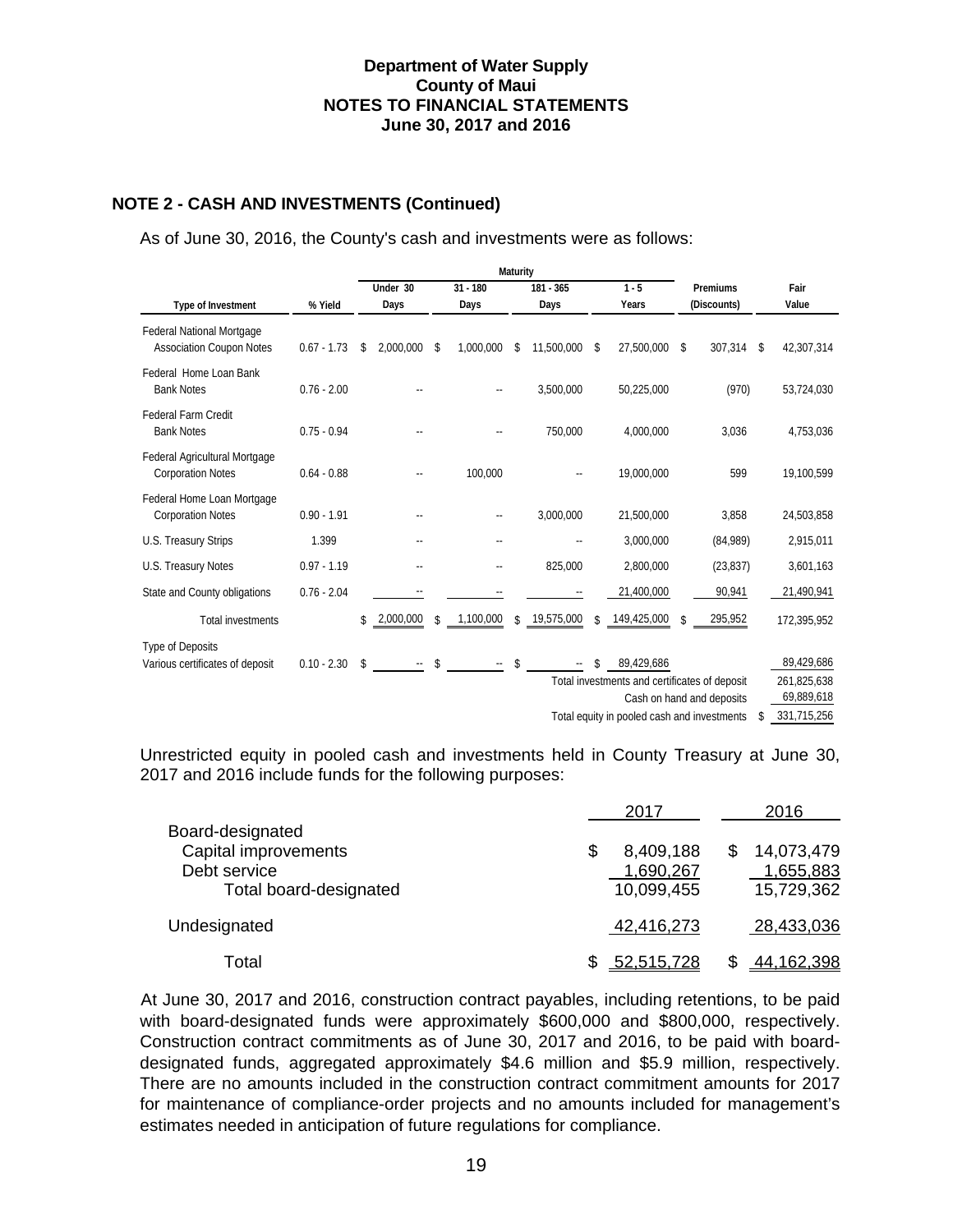# Department of Water Supply
# County of Maui
# NOTES TO FINANCIAL STATEMENTS
# June 30, 2017 and 2016

## NOTE 2 - CASH AND INVESTMENTS (Continued)

As of June 30, 2016, the County's cash and investments were as follows:

| Type of Investment | % Yield | Maturity Under 30 Days | Maturity 31 - 180 Days | Maturity 181 - 365 Days | Maturity 1 - 5 Years | Premiums (Discounts) | Fair Value |
|---|---|---|---|---|---|---|---|
| Federal National Mortgage Association Coupon Notes | 0.67 - 1.73 | $ 2,000,000 | $ 1,000,000 | $ 11,500,000 | $ 27,500,000 | $ 307,314 | $ 42,307,314 |
| Federal Home Loan Bank Bank Notes | 0.76 - 2.00 | -- | -- | 3,500,000 | 50,225,000 | (970) | 53,724,030 |
| Federal Farm Credit Bank Notes | 0.75 - 0.94 | -- | -- | 750,000 | 4,000,000 | 3,036 | 4,753,036 |
| Federal Agricultural Mortgage Corporation Notes | 0.64 - 0.88 | -- | 100,000 | -- | 19,000,000 | 599 | 19,100,599 |
| Federal Home Loan Mortgage Corporation Notes | 0.90 - 1.91 | -- | -- | 3,000,000 | 21,500,000 | 3,858 | 24,503,858 |
| U.S. Treasury Strips | 1.399 | -- | -- | -- | 3,000,000 | (84,989) | 2,915,011 |
| U.S. Treasury Notes | 0.97 - 1.19 | -- | -- | 825,000 | 2,800,000 | (23,837) | 3,601,163 |
| State and County obligations | 0.76 - 2.04 | -- | -- | -- | 21,400,000 | 90,941 | 21,490,941 |
| Total investments | | $ 2,000,000 | $ 1,100,000 | $ 19,575,000 | $ 149,425,000 | $ 295,952 | 172,395,952 |
| Type of Deposits | | | | | | | |
| Various certificates of deposit | 0.10 - 2.30 | $ -- | $ -- | $ -- | $ 89,429,686 | | 89,429,686 |
| Total investments and certificates of deposit | | | | | | | 261,825,638 |
| Cash on hand and deposits | | | | | | | 69,889,618 |
| Total equity in pooled cash and investments | | | | | | | $ 331,715,256 |

Unrestricted equity in pooled cash and investments held in County Treasury at June 30, 2017 and 2016 include funds for the following purposes:

| | 2017 | 2016 |
|---|---|---|
| Board-designated | | |
| Capital improvements | $ 8,409,188 | $ 14,073,479 |
| Debt service | 1,690,267 | 1,655,883 |
| Total board-designated | 10,099,455 | 15,729,362 |
| Undesignated | 42,416,273 | 28,433,036 |
| Total | $ 52,515,728 | $ 44,162,398 |

At June 30, 2017 and 2016, construction contract payables, including retentions, to be paid with board-designated funds were approximately \$600,000 and \$800,000, respectively. Construction contract commitments as of June 30, 2017 and 2016, to be paid with board-designated funds, aggregated approximately \$4.6 million and \$5.9 million, respectively. There are no amounts included in the construction contract commitment amounts for 2017 for maintenance of compliance-order projects and no amounts included for management's estimates needed in anticipation of future regulations for compliance.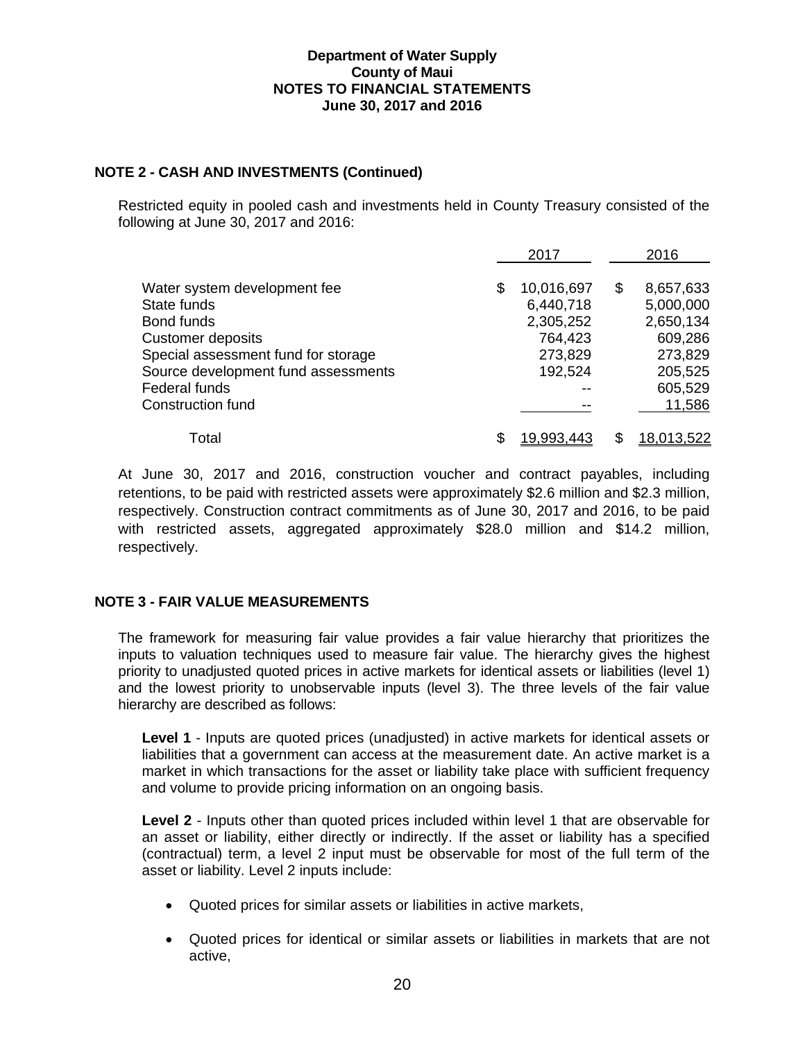## NOTE 2 - CASH AND INVESTMENTS (Continued)

Restricted equity in pooled cash and investments held in County Treasury consisted of the following at June 30, 2017 and 2016:

| | 2017 | 2016 |
|---|---|---|
| Water system development fee | $ 10,016,697 | $ 8,657,633 |
| State funds | 6,440,718 | 5,000,000 |
| Bond funds | 2,305,252 | 2,650,134 |
| Customer deposits | 764,423 | 609,286 |
| Special assessment fund for storage | 273,829 | 273,829 |
| Source development fund assessments | 192,524 | 205,525 |
| Federal funds | -- | 605,529 |
| Construction fund | -- | 11,586 |
| Total | $ 19,993,443 | $ 18,013,522 |

At June 30, 2017 and 2016, construction voucher and contract payables, including retentions, to be paid with restricted assets were approximately $2.6 million and $2.3 million, respectively. Construction contract commitments as of June 30, 2017 and 2016, to be paid with restricted assets, aggregated approximately $28.0 million and $14.2 million, respectively.

## NOTE 3 - FAIR VALUE MEASUREMENTS

The framework for measuring fair value provides a fair value hierarchy that prioritizes the inputs to valuation techniques used to measure fair value. The hierarchy gives the highest priority to unadjusted quoted prices in active markets for identical assets or liabilities (level 1) and the lowest priority to unobservable inputs (level 3). The three levels of the fair value hierarchy are described as follows:

**Level 1** - Inputs are quoted prices (unadjusted) in active markets for identical assets or liabilities that a government can access at the measurement date. An active market is a market in which transactions for the asset or liability take place with sufficient frequency and volume to provide pricing information on an ongoing basis.

**Level 2** - Inputs other than quoted prices included within level 1 that are observable for an asset or liability, either directly or indirectly. If the asset or liability has a specified (contractual) term, a level 2 input must be observable for most of the full term of the asset or liability. Level 2 inputs include:

- Quoted prices for similar assets or liabilities in active markets,
- Quoted prices for identical or similar assets or liabilities in markets that are not active,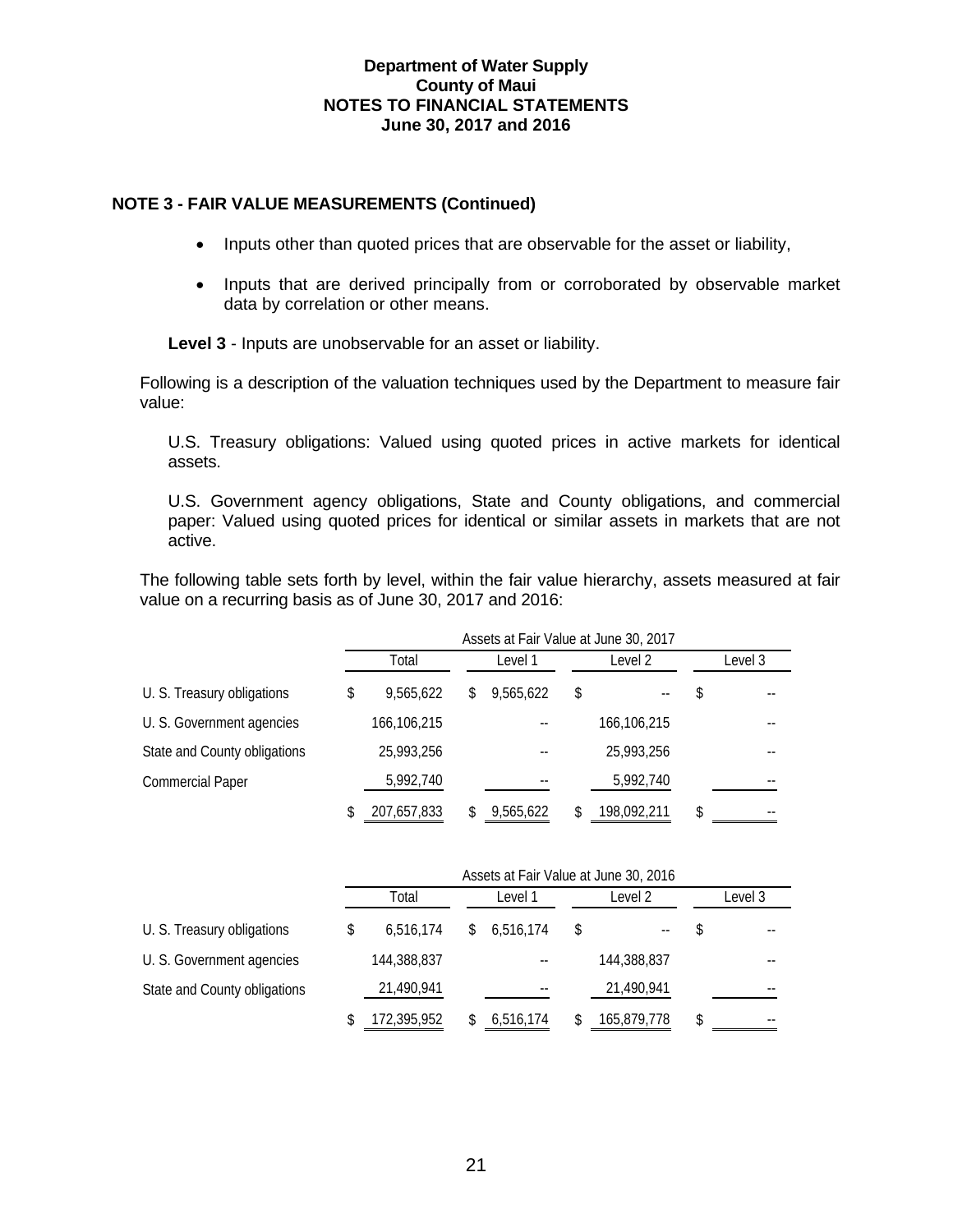## NOTE 3 - FAIR VALUE MEASUREMENTS (Continued)

- Inputs other than quoted prices that are observable for the asset or liability,
- Inputs that are derived principally from or corroborated by observable market data by correlation or other means.

**Level 3** - Inputs are unobservable for an asset or liability.

Following is a description of the valuation techniques used by the Department to measure fair value:

U.S. Treasury obligations: Valued using quoted prices in active markets for identical assets.

U.S. Government agency obligations, State and County obligations, and commercial paper: Valued using quoted prices for identical or similar assets in markets that are not active.

The following table sets forth by level, within the fair value hierarchy, assets measured at fair value on a recurring basis as of June 30, 2017 and 2016:

| | Assets at Fair Value at June 30, 2017 | | | |
|---|---|---|---|---|
| | Total | Level 1 | Level 2 | Level 3 |
| U. S. Treasury obligations | $ 9,565,622 | $ 9,565,622 | $ -- | $ -- |
| U. S. Government agencies | 166,106,215 | -- | 166,106,215 | -- |
| State and County obligations | 25,993,256 | -- | 25,993,256 | -- |
| Commercial Paper | 5,992,740 | -- | 5,992,740 | -- |
| | $ 207,657,833 | $ 9,565,622 | $ 198,092,211 | $ -- |

| | Assets at Fair Value at June 30, 2016 | | | |
|---|---|---|---|---|
| | Total | Level 1 | Level 2 | Level 3 |
| U. S. Treasury obligations | $ 6,516,174 | $ 6,516,174 | $ -- | $ -- |
| U. S. Government agencies | 144,388,837 | -- | 144,388,837 | -- |
| State and County obligations | 21,490,941 | -- | 21,490,941 | -- |
| | $ 172,395,952 | $ 6,516,174 | $ 165,879,778 | $ -- |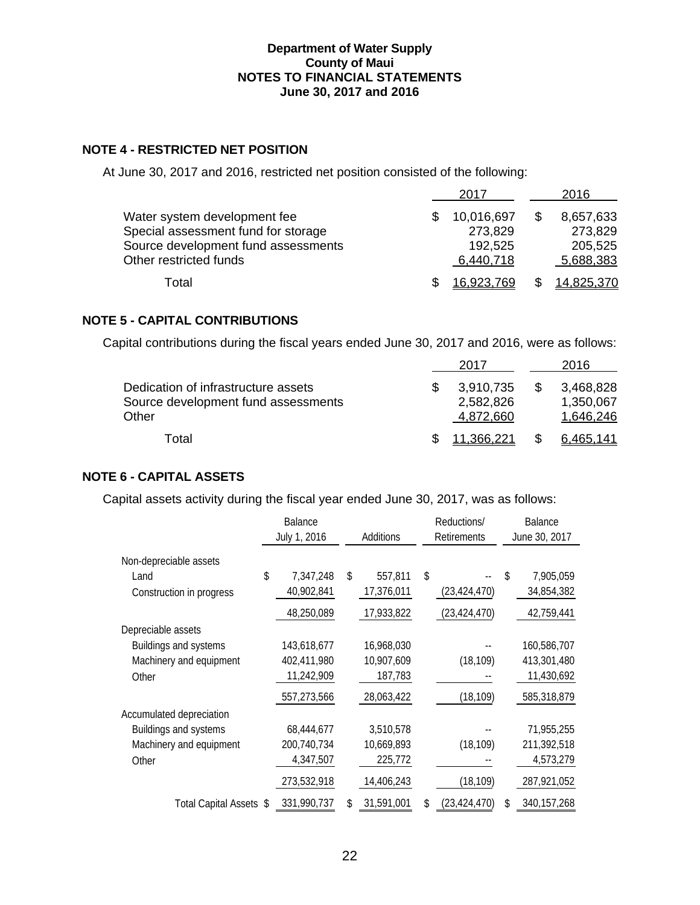**Department of Water Supply**
**County of Maui**
**NOTES TO FINANCIAL STATEMENTS**
**June 30, 2017 and 2016**

## NOTE 4 - RESTRICTED NET POSITION

At June 30, 2017 and 2016, restricted net position consisted of the following:

| | 2017 | 2016 |
|---|---|---|
| Water system development fee | $ 10,016,697 | $ 8,657,633 |
| Special assessment fund for storage | 273,829 | 273,829 |
| Source development fund assessments | 192,525 | 205,525 |
| Other restricted funds | 6,440,718 | 5,688,383 |
| Total | $ 16,923,769 | $ 14,825,370 |

## NOTE 5 - CAPITAL CONTRIBUTIONS

Capital contributions during the fiscal years ended June 30, 2017 and 2016, were as follows:

| | 2017 | 2016 |
|---|---|---|
| Dedication of infrastructure assets | $ 3,910,735 | $ 3,468,828 |
| Source development fund assessments | 2,582,826 | 1,350,067 |
| Other | 4,872,660 | 1,646,246 |
| Total | $ 11,366,221 | $ 6,465,141 |

## NOTE 6 - CAPITAL ASSETS

Capital assets activity during the fiscal year ended June 30, 2017, was as follows:

| | Balance July 1, 2016 | Additions | Reductions/ Retirements | Balance June 30, 2017 |
|---|---|---|---|---|
| Non-depreciable assets | | | | |
| Land | $ 7,347,248 | $ 557,811 | $ -- | $ 7,905,059 |
| Construction in progress | 40,902,841 | 17,376,011 | (23,424,470) | 34,854,382 |
| | 48,250,089 | 17,933,822 | (23,424,470) | 42,759,441 |
| Depreciable assets | | | | |
| Buildings and systems | 143,618,677 | 16,968,030 | -- | 160,586,707 |
| Machinery and equipment | 402,411,980 | 10,907,609 | (18,109) | 413,301,480 |
| Other | 11,242,909 | 187,783 | -- | 11,430,692 |
| | 557,273,566 | 28,063,422 | (18,109) | 585,318,879 |
| Accumulated depreciation | | | | |
| Buildings and systems | 68,444,677 | 3,510,578 | -- | 71,955,255 |
| Machinery and equipment | 200,740,734 | 10,669,893 | (18,109) | 211,392,518 |
| Other | 4,347,507 | 225,772 | -- | 4,573,279 |
| | 273,532,918 | 14,406,243 | (18,109) | 287,921,052 |
| Total Capital Assets | $ 331,990,737 | $ 31,591,001 | $ (23,424,470) | $ 340,157,268 |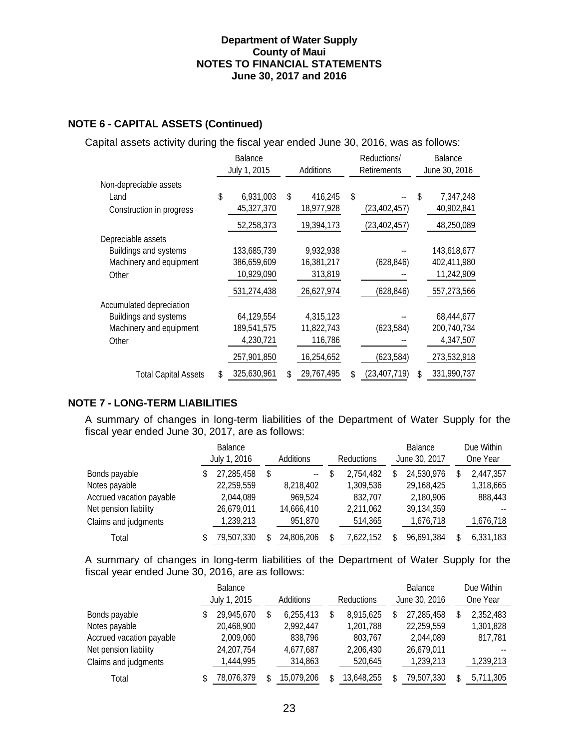## NOTE 6 - CAPITAL ASSETS (Continued)

Capital assets activity during the fiscal year ended June 30, 2016, was as follows:

| | Balance July 1, 2015 | Additions | Reductions/ Retirements | Balance June 30, 2016 |
|---|---|---|---|---|
| Non-depreciable assets | | | | |
| Land | $ 6,931,003 | $ 416,245 | $ -- | $ 7,347,248 |
| Construction in progress | 45,327,370 | 18,977,928 | (23,402,457) | 40,902,841 |
| | 52,258,373 | 19,394,173 | (23,402,457) | 48,250,089 |
| Depreciable assets | | | | |
| Buildings and systems | 133,685,739 | 9,932,938 | -- | 143,618,677 |
| Machinery and equipment | 386,659,609 | 16,381,217 | (628,846) | 402,411,980 |
| Other | 10,929,090 | 313,819 | -- | 11,242,909 |
| | 531,274,438 | 26,627,974 | (628,846) | 557,273,566 |
| Accumulated depreciation | | | | |
| Buildings and systems | 64,129,554 | 4,315,123 | -- | 68,444,677 |
| Machinery and equipment | 189,541,575 | 11,822,743 | (623,584) | 200,740,734 |
| Other | 4,230,721 | 116,786 | -- | 4,347,507 |
| | 257,901,850 | 16,254,652 | (623,584) | 273,532,918 |
| Total Capital Assets | $ 325,630,961 | $ 29,767,495 | $ (23,407,719) | $ 331,990,737 |

## NOTE 7 - LONG-TERM LIABILITIES

A summary of changes in long-term liabilities of the Department of Water Supply for the fiscal year ended June 30, 2017, are as follows:

| | Balance July 1, 2016 | Additions | Reductions | Balance June 30, 2017 | Due Within One Year |
|---|---|---|---|---|---|
| Bonds payable | $ 27,285,458 | $ -- | $ 2,754,482 | $ 24,530,976 | $ 2,447,357 |
| Notes payable | 22,259,559 | 8,218,402 | 1,309,536 | 29,168,425 | 1,318,665 |
| Accrued vacation payable | 2,044,089 | 969,524 | 832,707 | 2,180,906 | 888,443 |
| Net pension liability | 26,679,011 | 14,666,410 | 2,211,062 | 39,134,359 | -- |
| Claims and judgments | 1,239,213 | 951,870 | 514,365 | 1,676,718 | 1,676,718 |
| Total | $ 79,507,330 | $ 24,806,206 | $ 7,622,152 | $ 96,691,384 | $ 6,331,183 |

A summary of changes in long-term liabilities of the Department of Water Supply for the fiscal year ended June 30, 2016, are as follows:

| | Balance July 1, 2015 | Additions | Reductions | Balance June 30, 2016 | Due Within One Year |
|---|---|---|---|---|---|
| Bonds payable | $ 29,945,670 | $ 6,255,413 | $ 8,915,625 | $ 27,285,458 | $ 2,352,483 |
| Notes payable | 20,468,900 | 2,992,447 | 1,201,788 | 22,259,559 | 1,301,828 |
| Accrued vacation payable | 2,009,060 | 838,796 | 803,767 | 2,044,089 | 817,781 |
| Net pension liability | 24,207,754 | 4,677,687 | 2,206,430 | 26,679,011 | -- |
| Claims and judgments | 1,444,995 | 314,863 | 520,645 | 1,239,213 | 1,239,213 |
| Total | $ 78,076,379 | $ 15,079,206 | $ 13,648,255 | $ 79,507,330 | $ 5,711,305 |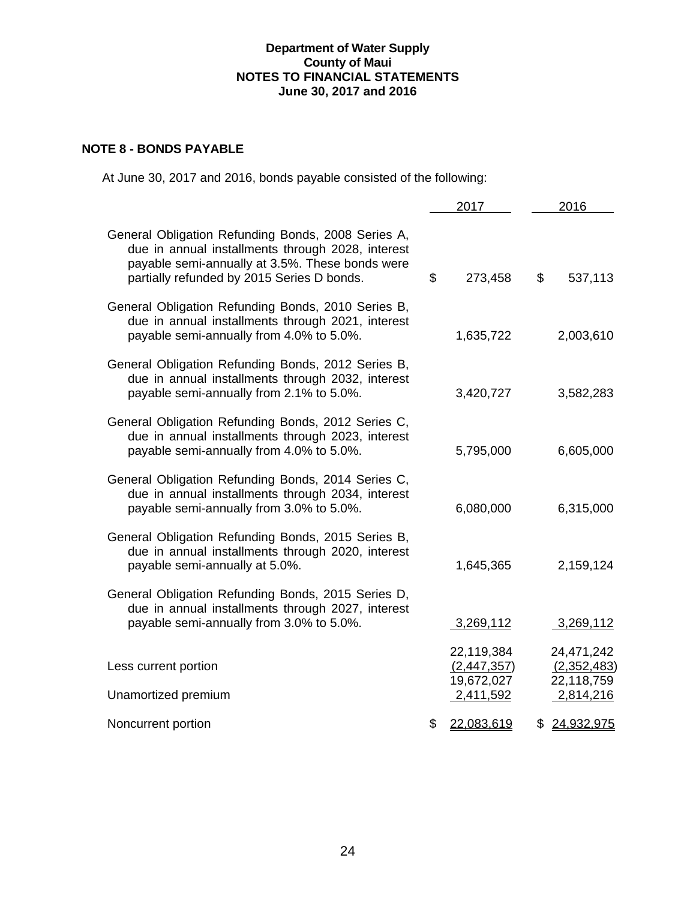**Department of Water Supply**
**County of Maui**
**NOTES TO FINANCIAL STATEMENTS**
**June 30, 2017 and 2016**

## NOTE 8 - BONDS PAYABLE

At June 30, 2017 and 2016, bonds payable consisted of the following:

| | 2017 | 2016 |
|---|---|---|
| General Obligation Refunding Bonds, 2008 Series A, due in annual installments through 2028, interest payable semi-annually at 3.5%. These bonds were partially refunded by 2015 Series D bonds. | $ 273,458 | $ 537,113 |
| General Obligation Refunding Bonds, 2010 Series B, due in annual installments through 2021, interest payable semi-annually from 4.0% to 5.0%. | 1,635,722 | 2,003,610 |
| General Obligation Refunding Bonds, 2012 Series B, due in annual installments through 2032, interest payable semi-annually from 2.1% to 5.0%. | 3,420,727 | 3,582,283 |
| General Obligation Refunding Bonds, 2012 Series C, due in annual installments through 2023, interest payable semi-annually from 4.0% to 5.0%. | 5,795,000 | 6,605,000 |
| General Obligation Refunding Bonds, 2014 Series C, due in annual installments through 2034, interest payable semi-annually from 3.0% to 5.0%. | 6,080,000 | 6,315,000 |
| General Obligation Refunding Bonds, 2015 Series B, due in annual installments through 2020, interest payable semi-annually at 5.0%. | 1,645,365 | 2,159,124 |
| General Obligation Refunding Bonds, 2015 Series D, due in annual installments through 2027, interest payable semi-annually from 3.0% to 5.0%. | 3,269,112 | 3,269,112 |
| | 22,119,384 | 24,471,242 |
| Less current portion | (2,447,357) | (2,352,483) |
| | 19,672,027 | 22,118,759 |
| Unamortized premium | 2,411,592 | 2,814,216 |
| Noncurrent portion | $ 22,083,619 | $ 24,932,975 |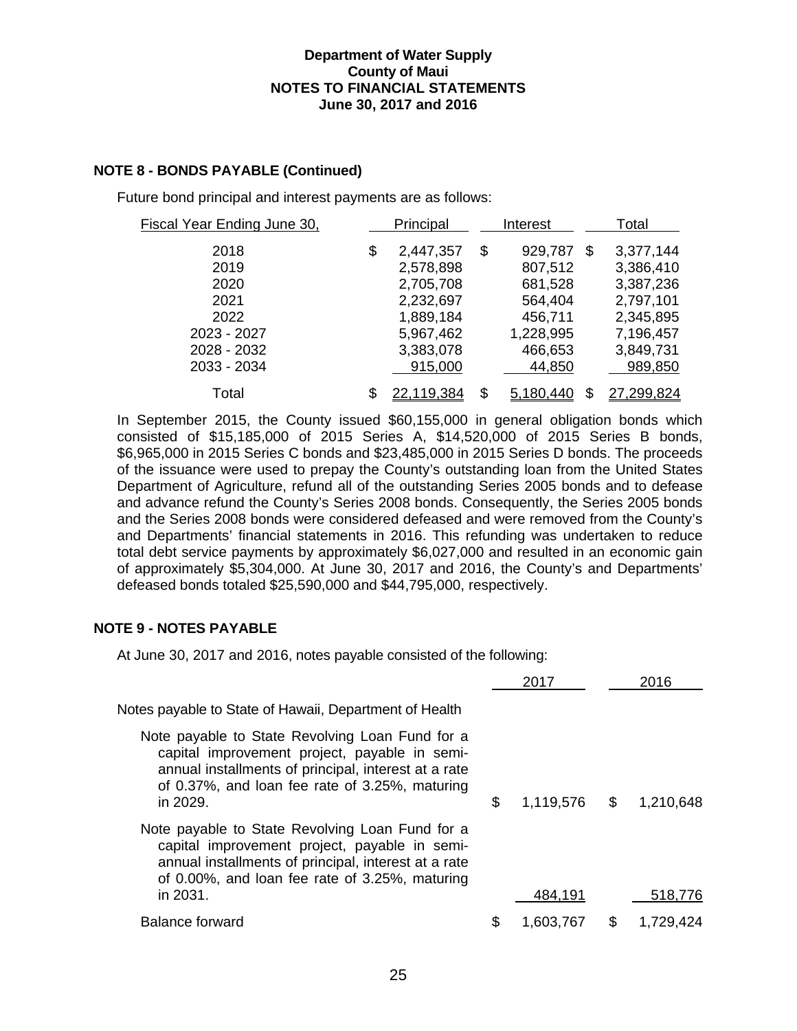**Department of Water Supply**
**County of Maui**
**NOTES TO FINANCIAL STATEMENTS**
**June 30, 2017 and 2016**

## NOTE 8 - BONDS PAYABLE (Continued)

Future bond principal and interest payments are as follows:

| Fiscal Year Ending June 30, | Principal | Interest | Total |
|---|---|---|---|
| 2018 | $ 2,447,357 | $ 929,787 | $ 3,377,144 |
| 2019 | 2,578,898 | 807,512 | 3,386,410 |
| 2020 | 2,705,708 | 681,528 | 3,387,236 |
| 2021 | 2,232,697 | 564,404 | 2,797,101 |
| 2022 | 1,889,184 | 456,711 | 2,345,895 |
| 2023 - 2027 | 5,967,462 | 1,228,995 | 7,196,457 |
| 2028 - 2032 | 3,383,078 | 466,653 | 3,849,731 |
| 2033 - 2034 | 915,000 | 44,850 | 989,850 |
| Total | $ 22,119,384 | $ 5,180,440 | $ 27,299,824 |

In September 2015, the County issued $60,155,000 in general obligation bonds which consisted of $15,185,000 of 2015 Series A, $14,520,000 of 2015 Series B bonds, $6,965,000 in 2015 Series C bonds and $23,485,000 in 2015 Series D bonds. The proceeds of the issuance were used to prepay the County's outstanding loan from the United States Department of Agriculture, refund all of the outstanding Series 2005 bonds and to defease and advance refund the County's Series 2008 bonds. Consequently, the Series 2005 bonds and the Series 2008 bonds were considered defeased and were removed from the County's and Departments' financial statements in 2016. This refunding was undertaken to reduce total debt service payments by approximately $6,027,000 and resulted in an economic gain of approximately $5,304,000. At June 30, 2017 and 2016, the County's and Departments' defeased bonds totaled $25,590,000 and $44,795,000, respectively.

## NOTE 9 - NOTES PAYABLE

At June 30, 2017 and 2016, notes payable consisted of the following:

| | 2017 | 2016 |
|---|---|---|
| Notes payable to State of Hawaii, Department of Health | | |
| Note payable to State Revolving Loan Fund for a capital improvement project, payable in semi-annual installments of principal, interest at a rate of 0.37%, and loan fee rate of 3.25%, maturing in 2029. | $ 1,119,576 | $ 1,210,648 |
| Note payable to State Revolving Loan Fund for a capital improvement project, payable in semi-annual installments of principal, interest at a rate of 0.00%, and loan fee rate of 3.25%, maturing in 2031. | 484,191 | 518,776 |
| Balance forward | $ 1,603,767 | $ 1,729,424 |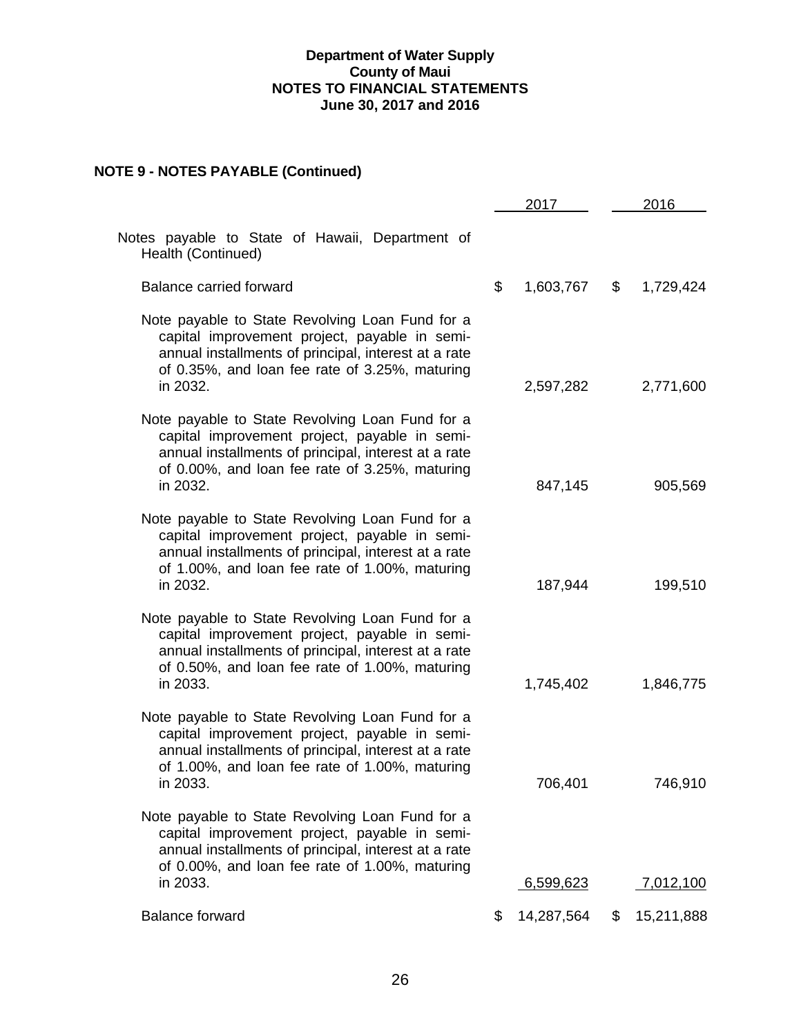**Department of Water Supply**
**County of Maui**
**NOTES TO FINANCIAL STATEMENTS**
**June 30, 2017 and 2016**

## NOTE 9 - NOTES PAYABLE (Continued)

| | 2017 | 2016 |
|---|---|---|
| Notes payable to State of Hawaii, Department of Health (Continued) | | |
| Balance carried forward | $ 1,603,767 | $ 1,729,424 |
| Note payable to State Revolving Loan Fund for a capital improvement project, payable in semi-annual installments of principal, interest at a rate of 0.35%, and loan fee rate of 3.25%, maturing in 2032. | 2,597,282 | 2,771,600 |
| Note payable to State Revolving Loan Fund for a capital improvement project, payable in semi-annual installments of principal, interest at a rate of 0.00%, and loan fee rate of 3.25%, maturing in 2032. | 847,145 | 905,569 |
| Note payable to State Revolving Loan Fund for a capital improvement project, payable in semi-annual installments of principal, interest at a rate of 1.00%, and loan fee rate of 1.00%, maturing in 2032. | 187,944 | 199,510 |
| Note payable to State Revolving Loan Fund for a capital improvement project, payable in semi-annual installments of principal, interest at a rate of 0.50%, and loan fee rate of 1.00%, maturing in 2033. | 1,745,402 | 1,846,775 |
| Note payable to State Revolving Loan Fund for a capital improvement project, payable in semi-annual installments of principal, interest at a rate of 1.00%, and loan fee rate of 1.00%, maturing in 2033. | 706,401 | 746,910 |
| Note payable to State Revolving Loan Fund for a capital improvement project, payable in semi-annual installments of principal, interest at a rate of 0.00%, and loan fee rate of 1.00%, maturing in 2033. | 6,599,623 | 7,012,100 |
| Balance forward | $ 14,287,564 | $ 15,211,888 |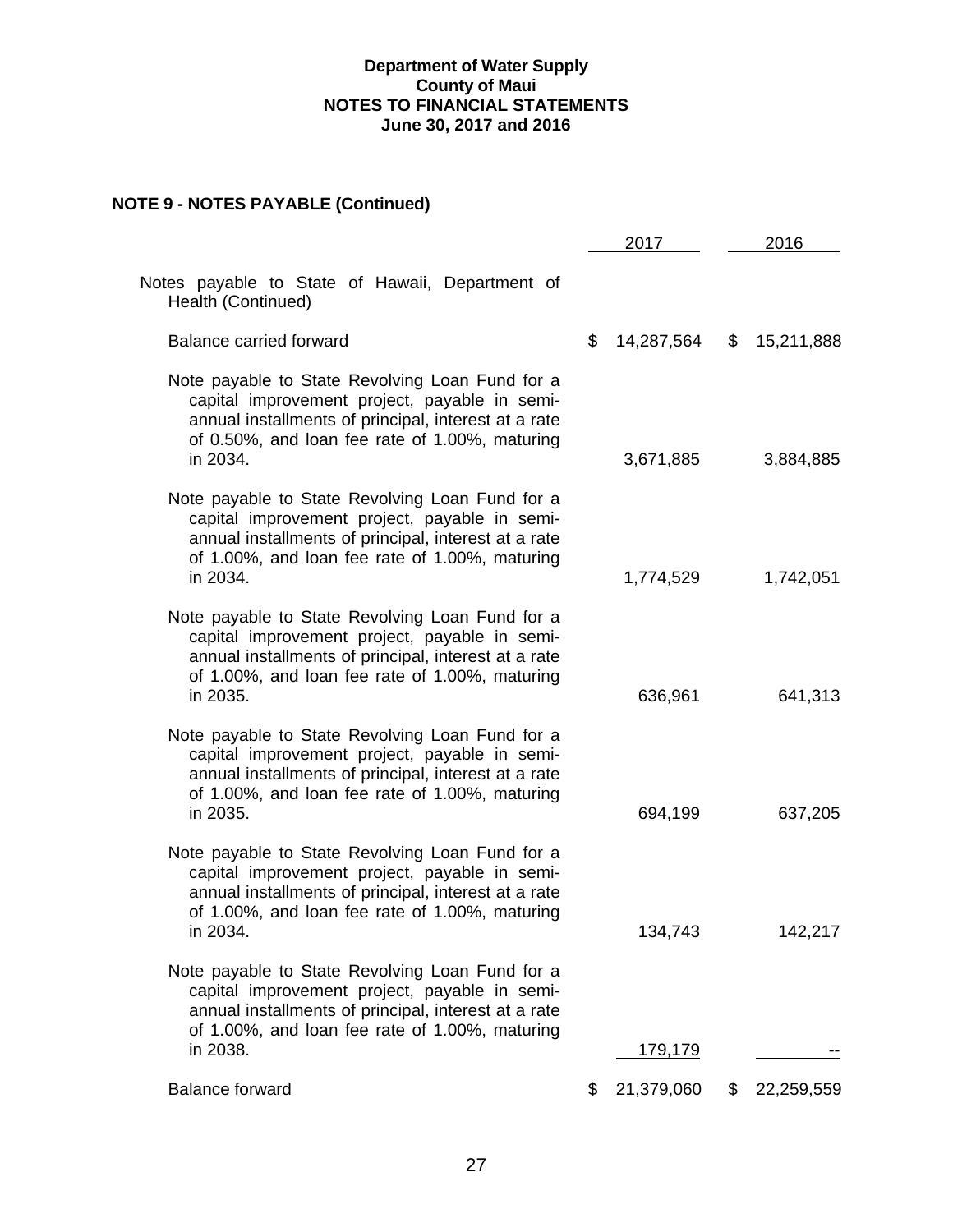## NOTE 9 - NOTES PAYABLE (Continued)

| | 2017 | 2016 |
|---|---|---|
| Notes payable to State of Hawaii, Department of Health (Continued) | | |
| Balance carried forward | $ 14,287,564 | $ 15,211,888 |
| Note payable to State Revolving Loan Fund for a capital improvement project, payable in semi-annual installments of principal, interest at a rate of 0.50%, and loan fee rate of 1.00%, maturing in 2034. | 3,671,885 | 3,884,885 |
| Note payable to State Revolving Loan Fund for a capital improvement project, payable in semi-annual installments of principal, interest at a rate of 1.00%, and loan fee rate of 1.00%, maturing in 2034. | 1,774,529 | 1,742,051 |
| Note payable to State Revolving Loan Fund for a capital improvement project, payable in semi-annual installments of principal, interest at a rate of 1.00%, and loan fee rate of 1.00%, maturing in 2035. | 636,961 | 641,313 |
| Note payable to State Revolving Loan Fund for a capital improvement project, payable in semi-annual installments of principal, interest at a rate of 1.00%, and loan fee rate of 1.00%, maturing in 2035. | 694,199 | 637,205 |
| Note payable to State Revolving Loan Fund for a capital improvement project, payable in semi-annual installments of principal, interest at a rate of 1.00%, and loan fee rate of 1.00%, maturing in 2034. | 134,743 | 142,217 |
| Note payable to State Revolving Loan Fund for a capital improvement project, payable in semi-annual installments of principal, interest at a rate of 1.00%, and loan fee rate of 1.00%, maturing in 2038. | 179,179 | -- |
| Balance forward | $ 21,379,060 | $ 22,259,559 |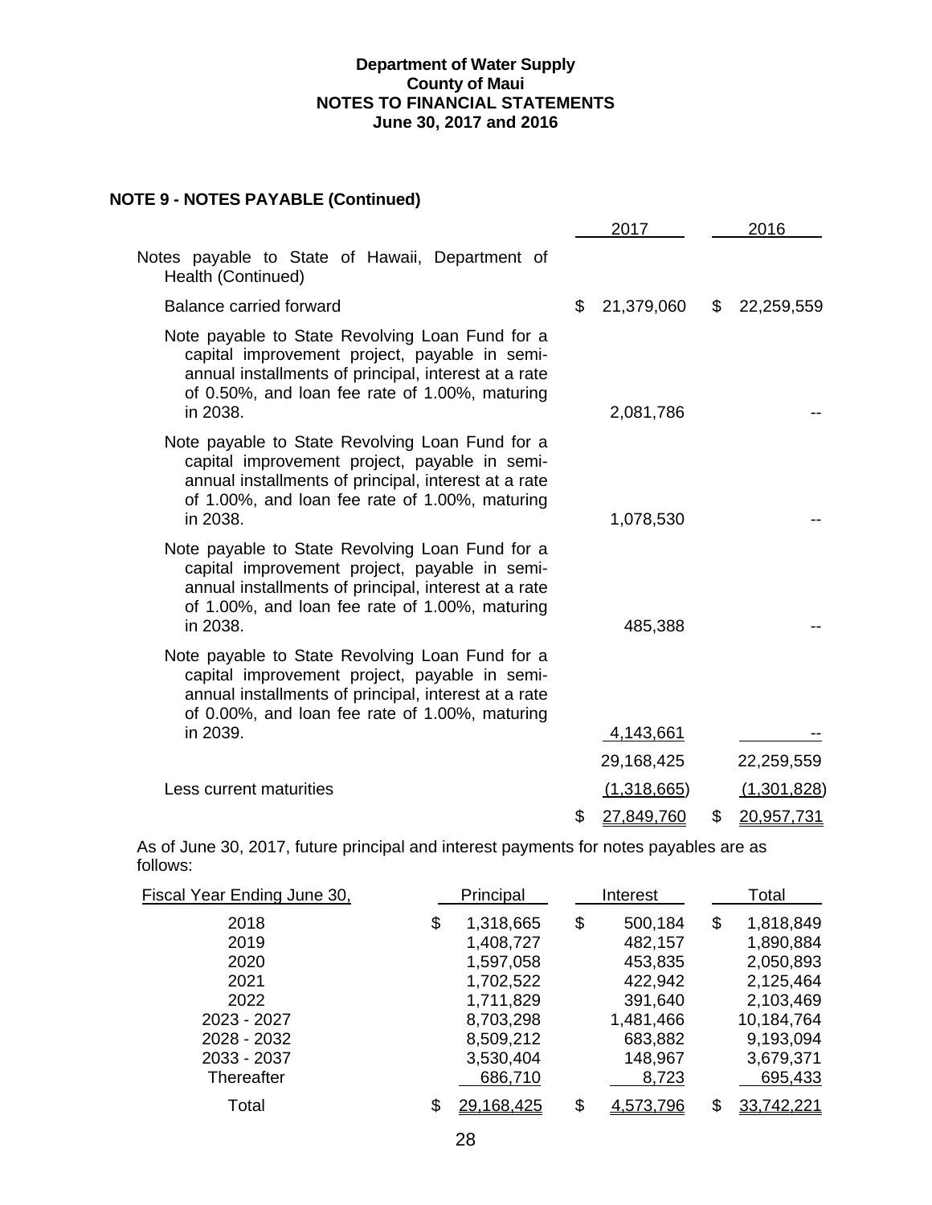## NOTE 9 - NOTES PAYABLE (Continued)

| | 2017 | 2016 |
|---|---|---|
| Notes payable to State of Hawaii, Department of Health (Continued) | | |
| Balance carried forward | $ 21,379,060 | $ 22,259,559 |
| Note payable to State Revolving Loan Fund for a capital improvement project, payable in semi-annual installments of principal, interest at a rate of 0.50%, and loan fee rate of 1.00%, maturing in 2038. | 2,081,786 | -- |
| Note payable to State Revolving Loan Fund for a capital improvement project, payable in semi-annual installments of principal, interest at a rate of 1.00%, and loan fee rate of 1.00%, maturing in 2038. | 1,078,530 | -- |
| Note payable to State Revolving Loan Fund for a capital improvement project, payable in semi-annual installments of principal, interest at a rate of 1.00%, and loan fee rate of 1.00%, maturing in 2038. | 485,388 | -- |
| Note payable to State Revolving Loan Fund for a capital improvement project, payable in semi-annual installments of principal, interest at a rate of 0.00%, and loan fee rate of 1.00%, maturing in 2039. | 4,143,661 | -- |
| | 29,168,425 | 22,259,559 |
| Less current maturities | (1,318,665) | (1,301,828) |
| | $ 27,849,760 | $ 20,957,731 |

As of June 30, 2017, future principal and interest payments for notes payables are as follows:

| Fiscal Year Ending June 30, | Principal | Interest | Total |
|---|---|---|---|
| 2018 | $ 1,318,665 | $ 500,184 | $ 1,818,849 |
| 2019 | 1,408,727 | 482,157 | 1,890,884 |
| 2020 | 1,597,058 | 453,835 | 2,050,893 |
| 2021 | 1,702,522 | 422,942 | 2,125,464 |
| 2022 | 1,711,829 | 391,640 | 2,103,469 |
| 2023 - 2027 | 8,703,298 | 1,481,466 | 10,184,764 |
| 2028 - 2032 | 8,509,212 | 683,882 | 9,193,094 |
| 2033 - 2037 | 3,530,404 | 148,967 | 3,679,371 |
| Thereafter | 686,710 | 8,723 | 695,433 |
| Total | $ 29,168,425 | $ 4,573,796 | $ 33,742,221 |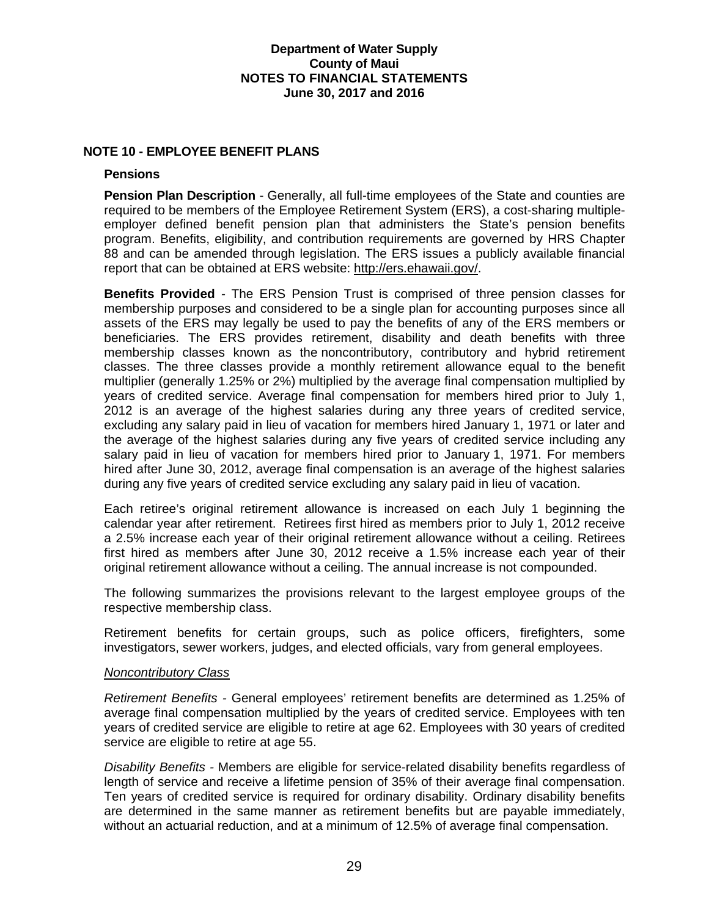## NOTE 10 - EMPLOYEE BENEFIT PLANS

### Pensions

**Pension Plan Description** - Generally, all full-time employees of the State and counties are required to be members of the Employee Retirement System (ERS), a cost-sharing multiple-employer defined benefit pension plan that administers the State's pension benefits program. Benefits, eligibility, and contribution requirements are governed by HRS Chapter 88 and can be amended through legislation. The ERS issues a publicly available financial report that can be obtained at ERS website: http://ers.ehawaii.gov/.

**Benefits Provided** - The ERS Pension Trust is comprised of three pension classes for membership purposes and considered to be a single plan for accounting purposes since all assets of the ERS may legally be used to pay the benefits of any of the ERS members or beneficiaries. The ERS provides retirement, disability and death benefits with three membership classes known as the noncontributory, contributory and hybrid retirement classes. The three classes provide a monthly retirement allowance equal to the benefit multiplier (generally 1.25% or 2%) multiplied by the average final compensation multiplied by years of credited service. Average final compensation for members hired prior to July 1, 2012 is an average of the highest salaries during any three years of credited service, excluding any salary paid in lieu of vacation for members hired January 1, 1971 or later and the average of the highest salaries during any five years of credited service including any salary paid in lieu of vacation for members hired prior to January 1, 1971. For members hired after June 30, 2012, average final compensation is an average of the highest salaries during any five years of credited service excluding any salary paid in lieu of vacation.

Each retiree's original retirement allowance is increased on each July 1 beginning the calendar year after retirement. Retirees first hired as members prior to July 1, 2012 receive a 2.5% increase each year of their original retirement allowance without a ceiling. Retirees first hired as members after June 30, 2012 receive a 1.5% increase each year of their original retirement allowance without a ceiling. The annual increase is not compounded.

The following summarizes the provisions relevant to the largest employee groups of the respective membership class.

Retirement benefits for certain groups, such as police officers, firefighters, some investigators, sewer workers, judges, and elected officials, vary from general employees.

_Noncontributory Class_

*Retirement Benefits* - General employees' retirement benefits are determined as 1.25% of average final compensation multiplied by the years of credited service. Employees with ten years of credited service are eligible to retire at age 62. Employees with 30 years of credited service are eligible to retire at age 55.

*Disability Benefits* - Members are eligible for service-related disability benefits regardless of length of service and receive a lifetime pension of 35% of their average final compensation. Ten years of credited service is required for ordinary disability. Ordinary disability benefits are determined in the same manner as retirement benefits but are payable immediately, without an actuarial reduction, and at a minimum of 12.5% of average final compensation.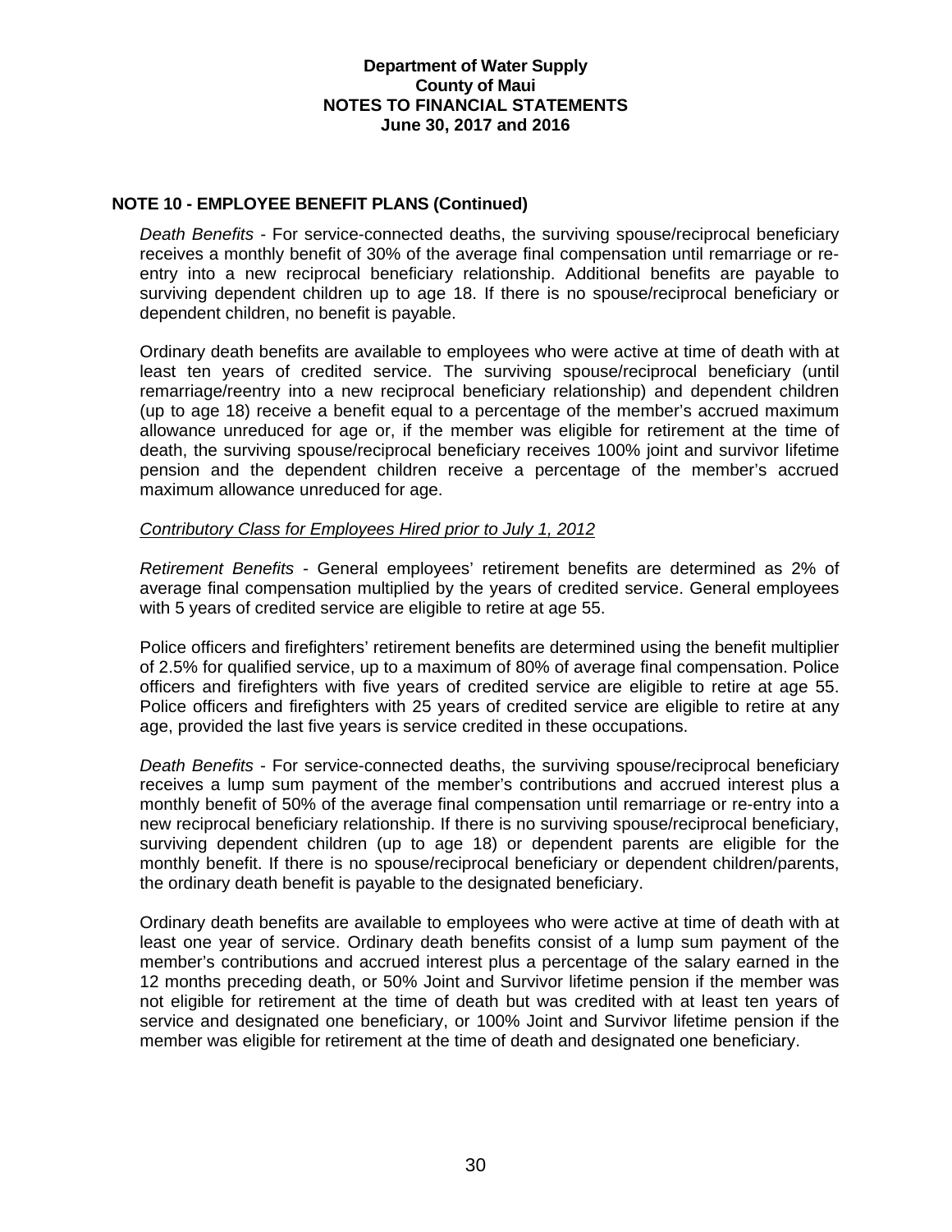## NOTE 10 - EMPLOYEE BENEFIT PLANS (Continued)

*Death Benefits* - For service-connected deaths, the surviving spouse/reciprocal beneficiary receives a monthly benefit of 30% of the average final compensation until remarriage or re-entry into a new reciprocal beneficiary relationship. Additional benefits are payable to surviving dependent children up to age 18. If there is no spouse/reciprocal beneficiary or dependent children, no benefit is payable.

Ordinary death benefits are available to employees who were active at time of death with at least ten years of credited service. The surviving spouse/reciprocal beneficiary (until remarriage/reentry into a new reciprocal beneficiary relationship) and dependent children (up to age 18) receive a benefit equal to a percentage of the member's accrued maximum allowance unreduced for age or, if the member was eligible for retirement at the time of death, the surviving spouse/reciprocal beneficiary receives 100% joint and survivor lifetime pension and the dependent children receive a percentage of the member's accrued maximum allowance unreduced for age.

*Contributory Class for Employees Hired prior to July 1, 2012*

*Retirement Benefits* - General employees' retirement benefits are determined as 2% of average final compensation multiplied by the years of credited service. General employees with 5 years of credited service are eligible to retire at age 55.

Police officers and firefighters' retirement benefits are determined using the benefit multiplier of 2.5% for qualified service, up to a maximum of 80% of average final compensation. Police officers and firefighters with five years of credited service are eligible to retire at age 55. Police officers and firefighters with 25 years of credited service are eligible to retire at any age, provided the last five years is service credited in these occupations.

*Death Benefits* - For service-connected deaths, the surviving spouse/reciprocal beneficiary receives a lump sum payment of the member's contributions and accrued interest plus a monthly benefit of 50% of the average final compensation until remarriage or re-entry into a new reciprocal beneficiary relationship. If there is no surviving spouse/reciprocal beneficiary, surviving dependent children (up to age 18) or dependent parents are eligible for the monthly benefit. If there is no spouse/reciprocal beneficiary or dependent children/parents, the ordinary death benefit is payable to the designated beneficiary.

Ordinary death benefits are available to employees who were active at time of death with at least one year of service. Ordinary death benefits consist of a lump sum payment of the member's contributions and accrued interest plus a percentage of the salary earned in the 12 months preceding death, or 50% Joint and Survivor lifetime pension if the member was not eligible for retirement at the time of death but was credited with at least ten years of service and designated one beneficiary, or 100% Joint and Survivor lifetime pension if the member was eligible for retirement at the time of death and designated one beneficiary.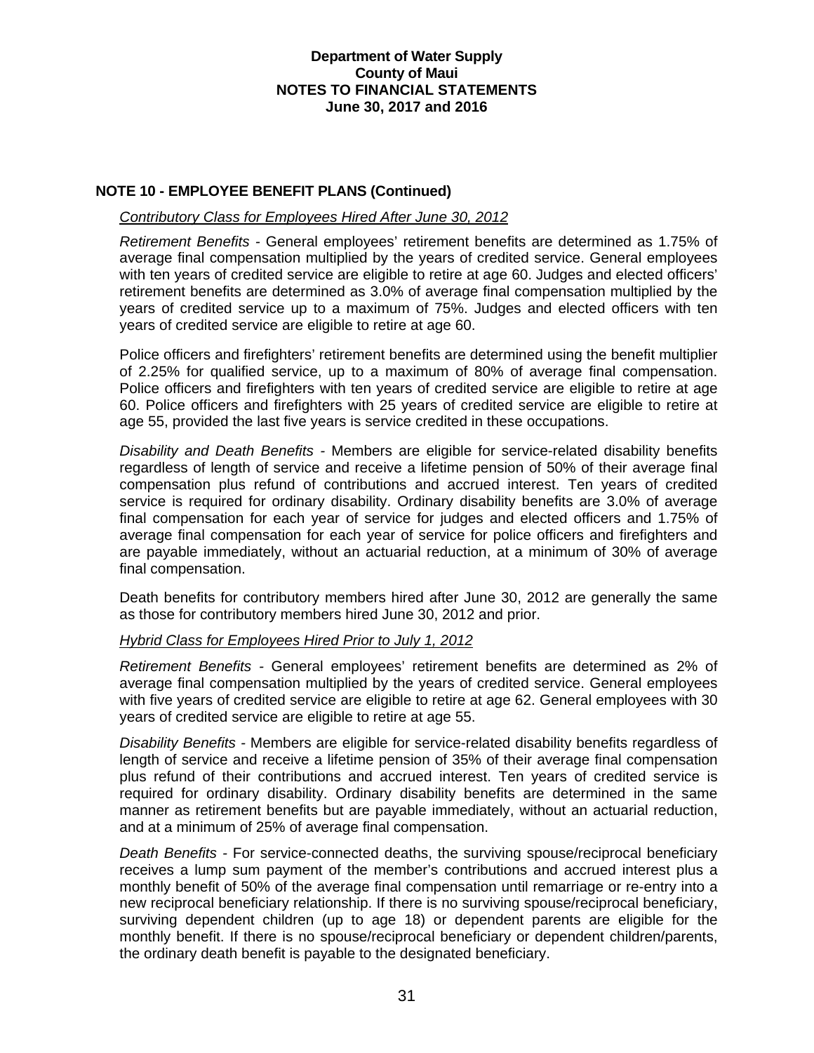## NOTE 10 - EMPLOYEE BENEFIT PLANS (Continued)

Contributory Class for Employees Hired After June 30, 2012

*Retirement Benefits* - General employees' retirement benefits are determined as 1.75% of average final compensation multiplied by the years of credited service. General employees with ten years of credited service are eligible to retire at age 60. Judges and elected officers' retirement benefits are determined as 3.0% of average final compensation multiplied by the years of credited service up to a maximum of 75%. Judges and elected officers with ten years of credited service are eligible to retire at age 60.

Police officers and firefighters' retirement benefits are determined using the benefit multiplier of 2.25% for qualified service, up to a maximum of 80% of average final compensation. Police officers and firefighters with ten years of credited service are eligible to retire at age 60. Police officers and firefighters with 25 years of credited service are eligible to retire at age 55, provided the last five years is service credited in these occupations.

*Disability and Death Benefits* - Members are eligible for service-related disability benefits regardless of length of service and receive a lifetime pension of 50% of their average final compensation plus refund of contributions and accrued interest. Ten years of credited service is required for ordinary disability. Ordinary disability benefits are 3.0% of average final compensation for each year of service for judges and elected officers and 1.75% of average final compensation for each year of service for police officers and firefighters and are payable immediately, without an actuarial reduction, at a minimum of 30% of average final compensation.

Death benefits for contributory members hired after June 30, 2012 are generally the same as those for contributory members hired June 30, 2012 and prior.

Hybrid Class for Employees Hired Prior to July 1, 2012

*Retirement Benefits* - General employees' retirement benefits are determined as 2% of average final compensation multiplied by the years of credited service. General employees with five years of credited service are eligible to retire at age 62. General employees with 30 years of credited service are eligible to retire at age 55.

*Disability Benefits* - Members are eligible for service-related disability benefits regardless of length of service and receive a lifetime pension of 35% of their average final compensation plus refund of their contributions and accrued interest. Ten years of credited service is required for ordinary disability. Ordinary disability benefits are determined in the same manner as retirement benefits but are payable immediately, without an actuarial reduction, and at a minimum of 25% of average final compensation.

*Death Benefits* - For service-connected deaths, the surviving spouse/reciprocal beneficiary receives a lump sum payment of the member's contributions and accrued interest plus a monthly benefit of 50% of the average final compensation until remarriage or re-entry into a new reciprocal beneficiary relationship. If there is no surviving spouse/reciprocal beneficiary, surviving dependent children (up to age 18) or dependent parents are eligible for the monthly benefit. If there is no spouse/reciprocal beneficiary or dependent children/parents, the ordinary death benefit is payable to the designated beneficiary.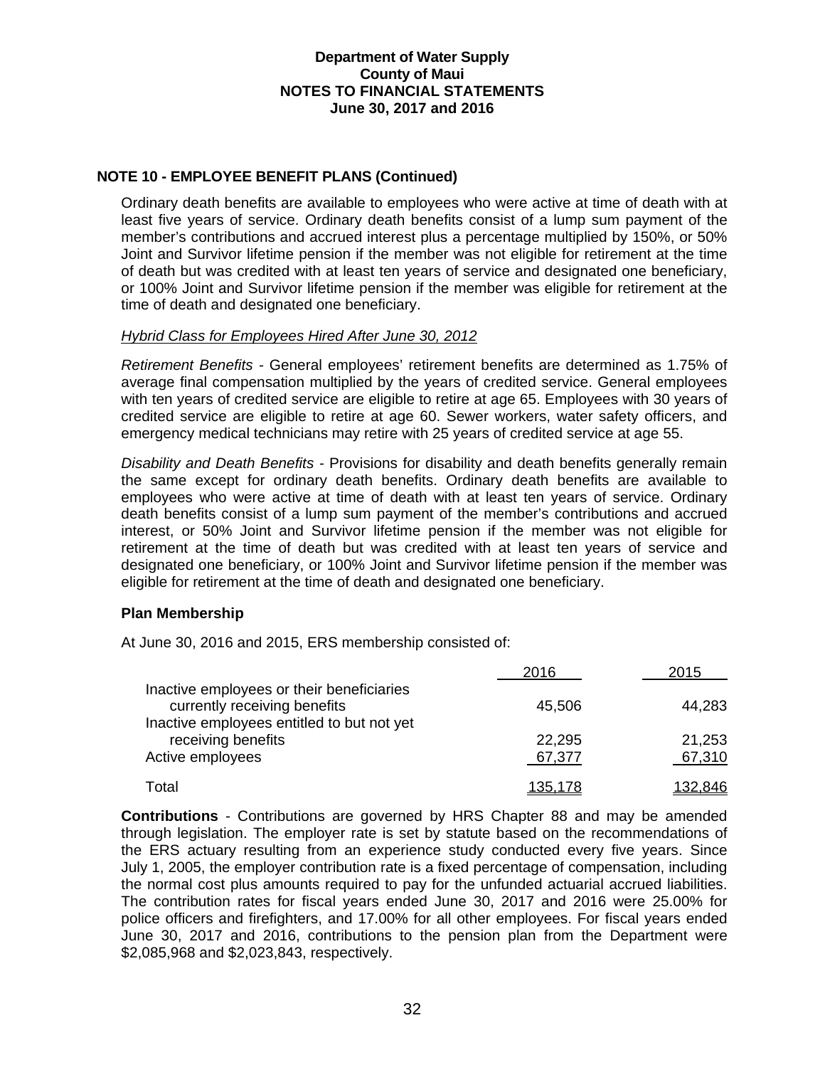## NOTE 10 - EMPLOYEE BENEFIT PLANS (Continued)

Ordinary death benefits are available to employees who were active at time of death with at least five years of service. Ordinary death benefits consist of a lump sum payment of the member's contributions and accrued interest plus a percentage multiplied by 150%, or 50% Joint and Survivor lifetime pension if the member was not eligible for retirement at the time of death but was credited with at least ten years of service and designated one beneficiary, or 100% Joint and Survivor lifetime pension if the member was eligible for retirement at the time of death and designated one beneficiary.

*Hybrid Class for Employees Hired After June 30, 2012*

*Retirement Benefits* - General employees' retirement benefits are determined as 1.75% of average final compensation multiplied by the years of credited service. General employees with ten years of credited service are eligible to retire at age 65. Employees with 30 years of credited service are eligible to retire at age 60. Sewer workers, water safety officers, and emergency medical technicians may retire with 25 years of credited service at age 55.

*Disability and Death Benefits* - Provisions for disability and death benefits generally remain the same except for ordinary death benefits. Ordinary death benefits are available to employees who were active at time of death with at least ten years of service. Ordinary death benefits consist of a lump sum payment of the member's contributions and accrued interest, or 50% Joint and Survivor lifetime pension if the member was not eligible for retirement at the time of death but was credited with at least ten years of service and designated one beneficiary, or 100% Joint and Survivor lifetime pension if the member was eligible for retirement at the time of death and designated one beneficiary.

### Plan Membership

At June 30, 2016 and 2015, ERS membership consisted of:

| | 2016 | 2015 |
|---|---|---|
| Inactive employees or their beneficiaries currently receiving benefits | 45,506 | 44,283 |
| Inactive employees entitled to but not yet receiving benefits | 22,295 | 21,253 |
| Active employees | 67,377 | 67,310 |
| Total | 135,178 | 132,846 |

**Contributions** - Contributions are governed by HRS Chapter 88 and may be amended through legislation. The employer rate is set by statute based on the recommendations of the ERS actuary resulting from an experience study conducted every five years. Since July 1, 2005, the employer contribution rate is a fixed percentage of compensation, including the normal cost plus amounts required to pay for the unfunded actuarial accrued liabilities. The contribution rates for fiscal years ended June 30, 2017 and 2016 were 25.00% for police officers and firefighters, and 17.00% for all other employees. For fiscal years ended June 30, 2017 and 2016, contributions to the pension plan from the Department were $2,085,968 and $2,023,843, respectively.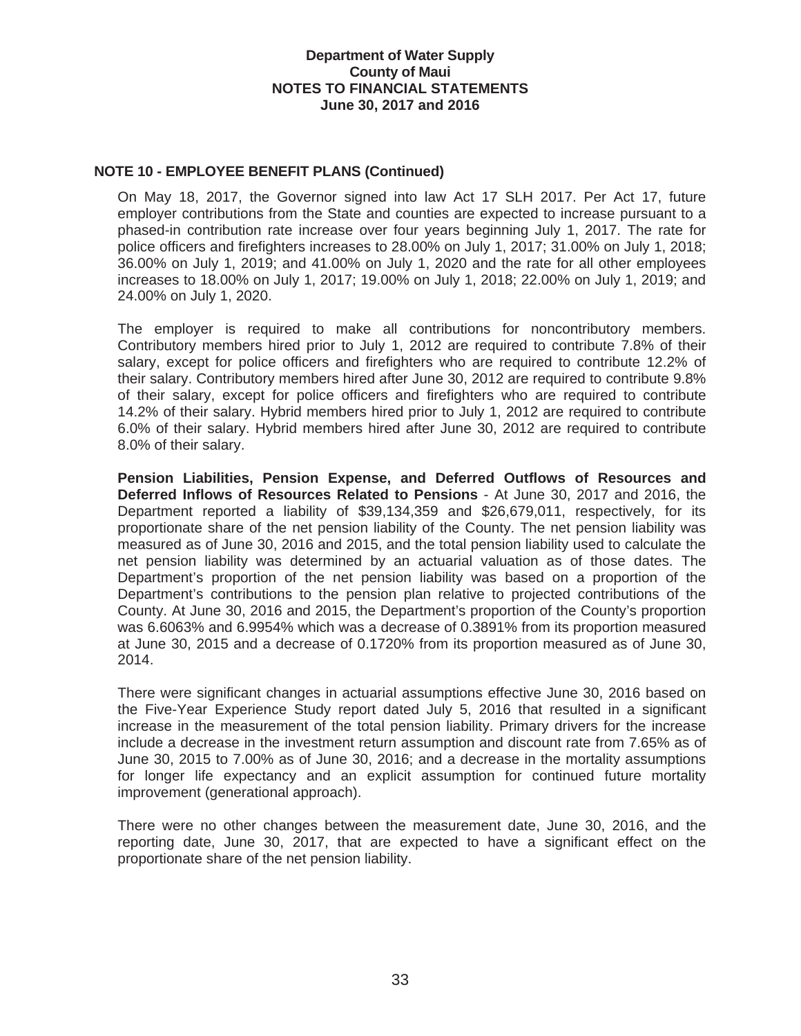## NOTE 10 - EMPLOYEE BENEFIT PLANS (Continued)

On May 18, 2017, the Governor signed into law Act 17 SLH 2017. Per Act 17, future employer contributions from the State and counties are expected to increase pursuant to a phased-in contribution rate increase over four years beginning July 1, 2017. The rate for police officers and firefighters increases to 28.00% on July 1, 2017; 31.00% on July 1, 2018; 36.00% on July 1, 2019; and 41.00% on July 1, 2020 and the rate for all other employees increases to 18.00% on July 1, 2017; 19.00% on July 1, 2018; 22.00% on July 1, 2019; and 24.00% on July 1, 2020.

The employer is required to make all contributions for noncontributory members. Contributory members hired prior to July 1, 2012 are required to contribute 7.8% of their salary, except for police officers and firefighters who are required to contribute 12.2% of their salary. Contributory members hired after June 30, 2012 are required to contribute 9.8% of their salary, except for police officers and firefighters who are required to contribute 14.2% of their salary. Hybrid members hired prior to July 1, 2012 are required to contribute 6.0% of their salary. Hybrid members hired after June 30, 2012 are required to contribute 8.0% of their salary.

**Pension Liabilities, Pension Expense, and Deferred Outflows of Resources and Deferred Inflows of Resources Related to Pensions** - At June 30, 2017 and 2016, the Department reported a liability of $39,134,359 and $26,679,011, respectively, for its proportionate share of the net pension liability of the County. The net pension liability was measured as of June 30, 2016 and 2015, and the total pension liability used to calculate the net pension liability was determined by an actuarial valuation as of those dates. The Department's proportion of the net pension liability was based on a proportion of the Department's contributions to the pension plan relative to projected contributions of the County. At June 30, 2016 and 2015, the Department's proportion of the County's proportion was 6.6063% and 6.9954% which was a decrease of 0.3891% from its proportion measured at June 30, 2015 and a decrease of 0.1720% from its proportion measured as of June 30, 2014.

There were significant changes in actuarial assumptions effective June 30, 2016 based on the Five-Year Experience Study report dated July 5, 2016 that resulted in a significant increase in the measurement of the total pension liability. Primary drivers for the increase include a decrease in the investment return assumption and discount rate from 7.65% as of June 30, 2015 to 7.00% as of June 30, 2016; and a decrease in the mortality assumptions for longer life expectancy and an explicit assumption for continued future mortality improvement (generational approach).

There were no other changes between the measurement date, June 30, 2016, and the reporting date, June 30, 2017, that are expected to have a significant effect on the proportionate share of the net pension liability.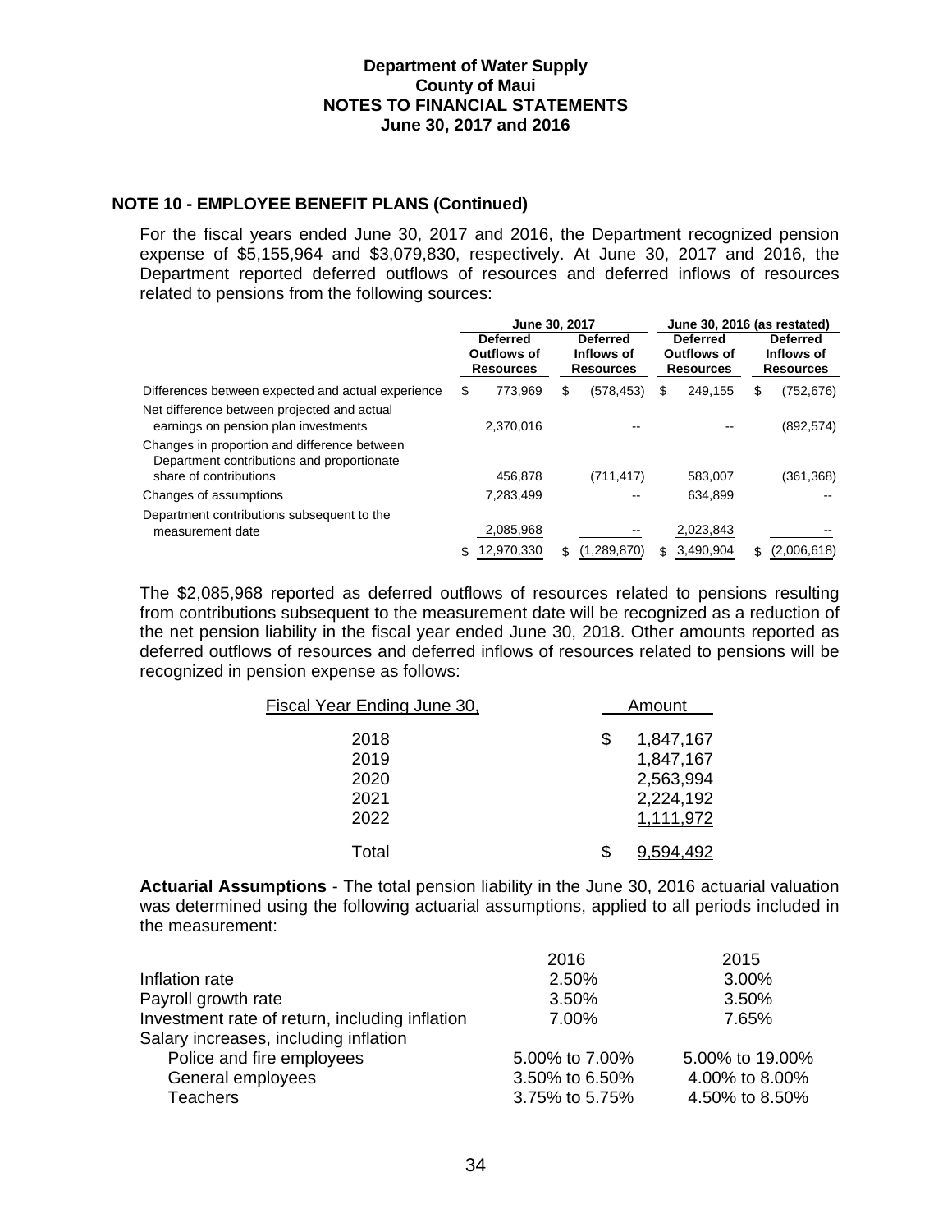**Department of Water Supply**
**County of Maui**
**NOTES TO FINANCIAL STATEMENTS**
**June 30, 2017 and 2016**

## NOTE 10 - EMPLOYEE BENEFIT PLANS (Continued)

For the fiscal years ended June 30, 2017 and 2016, the Department recognized pension expense of $5,155,964 and $3,079,830, respectively. At June 30, 2017 and 2016, the Department reported deferred outflows of resources and deferred inflows of resources related to pensions from the following sources:

| | June 30, 2017 | | June 30, 2016 (as restated) | |
|---|---|---|---|---|
| | Deferred Outflows of Resources | Deferred Inflows of Resources | Deferred Outflows of Resources | Deferred Inflows of Resources |
| Differences between expected and actual experience | $ 773,969 | $ (578,453) | $ 249,155 | $ (752,676) |
| Net difference between projected and actual earnings on pension plan investments | 2,370,016 | -- | -- | (892,574) |
| Changes in proportion and difference between Department contributions and proportionate share of contributions | 456,878 | (711,417) | 583,007 | (361,368) |
| Changes of assumptions | 7,283,499 | -- | 634,899 | -- |
| Department contributions subsequent to the measurement date | 2,085,968 | -- | 2,023,843 | -- |
| | $ 12,970,330 | $ (1,289,870) | $ 3,490,904 | $ (2,006,618) |

The $2,085,968 reported as deferred outflows of resources related to pensions resulting from contributions subsequent to the measurement date will be recognized as a reduction of the net pension liability in the fiscal year ended June 30, 2018. Other amounts reported as deferred outflows of resources and deferred inflows of resources related to pensions will be recognized in pension expense as follows:

| Fiscal Year Ending June 30, | Amount |
|---|---|
| 2018 | $ 1,847,167 |
| 2019 | 1,847,167 |
| 2020 | 2,563,994 |
| 2021 | 2,224,192 |
| 2022 | 1,111,972 |
| Total | $ 9,594,492 |

**Actuarial Assumptions** - The total pension liability in the June 30, 2016 actuarial valuation was determined using the following actuarial assumptions, applied to all periods included in the measurement:

| | 2016 | 2015 |
|---|---|---|
| Inflation rate | 2.50% | 3.00% |
| Payroll growth rate | 3.50% | 3.50% |
| Investment rate of return, including inflation | 7.00% | 7.65% |
| Salary increases, including inflation | | |
| Police and fire employees | 5.00% to 7.00% | 5.00% to 19.00% |
| General employees | 3.50% to 6.50% | 4.00% to 8.00% |
| Teachers | 3.75% to 5.75% | 4.50% to 8.50% |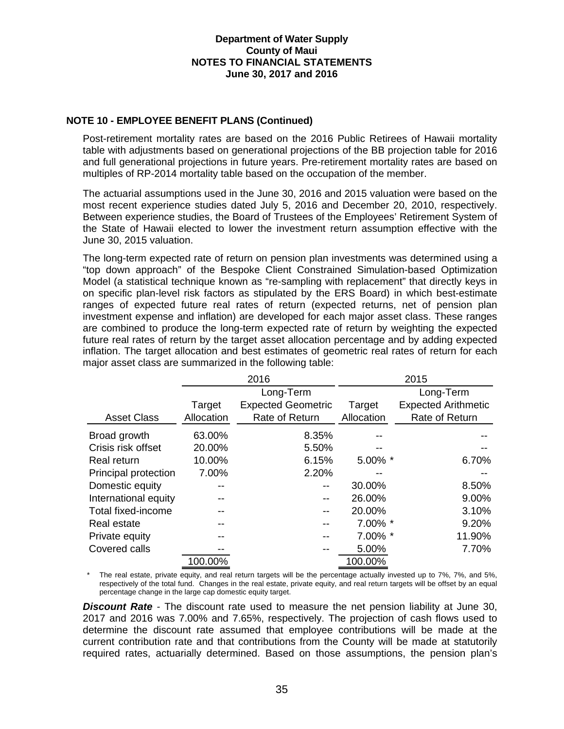**Department of Water Supply**
**County of Maui**
**NOTES TO FINANCIAL STATEMENTS**
**June 30, 2017 and 2016**

## NOTE 10 - EMPLOYEE BENEFIT PLANS (Continued)

Post-retirement mortality rates are based on the 2016 Public Retirees of Hawaii mortality table with adjustments based on generational projections of the BB projection table for 2016 and full generational projections in future years. Pre-retirement mortality rates are based on multiples of RP-2014 mortality table based on the occupation of the member.

The actuarial assumptions used in the June 30, 2016 and 2015 valuation were based on the most recent experience studies dated July 5, 2016 and December 20, 2010, respectively. Between experience studies, the Board of Trustees of the Employees' Retirement System of the State of Hawaii elected to lower the investment return assumption effective with the June 30, 2015 valuation.

The long-term expected rate of return on pension plan investments was determined using a "top down approach" of the Bespoke Client Constrained Simulation-based Optimization Model (a statistical technique known as "re-sampling with replacement" that directly keys in on specific plan-level risk factors as stipulated by the ERS Board) in which best-estimate ranges of expected future real rates of return (expected returns, net of pension plan investment expense and inflation) are developed for each major asset class. These ranges are combined to produce the long-term expected rate of return by weighting the expected future real rates of return by the target asset allocation percentage and by adding expected inflation. The target allocation and best estimates of geometric real rates of return for each major asset class are summarized in the following table:

| | 2016 | | 2015 | |
|---|---|---|---|---|
| Asset Class | Target Allocation | Long-Term Expected Geometric Rate of Return | Target Allocation | Long-Term Expected Arithmetic Rate of Return |
| Broad growth | 63.00% | 8.35% | -- | -- |
| Crisis risk offset | 20.00% | 5.50% | -- | -- |
| Real return | 10.00% | 6.15% | 5.00% * | 6.70% |
| Principal protection | 7.00% | 2.20% | -- | -- |
| Domestic equity | -- | -- | 30.00% | 8.50% |
| International equity | -- | -- | 26.00% | 9.00% |
| Total fixed-income | -- | -- | 20.00% | 3.10% |
| Real estate | -- | -- | 7.00% * | 9.20% |
| Private equity | -- | -- | 7.00% * | 11.90% |
| Covered calls | -- | -- | 5.00% | 7.70% |
| | 100.00% | | 100.00% | |

\* The real estate, private equity, and real return targets will be the percentage actually invested up to 7%, 7%, and 5%, respectively of the total fund. Changes in the real estate, private equity, and real return targets will be offset by an equal percentage change in the large cap domestic equity target.

***Discount Rate*** - The discount rate used to measure the net pension liability at June 30, 2017 and 2016 was 7.00% and 7.65%, respectively. The projection of cash flows used to determine the discount rate assumed that employee contributions will be made at the current contribution rate and that contributions from the County will be made at statutorily required rates, actuarially determined. Based on those assumptions, the pension plan's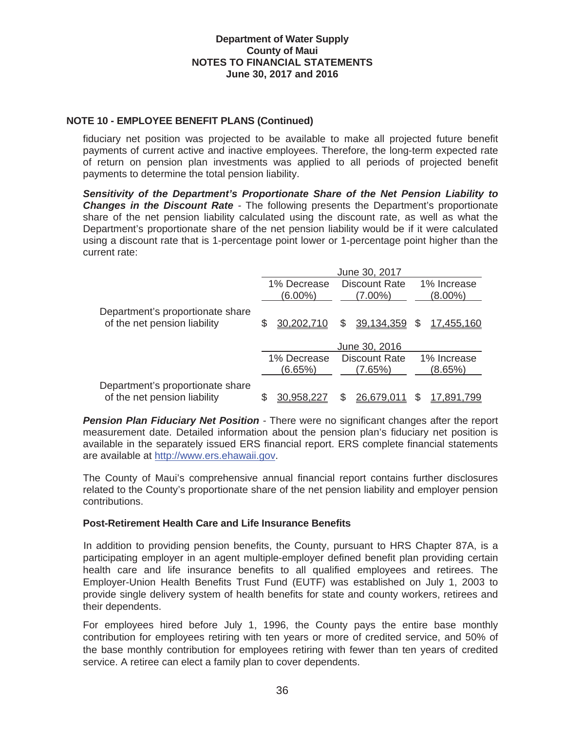## NOTE 10 - EMPLOYEE BENEFIT PLANS (Continued)

fiduciary net position was projected to be available to make all projected future benefit payments of current active and inactive employees. Therefore, the long-term expected rate of return on pension plan investments was applied to all periods of projected benefit payments to determine the total pension liability.

***Sensitivity of the Department's Proportionate Share of the Net Pension Liability to Changes in the Discount Rate*** - The following presents the Department's proportionate share of the net pension liability calculated using the discount rate, as well as what the Department's proportionate share of the net pension liability would be if it were calculated using a discount rate that is 1-percentage point lower or 1-percentage point higher than the current rate:

| | June 30, 2017 | | |
|---|---|---|---|
| | 1% Decrease (6.00%) | Discount Rate (7.00%) | 1% Increase (8.00%) |
| Department's proportionate share of the net pension liability | $ 30,202,710 | $ 39,134,359 | $ 17,455,160 |

| | June 30, 2016 | | |
|---|---|---|---|
| | 1% Decrease (6.65%) | Discount Rate (7.65%) | 1% Increase (8.65%) |
| Department's proportionate share of the net pension liability | $ 30,958,227 | $ 26,679,011 | $ 17,891,799 |

***Pension Plan Fiduciary Net Position*** - There were no significant changes after the report measurement date. Detailed information about the pension plan's fiduciary net position is available in the separately issued ERS financial report. ERS complete financial statements are available at http://www.ers.ehawaii.gov.

The County of Maui's comprehensive annual financial report contains further disclosures related to the County's proportionate share of the net pension liability and employer pension contributions.

### Post-Retirement Health Care and Life Insurance Benefits

In addition to providing pension benefits, the County, pursuant to HRS Chapter 87A, is a participating employer in an agent multiple-employer defined benefit plan providing certain health care and life insurance benefits to all qualified employees and retirees. The Employer-Union Health Benefits Trust Fund (EUTF) was established on July 1, 2003 to provide single delivery system of health benefits for state and county workers, retirees and their dependents.

For employees hired before July 1, 1996, the County pays the entire base monthly contribution for employees retiring with ten years or more of credited service, and 50% of the base monthly contribution for employees retiring with fewer than ten years of credited service. A retiree can elect a family plan to cover dependents.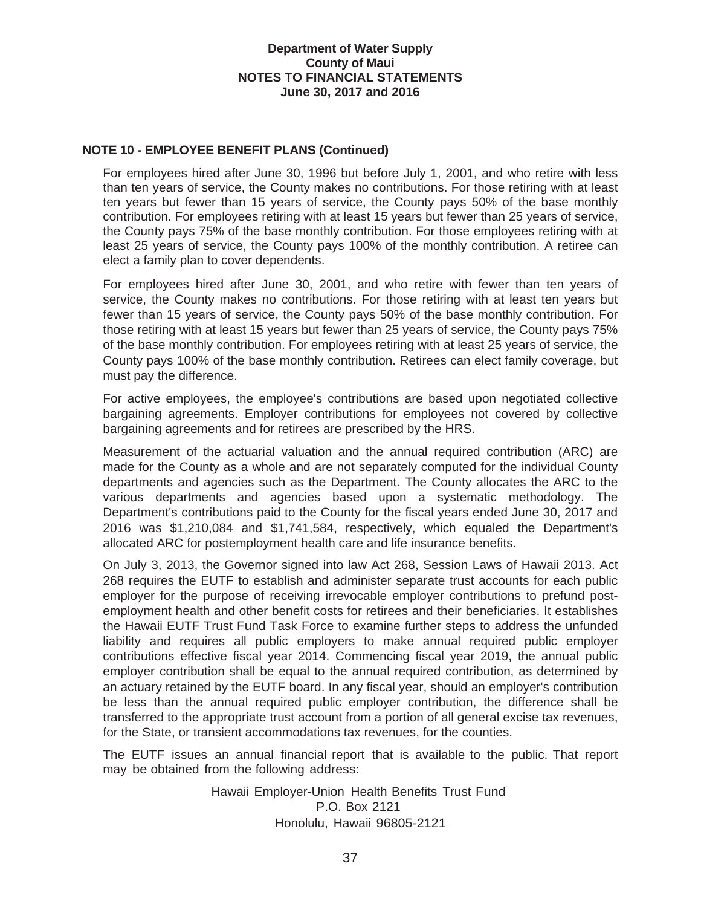**NOTE 10 - EMPLOYEE BENEFIT PLANS (Continued)**

For employees hired after June 30, 1996 but before July 1, 2001, and who retire with less than ten years of service, the County makes no contributions. For those retiring with at least ten years but fewer than 15 years of service, the County pays 50% of the base monthly contribution. For employees retiring with at least 15 years but fewer than 25 years of service, the County pays 75% of the base monthly contribution. For those employees retiring with at least 25 years of service, the County pays 100% of the monthly contribution. A retiree can elect a family plan to cover dependents.

For employees hired after June 30, 2001, and who retire with fewer than ten years of service, the County makes no contributions. For those retiring with at least ten years but fewer than 15 years of service, the County pays 50% of the base monthly contribution. For those retiring with at least 15 years but fewer than 25 years of service, the County pays 75% of the base monthly contribution. For employees retiring with at least 25 years of service, the County pays 100% of the base monthly contribution. Retirees can elect family coverage, but must pay the difference.

For active employees, the employee's contributions are based upon negotiated collective bargaining agreements. Employer contributions for employees not covered by collective bargaining agreements and for retirees are prescribed by the HRS.

Measurement of the actuarial valuation and the annual required contribution (ARC) are made for the County as a whole and are not separately computed for the individual County departments and agencies such as the Department. The County allocates the ARC to the various departments and agencies based upon a systematic methodology. The Department's contributions paid to the County for the fiscal years ended June 30, 2017 and 2016 was $1,210,084 and $1,741,584, respectively, which equaled the Department's allocated ARC for postemployment health care and life insurance benefits.

On July 3, 2013, the Governor signed into law Act 268, Session Laws of Hawaii 2013. Act 268 requires the EUTF to establish and administer separate trust accounts for each public employer for the purpose of receiving irrevocable employer contributions to prefund post-employment health and other benefit costs for retirees and their beneficiaries. It establishes the Hawaii EUTF Trust Fund Task Force to examine further steps to address the unfunded liability and requires all public employers to make annual required public employer contributions effective fiscal year 2014. Commencing fiscal year 2019, the annual public employer contribution shall be equal to the annual required contribution, as determined by an actuary retained by the EUTF board. In any fiscal year, should an employer's contribution be less than the annual required public employer contribution, the difference shall be transferred to the appropriate trust account from a portion of all general excise tax revenues, for the State, or transient accommodations tax revenues, for the counties.

The EUTF issues an annual financial report that is available to the public. That report may be obtained from the following address:

Hawaii Employer-Union Health Benefits Trust Fund
P.O. Box 2121
Honolulu, Hawaii 96805-2121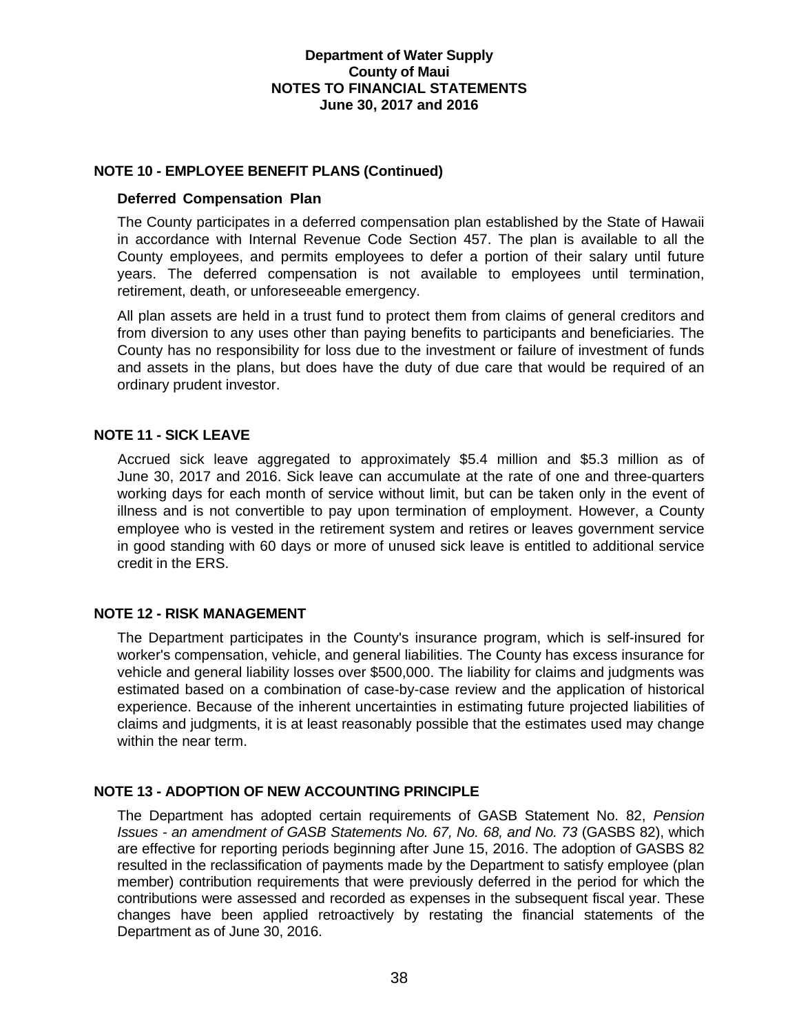## NOTE 10 - EMPLOYEE BENEFIT PLANS (Continued)

### Deferred Compensation Plan

The County participates in a deferred compensation plan established by the State of Hawaii in accordance with Internal Revenue Code Section 457. The plan is available to all the County employees, and permits employees to defer a portion of their salary until future years. The deferred compensation is not available to employees until termination, retirement, death, or unforeseeable emergency.

All plan assets are held in a trust fund to protect them from claims of general creditors and from diversion to any uses other than paying benefits to participants and beneficiaries. The County has no responsibility for loss due to the investment or failure of investment of funds and assets in the plans, but does have the duty of due care that would be required of an ordinary prudent investor.

## NOTE 11 - SICK LEAVE

Accrued sick leave aggregated to approximately $5.4 million and $5.3 million as of June 30, 2017 and 2016. Sick leave can accumulate at the rate of one and three-quarters working days for each month of service without limit, but can be taken only in the event of illness and is not convertible to pay upon termination of employment. However, a County employee who is vested in the retirement system and retires or leaves government service in good standing with 60 days or more of unused sick leave is entitled to additional service credit in the ERS.

## NOTE 12 - RISK MANAGEMENT

The Department participates in the County's insurance program, which is self-insured for worker's compensation, vehicle, and general liabilities. The County has excess insurance for vehicle and general liability losses over $500,000. The liability for claims and judgments was estimated based on a combination of case-by-case review and the application of historical experience. Because of the inherent uncertainties in estimating future projected liabilities of claims and judgments, it is at least reasonably possible that the estimates used may change within the near term.

## NOTE 13 - ADOPTION OF NEW ACCOUNTING PRINCIPLE

The Department has adopted certain requirements of GASB Statement No. 82, *Pension Issues - an amendment of GASB Statements No. 67, No. 68, and No. 73* (GASBS 82), which are effective for reporting periods beginning after June 15, 2016. The adoption of GASBS 82 resulted in the reclassification of payments made by the Department to satisfy employee (plan member) contribution requirements that were previously deferred in the period for which the contributions were assessed and recorded as expenses in the subsequent fiscal year. These changes have been applied retroactively by restating the financial statements of the Department as of June 30, 2016.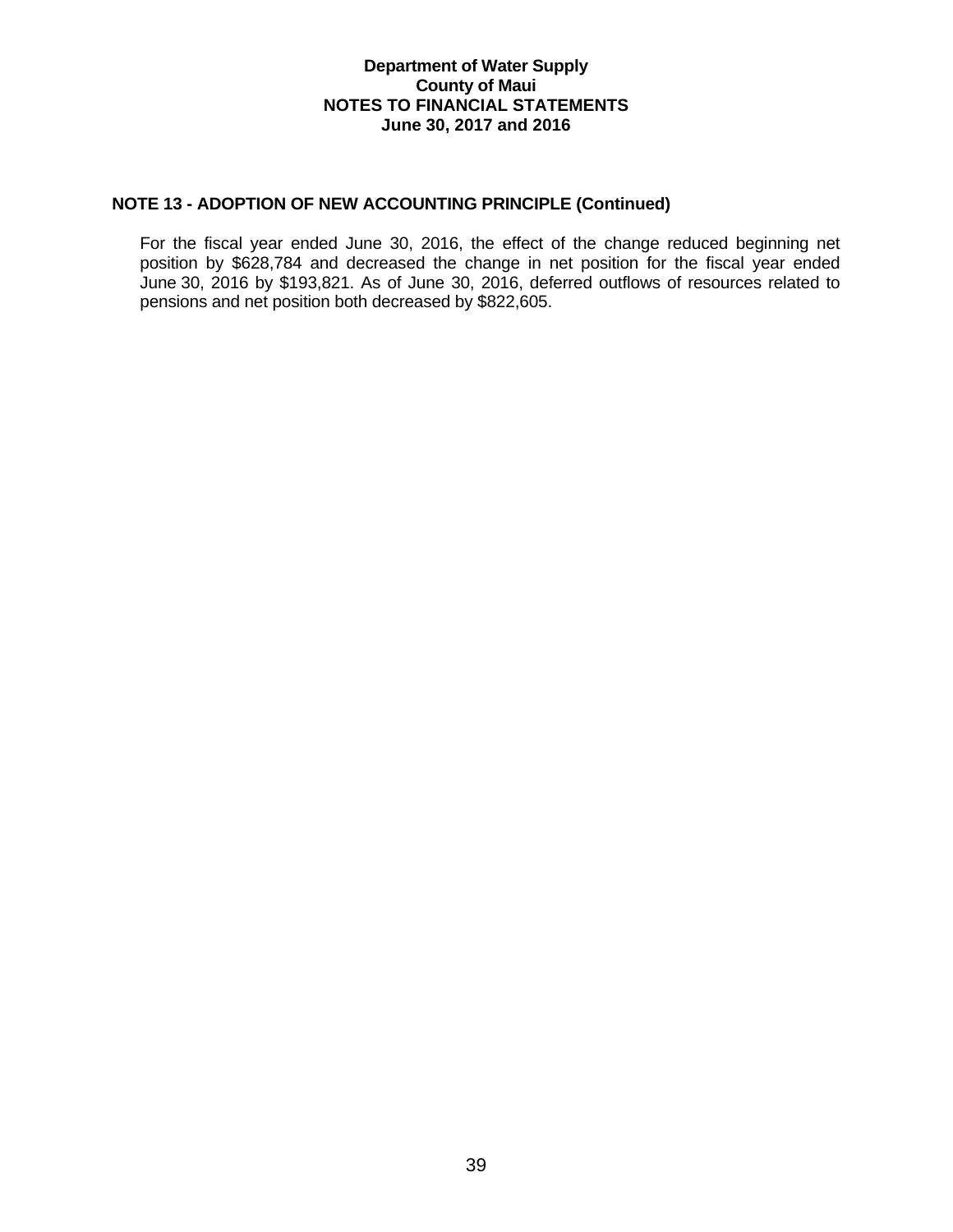## NOTE 13 - ADOPTION OF NEW ACCOUNTING PRINCIPLE (Continued)

For the fiscal year ended June 30, 2016, the effect of the change reduced beginning net position by $628,784 and decreased the change in net position for the fiscal year ended June 30, 2016 by $193,821. As of June 30, 2016, deferred outflows of resources related to pensions and net position both decreased by $822,605.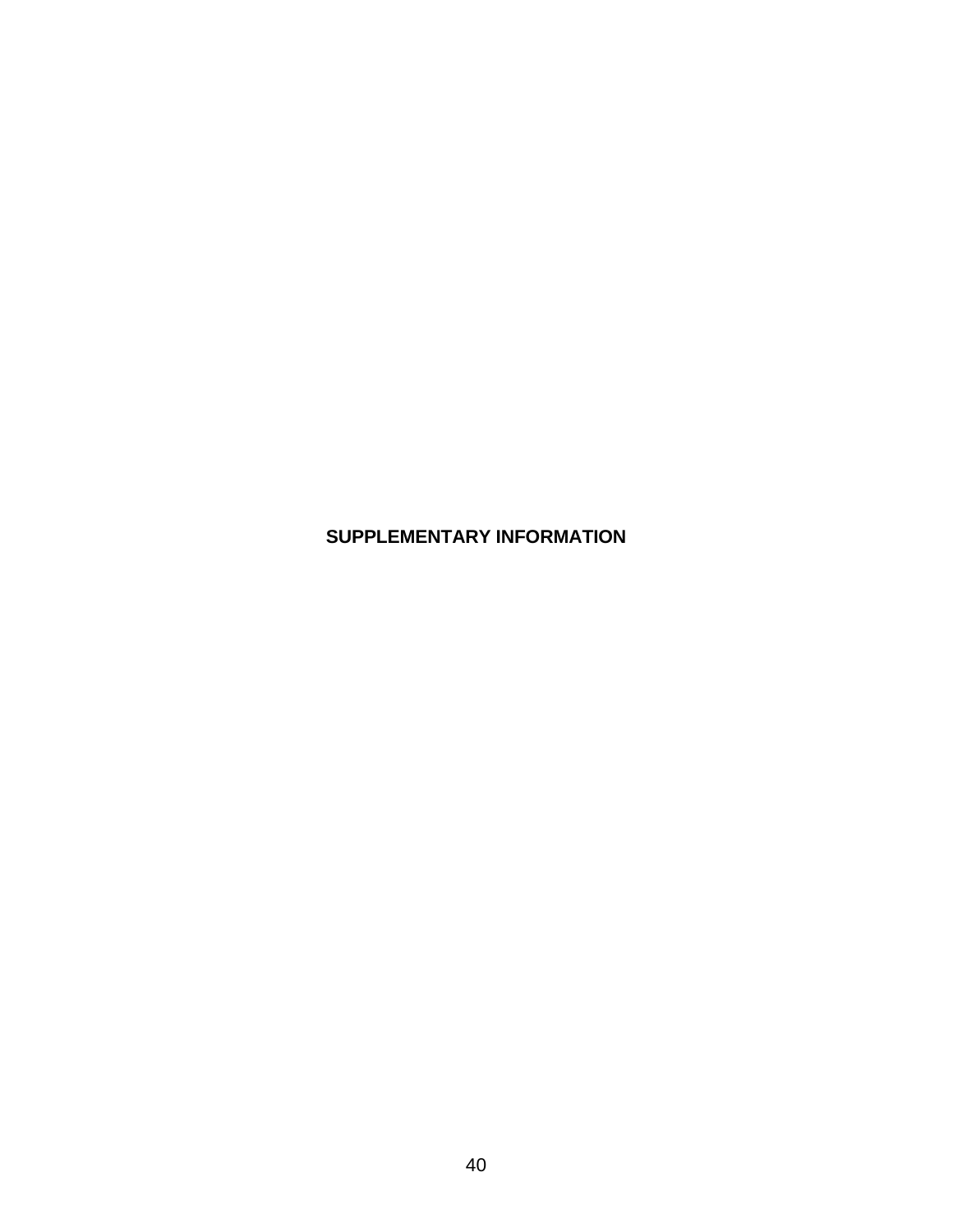# SUPPLEMENTARY INFORMATION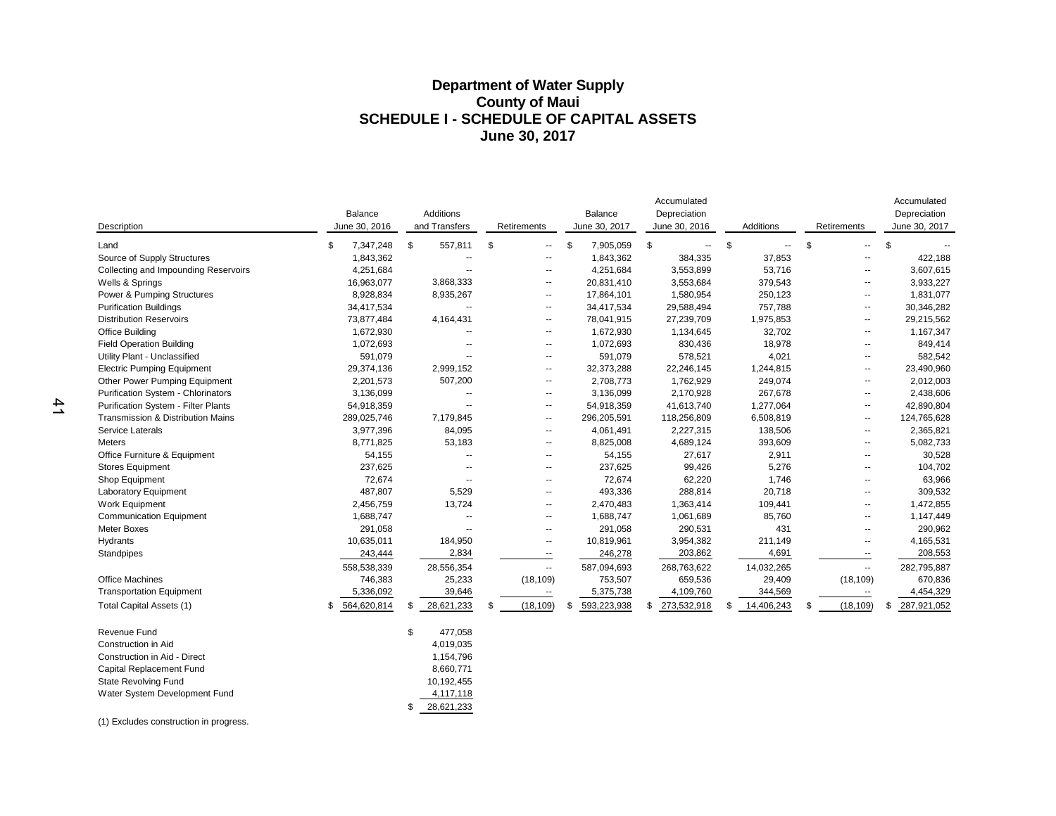# Department of Water Supply
# County of Maui
# SCHEDULE I - SCHEDULE OF CAPITAL ASSETS
# June 30, 2017

| Description | Balance June 30, 2016 | Additions and Transfers | Retirements | Balance June 30, 2017 | Accumulated Depreciation June 30, 2016 | Additions | Retirements | Accumulated Depreciation June 30, 2017 |
|---|---|---|---|---|---|---|---|---|
| Land | $ 7,347,248 | $ 557,811 | $ -- | $ 7,905,059 | $ -- | $ -- | $ -- | $ -- |
| Source of Supply Structures | 1,843,362 | -- | -- | 1,843,362 | 384,335 | 37,853 | -- | 422,188 |
| Collecting and Impounding Reservoirs | 4,251,684 | -- | -- | 4,251,684 | 3,553,899 | 53,716 | -- | 3,607,615 |
| Wells & Springs | 16,963,077 | 3,868,333 | -- | 20,831,410 | 3,553,684 | 379,543 | -- | 3,933,227 |
| Power & Pumping Structures | 8,928,834 | 8,935,267 | -- | 17,864,101 | 1,580,954 | 250,123 | -- | 1,831,077 |
| Purification Buildings | 34,417,534 | -- | -- | 34,417,534 | 29,588,494 | 757,788 | -- | 30,346,282 |
| Distribution Reservoirs | 73,877,484 | 4,164,431 | -- | 78,041,915 | 27,239,709 | 1,975,853 | -- | 29,215,562 |
| Office Building | 1,672,930 | -- | -- | 1,672,930 | 1,134,645 | 32,702 | -- | 1,167,347 |
| Field Operation Building | 1,072,693 | -- | -- | 1,072,693 | 830,436 | 18,978 | -- | 849,414 |
| Utility Plant - Unclassified | 591,079 | -- | -- | 591,079 | 578,521 | 4,021 | -- | 582,542 |
| Electric Pumping Equipment | 29,374,136 | 2,999,152 | -- | 32,373,288 | 22,246,145 | 1,244,815 | -- | 23,490,960 |
| Other Power Pumping Equipment | 2,201,573 | 507,200 | -- | 2,708,773 | 1,762,929 | 249,074 | -- | 2,012,003 |
| Purification System - Chlorinators | 3,136,099 | -- | -- | 3,136,099 | 2,170,928 | 267,678 | -- | 2,438,606 |
| Purification System - Filter Plants | 54,918,359 | -- | -- | 54,918,359 | 41,613,740 | 1,277,064 | -- | 42,890,804 |
| Transmission & Distribution Mains | 289,025,746 | 7,179,845 | -- | 296,205,591 | 118,256,809 | 6,508,819 | -- | 124,765,628 |
| Service Laterals | 3,977,396 | 84,095 | -- | 4,061,491 | 2,227,315 | 138,506 | -- | 2,365,821 |
| Meters | 8,771,825 | 53,183 | -- | 8,825,008 | 4,689,124 | 393,609 | -- | 5,082,733 |
| Office Furniture & Equipment | 54,155 | -- | -- | 54,155 | 27,617 | 2,911 | -- | 30,528 |
| Stores Equipment | 237,625 | -- | -- | 237,625 | 99,426 | 5,276 | -- | 104,702 |
| Shop Equipment | 72,674 | -- | -- | 72,674 | 62,220 | 1,746 | -- | 63,966 |
| Laboratory Equipment | 487,807 | 5,529 | -- | 493,336 | 288,814 | 20,718 | -- | 309,532 |
| Work Equipment | 2,456,759 | 13,724 | -- | 2,470,483 | 1,363,414 | 109,441 | -- | 1,472,855 |
| Communication Equipment | 1,688,747 | -- | -- | 1,688,747 | 1,061,689 | 85,760 | -- | 1,147,449 |
| Meter Boxes | 291,058 | -- | -- | 291,058 | 290,531 | 431 | -- | 290,962 |
| Hydrants | 10,635,011 | 184,950 | -- | 10,819,961 | 3,954,382 | 211,149 | -- | 4,165,531 |
| Standpipes | 243,444 | 2,834 | -- | 246,278 | 203,862 | 4,691 | -- | 208,553 |
| | 558,538,339 | 28,556,354 | -- | 587,094,693 | 268,763,622 | 14,032,265 | -- | 282,795,887 |
| Office Machines | 746,383 | 25,233 | (18,109) | 753,507 | 659,536 | 29,409 | (18,109) | 670,836 |
| Transportation Equipment | 5,336,092 | 39,646 | -- | 5,375,738 | 4,109,760 | 344,569 | -- | 4,454,329 |
| Total Capital Assets (1) | $ 564,620,814 | $ 28,621,233 | $ (18,109) | $ 593,223,938 | $ 273,532,918 | $ 14,406,243 | $ (18,109) | $ 287,921,052 |

| | |
|---|---|
| Revenue Fund | $ 477,058 |
| Construction in Aid | 4,019,035 |
| Construction in Aid - Direct | 1,154,796 |
| Capital Replacement Fund | 8,660,771 |
| State Revolving Fund | 10,192,455 |
| Water System Development Fund | 4,117,118 |
| | $ 28,621,233 |

(1) Excludes construction in progress.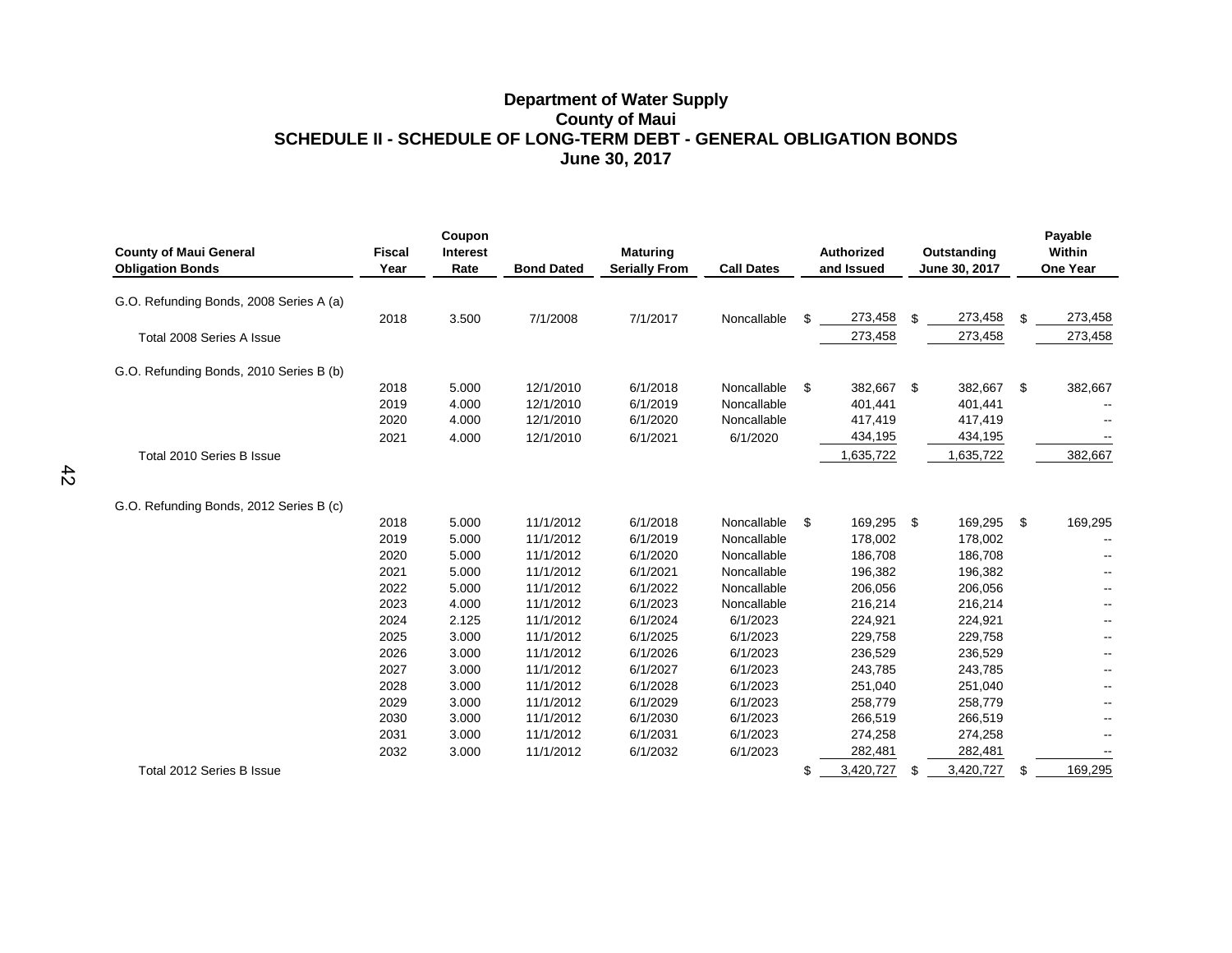# Department of Water Supply
## County of Maui
## SCHEDULE II - SCHEDULE OF LONG-TERM DEBT - GENERAL OBLIGATION BONDS
## June 30, 2017

| County of Maui General Obligation Bonds | Fiscal Year | Coupon Interest Rate | Bond Dated | Maturing Serially From | Call Dates | Authorized and Issued | Outstanding June 30, 2017 | Payable Within One Year |
|---|---|---|---|---|---|---|---|---|
| G.O. Refunding Bonds, 2008 Series A (a) | | | | | | | | |
| | 2018 | 3.500 | 7/1/2008 | 7/1/2017 | Noncallable | $ 273,458 | $ 273,458 | $ 273,458 |
| Total 2008 Series A Issue | | | | | | 273,458 | 273,458 | 273,458 |
| G.O. Refunding Bonds, 2010 Series B (b) | | | | | | | | |
| | 2018 | 5.000 | 12/1/2010 | 6/1/2018 | Noncallable | $ 382,667 | $ 382,667 | $ 382,667 |
| | 2019 | 4.000 | 12/1/2010 | 6/1/2019 | Noncallable | 401,441 | 401,441 | -- |
| | 2020 | 4.000 | 12/1/2010 | 6/1/2020 | Noncallable | 417,419 | 417,419 | -- |
| | 2021 | 4.000 | 12/1/2010 | 6/1/2021 | 6/1/2020 | 434,195 | 434,195 | -- |
| Total 2010 Series B Issue | | | | | | 1,635,722 | 1,635,722 | 382,667 |
| G.O. Refunding Bonds, 2012 Series B (c) | | | | | | | | |
| | 2018 | 5.000 | 11/1/2012 | 6/1/2018 | Noncallable | $ 169,295 | $ 169,295 | $ 169,295 |
| | 2019 | 5.000 | 11/1/2012 | 6/1/2019 | Noncallable | 178,002 | 178,002 | -- |
| | 2020 | 5.000 | 11/1/2012 | 6/1/2020 | Noncallable | 186,708 | 186,708 | -- |
| | 2021 | 5.000 | 11/1/2012 | 6/1/2021 | Noncallable | 196,382 | 196,382 | -- |
| | 2022 | 5.000 | 11/1/2012 | 6/1/2022 | Noncallable | 206,056 | 206,056 | -- |
| | 2023 | 4.000 | 11/1/2012 | 6/1/2023 | Noncallable | 216,214 | 216,214 | -- |
| | 2024 | 2.125 | 11/1/2012 | 6/1/2024 | 6/1/2023 | 224,921 | 224,921 | -- |
| | 2025 | 3.000 | 11/1/2012 | 6/1/2025 | 6/1/2023 | 229,758 | 229,758 | -- |
| | 2026 | 3.000 | 11/1/2012 | 6/1/2026 | 6/1/2023 | 236,529 | 236,529 | -- |
| | 2027 | 3.000 | 11/1/2012 | 6/1/2027 | 6/1/2023 | 243,785 | 243,785 | -- |
| | 2028 | 3.000 | 11/1/2012 | 6/1/2028 | 6/1/2023 | 251,040 | 251,040 | -- |
| | 2029 | 3.000 | 11/1/2012 | 6/1/2029 | 6/1/2023 | 258,779 | 258,779 | -- |
| | 2030 | 3.000 | 11/1/2012 | 6/1/2030 | 6/1/2023 | 266,519 | 266,519 | -- |
| | 2031 | 3.000 | 11/1/2012 | 6/1/2031 | 6/1/2023 | 274,258 | 274,258 | -- |
| | 2032 | 3.000 | 11/1/2012 | 6/1/2032 | 6/1/2023 | 282,481 | 282,481 | -- |
| Total 2012 Series B Issue | | | | | | $ 3,420,727 | $ 3,420,727 | $ 169,295 |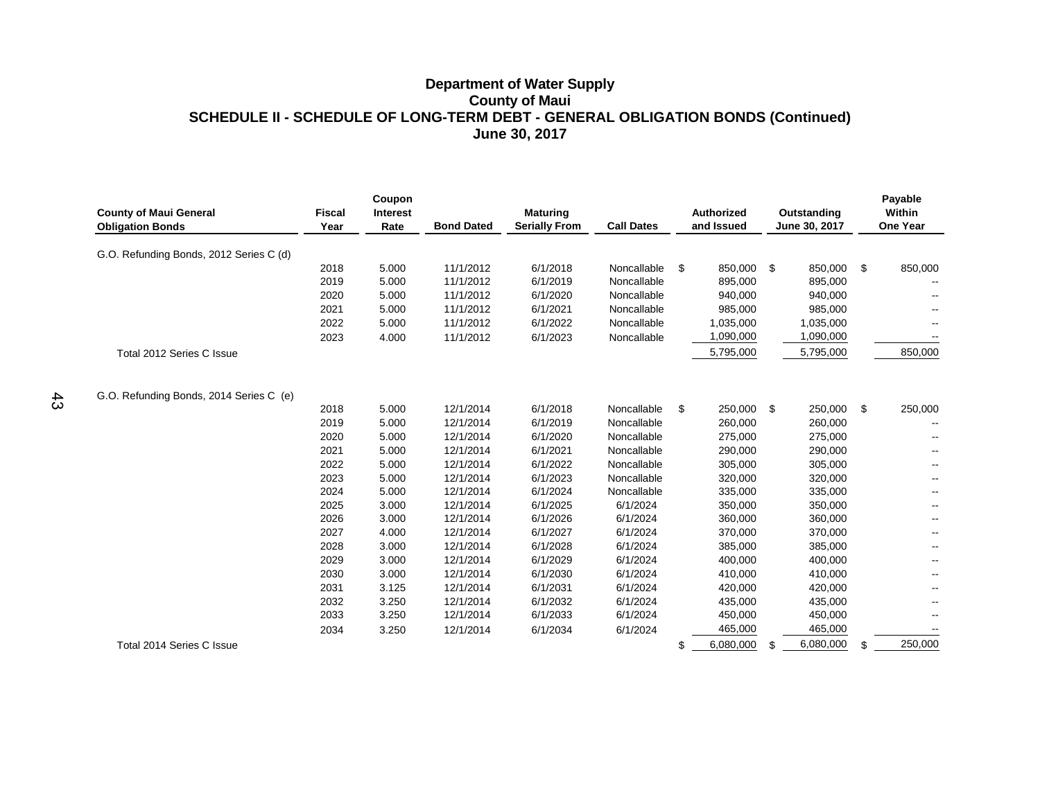# Department of Water Supply
## County of Maui
## SCHEDULE II - SCHEDULE OF LONG-TERM DEBT - GENERAL OBLIGATION BONDS (Continued)
## June 30, 2017

| County of Maui General Obligation Bonds | Fiscal Year | Coupon Interest Rate | Bond Dated | Maturing Serially From | Call Dates | Authorized and Issued | Outstanding June 30, 2017 | Payable Within One Year |
|---|---|---|---|---|---|---|---|---|
| G.O. Refunding Bonds, 2012 Series C (d) | | | | | | | | |
| | 2018 | 5.000 | 11/1/2012 | 6/1/2018 | Noncallable | $ 850,000 | $ 850,000 | $ 850,000 |
| | 2019 | 5.000 | 11/1/2012 | 6/1/2019 | Noncallable | 895,000 | 895,000 | -- |
| | 2020 | 5.000 | 11/1/2012 | 6/1/2020 | Noncallable | 940,000 | 940,000 | -- |
| | 2021 | 5.000 | 11/1/2012 | 6/1/2021 | Noncallable | 985,000 | 985,000 | -- |
| | 2022 | 5.000 | 11/1/2012 | 6/1/2022 | Noncallable | 1,035,000 | 1,035,000 | -- |
| | 2023 | 4.000 | 11/1/2012 | 6/1/2023 | Noncallable | 1,090,000 | 1,090,000 | -- |
| Total 2012 Series C Issue | | | | | | 5,795,000 | 5,795,000 | 850,000 |
| G.O. Refunding Bonds, 2014 Series C (e) | | | | | | | | |
| | 2018 | 5.000 | 12/1/2014 | 6/1/2018 | Noncallable | $ 250,000 | $ 250,000 | $ 250,000 |
| | 2019 | 5.000 | 12/1/2014 | 6/1/2019 | Noncallable | 260,000 | 260,000 | -- |
| | 2020 | 5.000 | 12/1/2014 | 6/1/2020 | Noncallable | 275,000 | 275,000 | -- |
| | 2021 | 5.000 | 12/1/2014 | 6/1/2021 | Noncallable | 290,000 | 290,000 | -- |
| | 2022 | 5.000 | 12/1/2014 | 6/1/2022 | Noncallable | 305,000 | 305,000 | -- |
| | 2023 | 5.000 | 12/1/2014 | 6/1/2023 | Noncallable | 320,000 | 320,000 | -- |
| | 2024 | 5.000 | 12/1/2014 | 6/1/2024 | Noncallable | 335,000 | 335,000 | -- |
| | 2025 | 3.000 | 12/1/2014 | 6/1/2025 | 6/1/2024 | 350,000 | 350,000 | -- |
| | 2026 | 3.000 | 12/1/2014 | 6/1/2026 | 6/1/2024 | 360,000 | 360,000 | -- |
| | 2027 | 4.000 | 12/1/2014 | 6/1/2027 | 6/1/2024 | 370,000 | 370,000 | -- |
| | 2028 | 3.000 | 12/1/2014 | 6/1/2028 | 6/1/2024 | 385,000 | 385,000 | -- |
| | 2029 | 3.000 | 12/1/2014 | 6/1/2029 | 6/1/2024 | 400,000 | 400,000 | -- |
| | 2030 | 3.000 | 12/1/2014 | 6/1/2030 | 6/1/2024 | 410,000 | 410,000 | -- |
| | 2031 | 3.125 | 12/1/2014 | 6/1/2031 | 6/1/2024 | 420,000 | 420,000 | -- |
| | 2032 | 3.250 | 12/1/2014 | 6/1/2032 | 6/1/2024 | 435,000 | 435,000 | -- |
| | 2033 | 3.250 | 12/1/2014 | 6/1/2033 | 6/1/2024 | 450,000 | 450,000 | -- |
| | 2034 | 3.250 | 12/1/2014 | 6/1/2034 | 6/1/2024 | 465,000 | 465,000 | -- |
| Total 2014 Series C Issue | | | | | | $ 6,080,000 | $ 6,080,000 | $ 250,000 |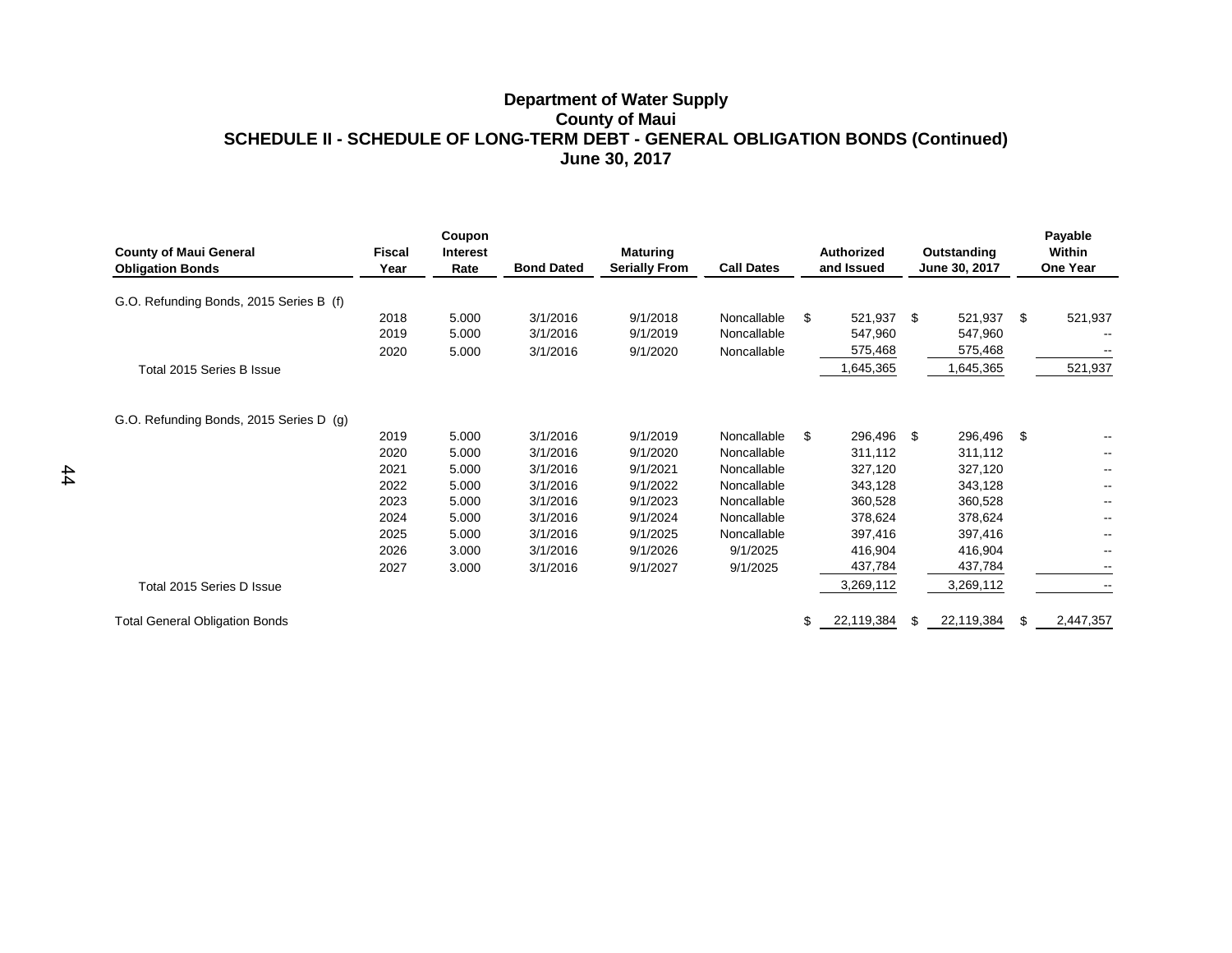# Department of Water Supply
## County of Maui
## SCHEDULE II - SCHEDULE OF LONG-TERM DEBT - GENERAL OBLIGATION BONDS (Continued)
## June 30, 2017

| County of Maui General Obligation Bonds | Fiscal Year | Coupon Interest Rate | Bond Dated | Maturing Serially From | Call Dates | Authorized and Issued | Outstanding June 30, 2017 | Payable Within One Year |
|---|---|---|---|---|---|---|---|---|
| G.O. Refunding Bonds, 2015 Series B (f) | | | | | | | | |
| | 2018 | 5.000 | 3/1/2016 | 9/1/2018 | Noncallable | $ 521,937 | $ 521,937 | $ 521,937 |
| | 2019 | 5.000 | 3/1/2016 | 9/1/2019 | Noncallable | 547,960 | 547,960 | -- |
| | 2020 | 5.000 | 3/1/2016 | 9/1/2020 | Noncallable | 575,468 | 575,468 | -- |
| Total 2015 Series B Issue | | | | | | 1,645,365 | 1,645,365 | 521,937 |
| G.O. Refunding Bonds, 2015 Series D (g) | | | | | | | | |
| | 2019 | 5.000 | 3/1/2016 | 9/1/2019 | Noncallable | $ 296,496 | $ 296,496 | $ -- |
| | 2020 | 5.000 | 3/1/2016 | 9/1/2020 | Noncallable | 311,112 | 311,112 | -- |
| | 2021 | 5.000 | 3/1/2016 | 9/1/2021 | Noncallable | 327,120 | 327,120 | -- |
| | 2022 | 5.000 | 3/1/2016 | 9/1/2022 | Noncallable | 343,128 | 343,128 | -- |
| | 2023 | 5.000 | 3/1/2016 | 9/1/2023 | Noncallable | 360,528 | 360,528 | -- |
| | 2024 | 5.000 | 3/1/2016 | 9/1/2024 | Noncallable | 378,624 | 378,624 | -- |
| | 2025 | 5.000 | 3/1/2016 | 9/1/2025 | Noncallable | 397,416 | 397,416 | -- |
| | 2026 | 3.000 | 3/1/2016 | 9/1/2026 | 9/1/2025 | 416,904 | 416,904 | -- |
| | 2027 | 3.000 | 3/1/2016 | 9/1/2027 | 9/1/2025 | 437,784 | 437,784 | -- |
| Total 2015 Series D Issue | | | | | | 3,269,112 | 3,269,112 | -- |
| Total General Obligation Bonds | | | | | | $ 22,119,384 | $ 22,119,384 | $ 2,447,357 |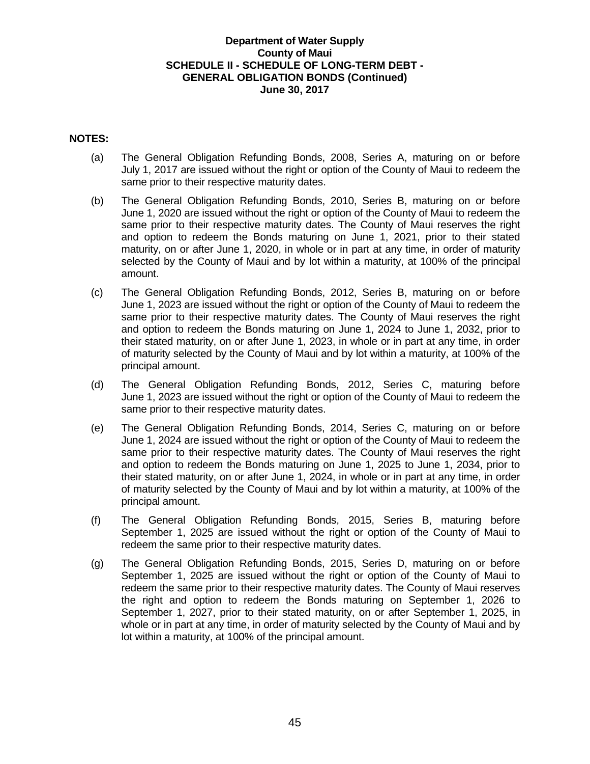**Department of Water Supply**
**County of Maui**
**SCHEDULE II - SCHEDULE OF LONG-TERM DEBT -**
**GENERAL OBLIGATION BONDS (Continued)**
**June 30, 2017**

**NOTES:**

(a) The General Obligation Refunding Bonds, 2008, Series A, maturing on or before July 1, 2017 are issued without the right or option of the County of Maui to redeem the same prior to their respective maturity dates.

(b) The General Obligation Refunding Bonds, 2010, Series B, maturing on or before June 1, 2020 are issued without the right or option of the County of Maui to redeem the same prior to their respective maturity dates. The County of Maui reserves the right and option to redeem the Bonds maturing on June 1, 2021, prior to their stated maturity, on or after June 1, 2020, in whole or in part at any time, in order of maturity selected by the County of Maui and by lot within a maturity, at 100% of the principal amount.

(c) The General Obligation Refunding Bonds, 2012, Series B, maturing on or before June 1, 2023 are issued without the right or option of the County of Maui to redeem the same prior to their respective maturity dates. The County of Maui reserves the right and option to redeem the Bonds maturing on June 1, 2024 to June 1, 2032, prior to their stated maturity, on or after June 1, 2023, in whole or in part at any time, in order of maturity selected by the County of Maui and by lot within a maturity, at 100% of the principal amount.

(d) The General Obligation Refunding Bonds, 2012, Series C, maturing before June 1, 2023 are issued without the right or option of the County of Maui to redeem the same prior to their respective maturity dates.

(e) The General Obligation Refunding Bonds, 2014, Series C, maturing on or before June 1, 2024 are issued without the right or option of the County of Maui to redeem the same prior to their respective maturity dates. The County of Maui reserves the right and option to redeem the Bonds maturing on June 1, 2025 to June 1, 2034, prior to their stated maturity, on or after June 1, 2024, in whole or in part at any time, in order of maturity selected by the County of Maui and by lot within a maturity, at 100% of the principal amount.

(f) The General Obligation Refunding Bonds, 2015, Series B, maturing before September 1, 2025 are issued without the right or option of the County of Maui to redeem the same prior to their respective maturity dates.

(g) The General Obligation Refunding Bonds, 2015, Series D, maturing on or before September 1, 2025 are issued without the right or option of the County of Maui to redeem the same prior to their respective maturity dates. The County of Maui reserves the right and option to redeem the Bonds maturing on September 1, 2026 to September 1, 2027, prior to their stated maturity, on or after September 1, 2025, in whole or in part at any time, in order of maturity selected by the County of Maui and by lot within a maturity, at 100% of the principal amount.